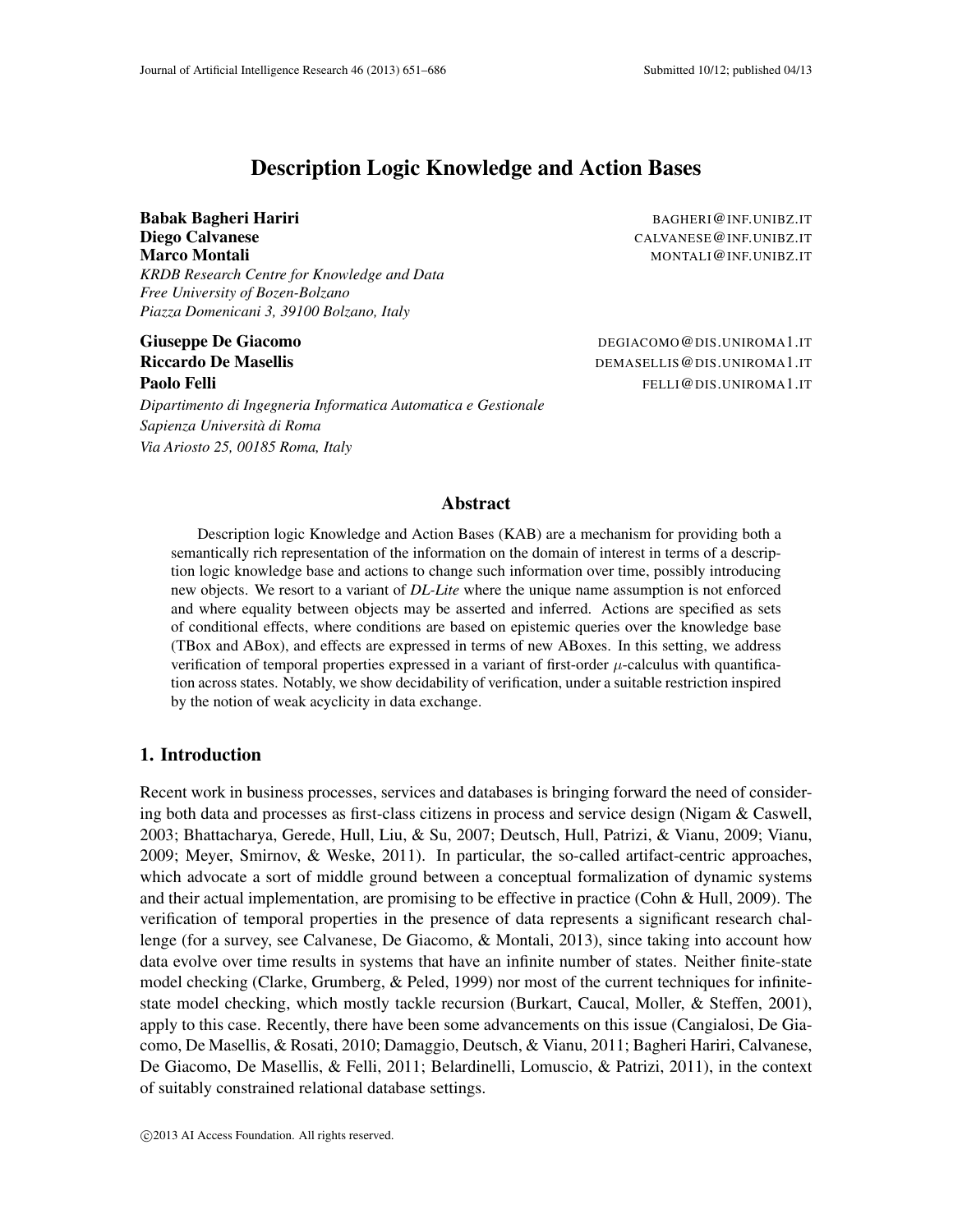# Description Logic Knowledge and Action Bases

**Babak Bagheri Hariri** BAGHERI@INF.UNIBZ.IT
**Diego Calvanese** CALVANESE@INF.UNIBZ.IT
**Marco Montali** MONTALI@INF.UNIBZ.IT
*KRDB Research Centre for Knowledge and Data*
*Free University of Bozen-Bolzano*
*Piazza Domenicani 3, 39100 Bolzano, Italy*

**Giuseppe De Giacomo** DEGIACOMO@DIS.UNIROMA1.IT
**Riccardo De Masellis** DEMASELLIS@DIS.UNIROMA1.IT
**Paolo Felli** FELLI@DIS.UNIROMA1.IT
*Dipartimento di Ingegneria Informatica Automatica e Gestionale*
*Sapienza Università di Roma*
*Via Ariosto 25, 00185 Roma, Italy*

## Abstract

Description logic Knowledge and Action Bases (KAB) are a mechanism for providing both a semantically rich representation of the information on the domain of interest in terms of a description logic knowledge base and actions to change such information over time, possibly introducing new objects. We resort to a variant of *DL-Lite* where the unique name assumption is not enforced and where equality between objects may be asserted and inferred. Actions are specified as sets of conditional effects, where conditions are based on epistemic queries over the knowledge base (TBox and ABox), and effects are expressed in terms of new ABoxes. In this setting, we address verification of temporal properties expressed in a variant of first-order $\mu$-calculus with quantification across states. Notably, we show decidability of verification, under a suitable restriction inspired by the notion of weak acyclicity in data exchange.

## 1. Introduction

Recent work in business processes, services and databases is bringing forward the need of considering both data and processes as first-class citizens in process and service design (Nigam & Caswell, 2003; Bhattacharya, Gerede, Hull, Liu, & Su, 2007; Deutsch, Hull, Patrizi, & Vianu, 2009; Vianu, 2009; Meyer, Smirnov, & Weske, 2011). In particular, the so-called artifact-centric approaches, which advocate a sort of middle ground between a conceptual formalization of dynamic systems and their actual implementation, are promising to be effective in practice (Cohn & Hull, 2009). The verification of temporal properties in the presence of data represents a significant research challenge (for a survey, see Calvanese, De Giacomo, & Montali, 2013), since taking into account how data evolve over time results in systems that have an infinite number of states. Neither finite-state model checking (Clarke, Grumberg, & Peled, 1999) nor most of the current techniques for infinite-state model checking, which mostly tackle recursion (Burkart, Caucal, Moller, & Steffen, 2001), apply to this case. Recently, there have been some advancements on this issue (Cangialosi, De Giacomo, De Masellis, & Rosati, 2010; Damaggio, Deutsch, & Vianu, 2011; Bagheri Hariri, Calvanese, De Giacomo, De Masellis, & Felli, 2011; Belardinelli, Lomuscio, & Patrizi, 2011), in the context of suitably constrained relational database settings.

©2013 AI Access Foundation. All rights reserved.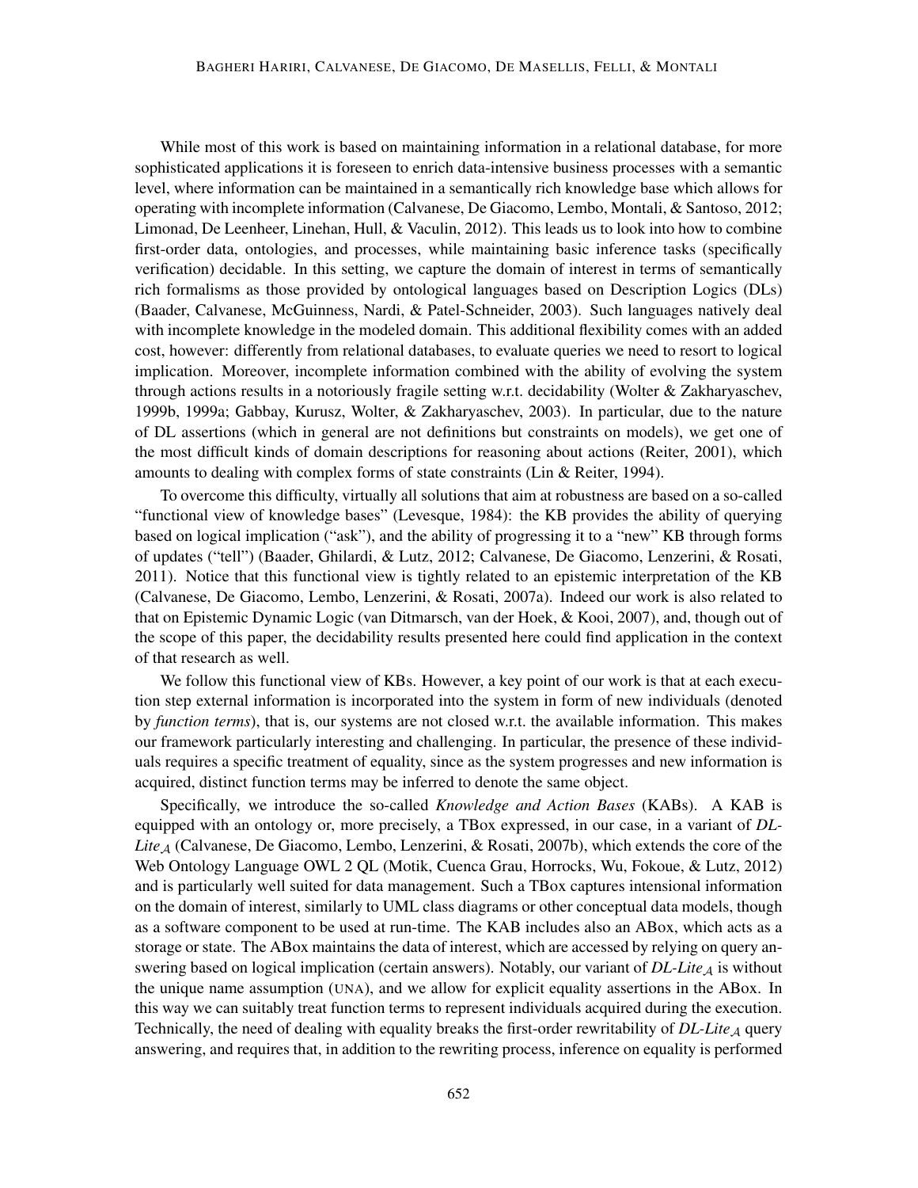While most of this work is based on maintaining information in a relational database, for more sophisticated applications it is foreseen to enrich data-intensive business processes with a semantic level, where information can be maintained in a semantically rich knowledge base which allows for operating with incomplete information (Calvanese, De Giacomo, Lembo, Montali, & Santoso, 2012; Limonad, De Leenheer, Linehan, Hull, & Vaculin, 2012). This leads us to look into how to combine first-order data, ontologies, and processes, while maintaining basic inference tasks (specifically verification) decidable. In this setting, we capture the domain of interest in terms of semantically rich formalisms as those provided by ontological languages based on Description Logics (DLs) (Baader, Calvanese, McGuinness, Nardi, & Patel-Schneider, 2003). Such languages natively deal with incomplete knowledge in the modeled domain. This additional flexibility comes with an added cost, however: differently from relational databases, to evaluate queries we need to resort to logical implication. Moreover, incomplete information combined with the ability of evolving the system through actions results in a notoriously fragile setting w.r.t. decidability (Wolter & Zakharyaschev, 1999b, 1999a; Gabbay, Kurusz, Wolter, & Zakharyaschev, 2003). In particular, due to the nature of DL assertions (which in general are not definitions but constraints on models), we get one of the most difficult kinds of domain descriptions for reasoning about actions (Reiter, 2001), which amounts to dealing with complex forms of state constraints (Lin & Reiter, 1994).

To overcome this difficulty, virtually all solutions that aim at robustness are based on a so-called "functional view of knowledge bases" (Levesque, 1984): the KB provides the ability of querying based on logical implication ("ask"), and the ability of progressing it to a "new" KB through forms of updates ("tell") (Baader, Ghilardi, & Lutz, 2012; Calvanese, De Giacomo, Lenzerini, & Rosati, 2011). Notice that this functional view is tightly related to an epistemic interpretation of the KB (Calvanese, De Giacomo, Lembo, Lenzerini, & Rosati, 2007a). Indeed our work is also related to that on Epistemic Dynamic Logic (van Ditmarsch, van der Hoek, & Kooi, 2007), and, though out of the scope of this paper, the decidability results presented here could find application in the context of that research as well.

We follow this functional view of KBs. However, a key point of our work is that at each execution step external information is incorporated into the system in form of new individuals (denoted by *function terms*), that is, our systems are not closed w.r.t. the available information. This makes our framework particularly interesting and challenging. In particular, the presence of these individuals requires a specific treatment of equality, since as the system progresses and new information is acquired, distinct function terms may be inferred to denote the same object.

Specifically, we introduce the so-called *Knowledge and Action Bases* (KABs). A KAB is equipped with an ontology or, more precisely, a TBox expressed, in our case, in a variant of *DL-Lite*$_{\mathcal{A}}$ (Calvanese, De Giacomo, Lembo, Lenzerini, & Rosati, 2007b), which extends the core of the Web Ontology Language OWL 2 QL (Motik, Cuenca Grau, Horrocks, Wu, Fokoue, & Lutz, 2012) and is particularly well suited for data management. Such a TBox captures intensional information on the domain of interest, similarly to UML class diagrams or other conceptual data models, though as a software component to be used at run-time. The KAB includes also an ABox, which acts as a storage or state. The ABox maintains the data of interest, which are accessed by relying on query answering based on logical implication (certain answers). Notably, our variant of *DL-Lite*$_{\mathcal{A}}$ is without the unique name assumption (UNA), and we allow for explicit equality assertions in the ABox. In this way we can suitably treat function terms to represent individuals acquired during the execution. Technically, the need of dealing with equality breaks the first-order rewritability of *DL-Lite*$_{\mathcal{A}}$ query answering, and requires that, in addition to the rewriting process, inference on equality is performed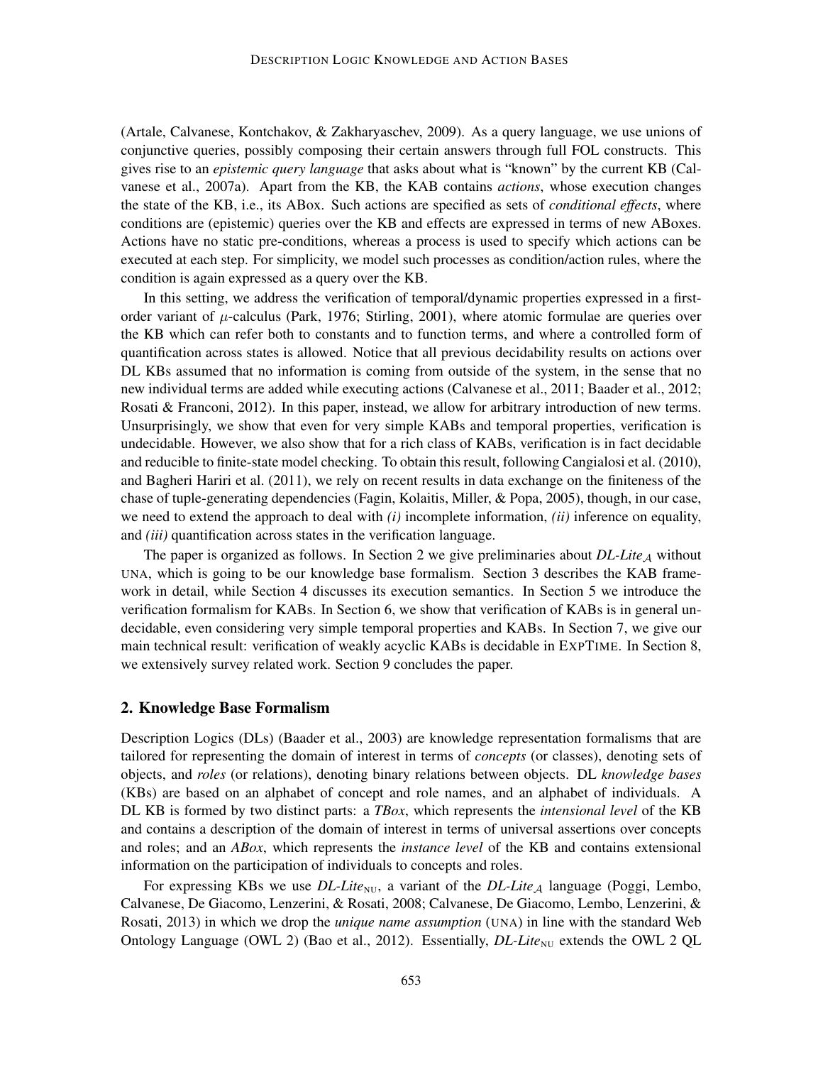(Artale, Calvanese, Kontchakov, & Zakharyaschev, 2009). As a query language, we use unions of conjunctive queries, possibly composing their certain answers through full FOL constructs. This gives rise to an *epistemic query language* that asks about what is "known" by the current KB (Calvanese et al., 2007a). Apart from the KB, the KAB contains *actions*, whose execution changes the state of the KB, i.e., its ABox. Such actions are specified as sets of *conditional effects*, where conditions are (epistemic) queries over the KB and effects are expressed in terms of new ABoxes. Actions have no static pre-conditions, whereas a process is used to specify which actions can be executed at each step. For simplicity, we model such processes as condition/action rules, where the condition is again expressed as a query over the KB.

In this setting, we address the verification of temporal/dynamic properties expressed in a first-order variant of $\mu$-calculus (Park, 1976; Stirling, 2001), where atomic formulae are queries over the KB which can refer both to constants and to function terms, and where a controlled form of quantification across states is allowed. Notice that all previous decidability results on actions over DL KBs assumed that no information is coming from outside of the system, in the sense that no new individual terms are added while executing actions (Calvanese et al., 2011; Baader et al., 2012; Rosati & Franconi, 2012). In this paper, instead, we allow for arbitrary introduction of new terms. Unsurprisingly, we show that even for very simple KABs and temporal properties, verification is undecidable. However, we also show that for a rich class of KABs, verification is in fact decidable and reducible to finite-state model checking. To obtain this result, following Cangialosi et al. (2010), and Bagheri Hariri et al. (2011), we rely on recent results in data exchange on the finiteness of the chase of tuple-generating dependencies (Fagin, Kolaitis, Miller, & Popa, 2005), though, in our case, we need to extend the approach to deal with *(i)* incomplete information, *(ii)* inference on equality, and *(iii)* quantification across states in the verification language.

The paper is organized as follows. In Section 2 we give preliminaries about *DL-Lite*$_\mathcal{A}$ without UNA, which is going to be our knowledge base formalism. Section 3 describes the KAB framework in detail, while Section 4 discusses its execution semantics. In Section 5 we introduce the verification formalism for KABs. In Section 6, we show that verification of KABs is in general undecidable, even considering very simple temporal properties and KABs. In Section 7, we give our main technical result: verification of weakly acyclic KABs is decidable in EXPTIME. In Section 8, we extensively survey related work. Section 9 concludes the paper.

## 2. Knowledge Base Formalism

Description Logics (DLs) (Baader et al., 2003) are knowledge representation formalisms that are tailored for representing the domain of interest in terms of *concepts* (or classes), denoting sets of objects, and *roles* (or relations), denoting binary relations between objects. DL *knowledge bases* (KBs) are based on an alphabet of concept and role names, and an alphabet of individuals. A DL KB is formed by two distinct parts: a *TBox*, which represents the *intensional level* of the KB and contains a description of the domain of interest in terms of universal assertions over concepts and roles; and an *ABox*, which represents the *instance level* of the KB and contains extensional information on the participation of individuals to concepts and roles.

For expressing KBs we use *DL-Lite*$_{\text{NU}}$, a variant of the *DL-Lite*$_\mathcal{A}$ language (Poggi, Lembo, Calvanese, De Giacomo, Lenzerini, & Rosati, 2008; Calvanese, De Giacomo, Lembo, Lenzerini, & Rosati, 2013) in which we drop the *unique name assumption* (UNA) in line with the standard Web Ontology Language (OWL 2) (Bao et al., 2012). Essentially, *DL-Lite*$_{\text{NU}}$ extends the OWL 2 QL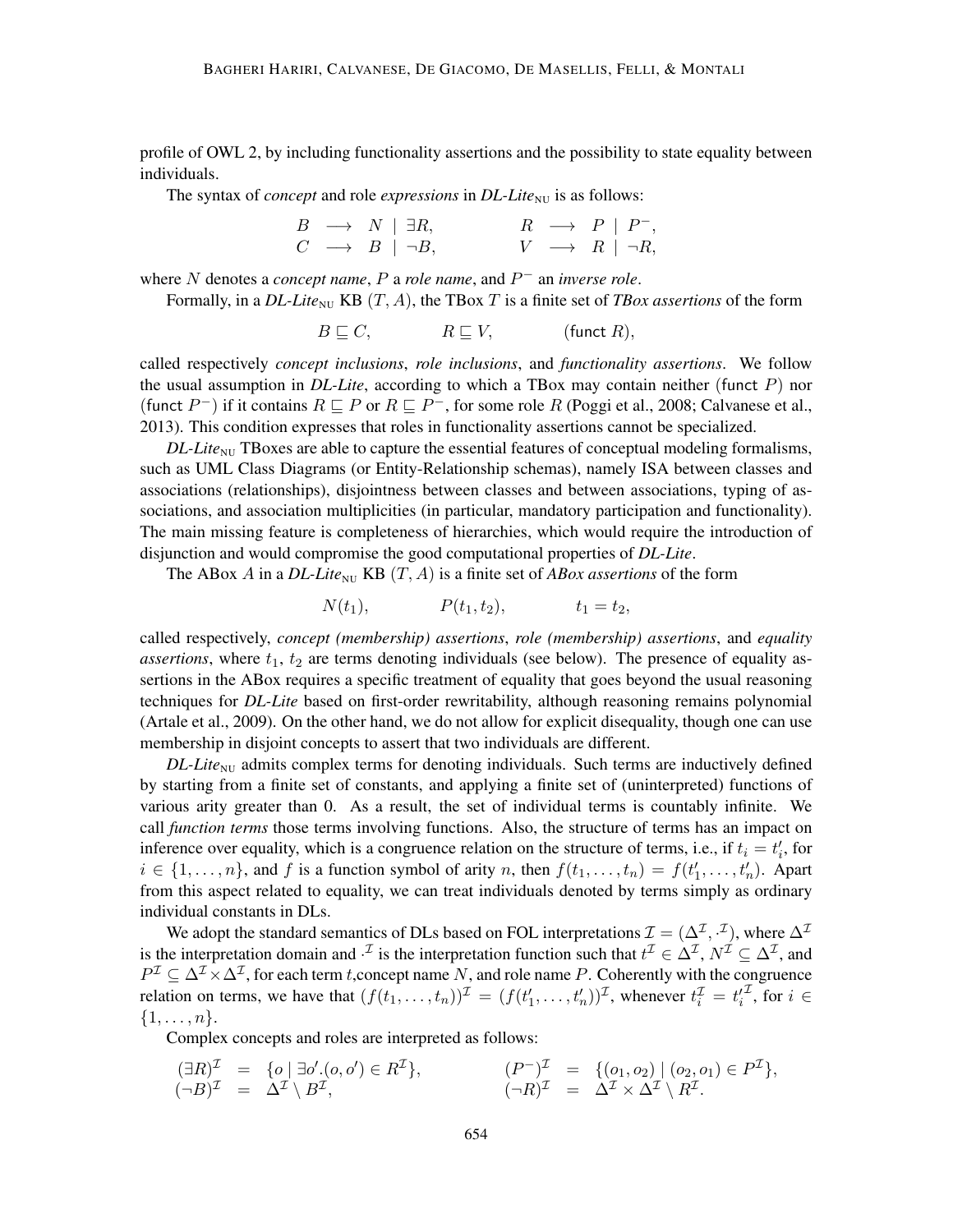profile of OWL 2, by including functionality assertions and the possibility to state equality between individuals.

The syntax of *concept* and role *expressions* in *DL-Lite*$_{\text{NU}}$ is as follows:

$$
\begin{array}{rclcrcl}
B & \longrightarrow & N \mid \exists R, & \qquad & R & \longrightarrow & P \mid P^-, \\
C & \longrightarrow & B \mid \neg B, & \qquad & V & \longrightarrow & R \mid \neg R,
\end{array}
$$

where $N$ denotes a *concept name*, $P$ a *role name*, and $P^-$ an *inverse role*.

Formally, in a *DL-Lite*$_{\text{NU}}$ KB $(T, A)$, the TBox $T$ is a finite set of *TBox assertions* of the form

$$
B \sqsubseteq C, \qquad R \sqsubseteq V, \qquad (\mathsf{funct}\ R),
$$

called respectively *concept inclusions*, *role inclusions*, and *functionality assertions*. We follow the usual assumption in *DL-Lite*, according to which a TBox may contain neither $(\mathsf{funct}\ P)$ nor $(\mathsf{funct}\ P^-)$ if it contains $R \sqsubseteq P$ or $R \sqsubseteq P^-$, for some role $R$ (Poggi et al., 2008; Calvanese et al., 2013). This condition expresses that roles in functionality assertions cannot be specialized.

*DL-Lite*$_{\text{NU}}$ TBoxes are able to capture the essential features of conceptual modeling formalisms, such as UML Class Diagrams (or Entity-Relationship schemas), namely ISA between classes and associations (relationships), disjointness between classes and between associations, typing of associations, and association multiplicities (in particular, mandatory participation and functionality). The main missing feature is completeness of hierarchies, which would require the introduction of disjunction and would compromise the good computational properties of *DL-Lite*.

The ABox $A$ in a *DL-Lite*$_{\text{NU}}$ KB $(T, A)$ is a finite set of *ABox assertions* of the form

$$
N(t_1), \qquad P(t_1, t_2), \qquad t_1 = t_2,
$$

called respectively, *concept (membership) assertions*, *role (membership) assertions*, and *equality assertions*, where $t_1$, $t_2$ are terms denoting individuals (see below). The presence of equality assertions in the ABox requires a specific treatment of equality that goes beyond the usual reasoning techniques for *DL-Lite* based on first-order rewritability, although reasoning remains polynomial (Artale et al., 2009). On the other hand, we do not allow for explicit disequality, though one can use membership in disjoint concepts to assert that two individuals are different.

*DL-Lite*$_{\text{NU}}$ admits complex terms for denoting individuals. Such terms are inductively defined by starting from a finite set of constants, and applying a finite set of (uninterpreted) functions of various arity greater than 0. As a result, the set of individual terms is countably infinite. We call *function terms* those terms involving functions. Also, the structure of terms has an impact on inference over equality, which is a congruence relation on the structure of terms, i.e., if $t_i = t'_i$, for $i \in \{1, \ldots, n\}$, and $f$ is a function symbol of arity $n$, then $f(t_1, \ldots, t_n) = f(t'_1, \ldots, t'_n)$. Apart from this aspect related to equality, we can treat individuals denoted by terms simply as ordinary individual constants in DLs.

We adopt the standard semantics of DLs based on FOL interpretations $\mathcal{I} = (\Delta^\mathcal{I}, \cdot^\mathcal{I})$, where $\Delta^\mathcal{I}$ is the interpretation domain and $\cdot^\mathcal{I}$ is the interpretation function such that $t^\mathcal{I} \in \Delta^\mathcal{I}$, $N^\mathcal{I} \subseteq \Delta^\mathcal{I}$, and $P^\mathcal{I} \subseteq \Delta^\mathcal{I} \times \Delta^\mathcal{I}$, for each term $t$,concept name $N$, and role name $P$. Coherently with the congruence relation on terms, we have that $(f(t_1, \ldots, t_n))^\mathcal{I} = (f(t'_1, \ldots, t'_n))^\mathcal{I}$, whenever $t_i^\mathcal{I} = {t'_i}^\mathcal{I}$, for $i \in \{1, \ldots, n\}$.

Complex concepts and roles are interpreted as follows:

$$
\begin{array}{rclcrcl}
(\exists R)^\mathcal{I} & = & \{o \mid \exists o'.(o, o') \in R^\mathcal{I}\}, & \qquad & (P^-)^\mathcal{I} & = & \{(o_1, o_2) \mid (o_2, o_1) \in P^\mathcal{I}\}, \\
(\neg B)^\mathcal{I} & = & \Delta^\mathcal{I} \setminus B^\mathcal{I}, & \qquad & (\neg R)^\mathcal{I} & = & \Delta^\mathcal{I} \times \Delta^\mathcal{I} \setminus R^\mathcal{I}.
\end{array}
$$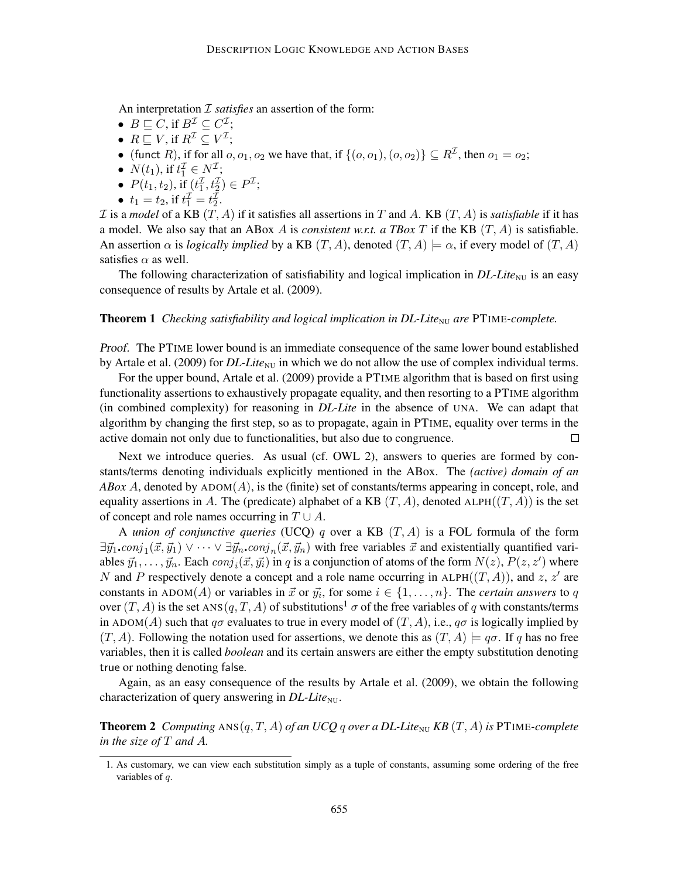An interpretation $\mathcal{I}$ *satisfies* an assertion of the form:

- $B \sqsubseteq C$, if $B^{\mathcal{I}} \subseteq C^{\mathcal{I}}$;
- $R \sqsubseteq V$, if $R^{\mathcal{I}} \subseteq V^{\mathcal{I}}$;
- $(\mathsf{funct}\ R)$, if for all $o, o_1, o_2$ we have that, if $\{(o, o_1), (o, o_2)\} \subseteq R^{\mathcal{I}}$, then $o_1 = o_2$;
- $N(t_1)$, if $t_1^{\mathcal{I}} \in N^{\mathcal{I}}$;
- $P(t_1, t_2)$, if $(t_1^{\mathcal{I}}, t_2^{\mathcal{I}}) \in P^{\mathcal{I}}$;
- $t_1 = t_2$, if $t_1^{\mathcal{I}} = t_2^{\mathcal{I}}$.

$\mathcal{I}$ is a *model* of a KB $(T, A)$ if it satisfies all assertions in $T$ and $A$. KB $(T, A)$ is *satisfiable* if it has a model. We also say that an ABox $A$ is *consistent w.r.t. a TBox* $T$ if the KB $(T, A)$ is satisfiable. An assertion $\alpha$ is *logically implied* by a KB $(T, A)$, denoted $(T, A) \models \alpha$, if every model of $(T, A)$ satisfies $\alpha$ as well.

The following characterization of satisfiability and logical implication in *DL-Lite*$_{\text{NU}}$ is an easy consequence of results by Artale et al. (2009).

**Theorem 1** *Checking satisfiability and logical implication in DL-Lite*$_{\text{NU}}$ *are* PTIME*-complete.*

*Proof.* The PTIME lower bound is an immediate consequence of the same lower bound established by Artale et al. (2009) for *DL-Lite*$_{\text{NU}}$ in which we do not allow the use of complex individual terms.

For the upper bound, Artale et al. (2009) provide a PTIME algorithm that is based on first using functionality assertions to exhaustively propagate equality, and then resorting to a PTIME algorithm (in combined complexity) for reasoning in *DL-Lite* in the absence of UNA. We can adapt that algorithm by changing the first step, so as to propagate, again in PTIME, equality over terms in the active domain not only due to functionalities, but also due to congruence. $\square$

Next we introduce queries. As usual (cf. OWL 2), answers to queries are formed by constants/terms denoting individuals explicitly mentioned in the ABox. The *(active) domain of an ABox* $A$, denoted by $\text{ADOM}(A)$, is the (finite) set of constants/terms appearing in concept, role, and equality assertions in $A$. The (predicate) alphabet of a KB $(T, A)$, denoted $\text{ALPH}((T, A))$ is the set of concept and role names occurring in $T \cup A$.

A *union of conjunctive queries* (UCQ) $q$ over a KB $(T, A)$ is a FOL formula of the form $\exists \vec{y}_1.conj_1(\vec{x}, \vec{y}_1) \vee \cdots \vee \exists \vec{y}_n.conj_n(\vec{x}, \vec{y}_n)$ with free variables $\vec{x}$ and existentially quantified variables $\vec{y}_1, \ldots, \vec{y}_n$. Each $conj_i(\vec{x}, \vec{y_i})$ in $q$ is a conjunction of atoms of the form $N(z)$, $P(z, z')$ where $N$ and $P$ respectively denote a concept and a role name occurring in $\text{ALPH}((T, A))$, and $z$, $z'$ are constants in $\text{ADOM}(A)$ or variables in $\vec{x}$ or $\vec{y_i}$, for some $i \in \{1, \ldots, n\}$. The *certain answers* to $q$ over $(T, A)$ is the set $\text{ANS}(q, T, A)$ of substitutions[1] $\sigma$ of the free variables of $q$ with constants/terms in $\text{ADOM}(A)$ such that $q\sigma$ evaluates to true in every model of $(T, A)$, i.e., $q\sigma$ is logically implied by $(T, A)$. Following the notation used for assertions, we denote this as $(T, A) \models q\sigma$. If $q$ has no free variables, then it is called *boolean* and its certain answers are either the empty substitution denoting $\mathsf{true}$ or nothing denoting $\mathsf{false}$.

Again, as an easy consequence of the results by Artale et al. (2009), we obtain the following characterization of query answering in *DL-Lite*$_{\text{NU}}$.

**Theorem 2** *Computing* $\text{ANS}(q, T, A)$ *of an UCQ* $q$ *over a DL-Lite*$_{\text{NU}}$ *KB* $(T, A)$ *is* PTIME*-complete in the size of* $T$ *and* $A$*.*

---

1. As customary, we can view each substitution simply as a tuple of constants, assuming some ordering of the free variables of $q$.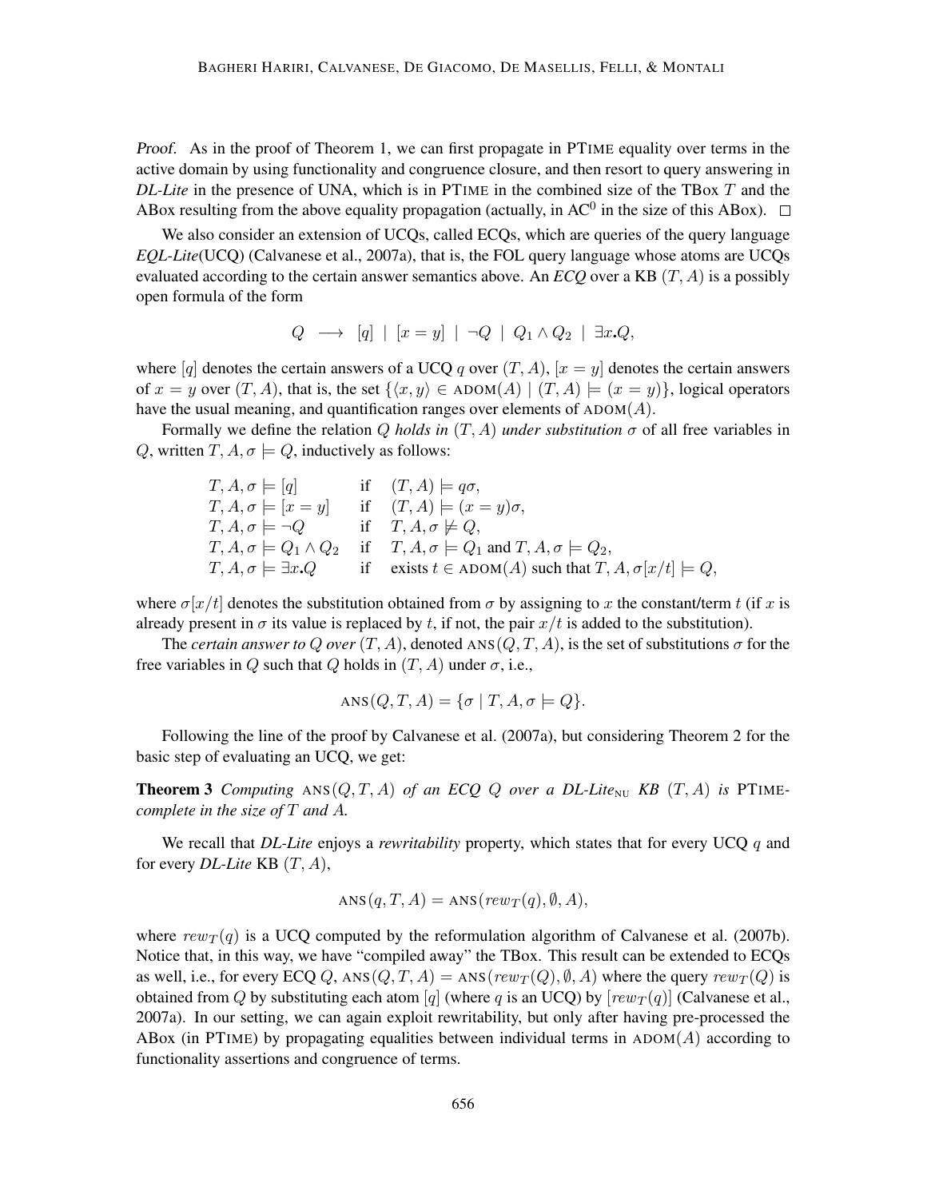*Proof.* As in the proof of Theorem 1, we can first propagate in PTIME equality over terms in the active domain by using functionality and congruence closure, and then resort to query answering in *DL-Lite* in the presence of UNA, which is in PTIME in the combined size of the TBox $T$ and the ABox resulting from the above equality propagation (actually, in $AC^0$ in the size of this ABox). $\square$

We also consider an extension of UCQs, called ECQs, which are queries of the query language *EQL-Lite*(UCQ) (Calvanese et al., 2007a), that is, the FOL query language whose atoms are UCQs evaluated according to the certain answer semantics above. An *ECQ* over a KB $(T, A)$ is a possibly open formula of the form

$$Q \longrightarrow [q] \mid [x = y] \mid \neg Q \mid Q_1 \wedge Q_2 \mid \exists x.Q,$$

where $[q]$ denotes the certain answers of a UCQ $q$ over $(T, A)$, $[x = y]$ denotes the certain answers of $x = y$ over $(T, A)$, that is, the set $\{\langle x, y\rangle \in \text{ADOM}(A) \mid (T, A) \models (x = y)\}$, logical operators have the usual meaning, and quantification ranges over elements of $\text{ADOM}(A)$.

Formally we define the relation $Q$ *holds in* $(T, A)$ *under substitution* $\sigma$ of all free variables in $Q$, written $T, A, \sigma \models Q$, inductively as follows:

$$\begin{array}{lll}
T, A, \sigma \models [q] & \text{if} & (T, A) \models q\sigma, \\
T, A, \sigma \models [x = y] & \text{if} & (T, A) \models (x = y)\sigma, \\
T, A, \sigma \models \neg Q & \text{if} & T, A, \sigma \not\models Q, \\
T, A, \sigma \models Q_1 \wedge Q_2 & \text{if} & T, A, \sigma \models Q_1 \text{ and } T, A, \sigma \models Q_2, \\
T, A, \sigma \models \exists x.Q & \text{if} & \text{exists } t \in \text{ADOM}(A) \text{ such that } T, A, \sigma[x/t] \models Q,
\end{array}$$

where $\sigma[x/t]$ denotes the substitution obtained from $\sigma$ by assigning to $x$ the constant/term $t$ (if $x$ is already present in $\sigma$ its value is replaced by $t$, if not, the pair $x/t$ is added to the substitution).

The *certain answer to* $Q$ *over* $(T, A)$, denoted $\text{ANS}(Q, T, A)$, is the set of substitutions $\sigma$ for the free variables in $Q$ such that $Q$ holds in $(T, A)$ under $\sigma$, i.e.,

$$\text{ANS}(Q, T, A) = \{\sigma \mid T, A, \sigma \models Q\}.$$

Following the line of the proof by Calvanese et al. (2007a), but considering Theorem 2 for the basic step of evaluating an UCQ, we get:

**Theorem 3** *Computing* $\text{ANS}(Q, T, A)$ *of an ECQ* $Q$ *over a DL-Lite*$_{\text{NU}}$ *KB* $(T, A)$ *is* PTIME*-complete in the size of* $T$ *and* $A$*.*

We recall that *DL-Lite* enjoys a *rewritability* property, which states that for every UCQ $q$ and for every *DL-Lite* KB $(T, A)$,

$$\text{ANS}(q, T, A) = \text{ANS}(rew_T(q), \emptyset, A),$$

where $rew_T(q)$ is a UCQ computed by the reformulation algorithm of Calvanese et al. (2007b). Notice that, in this way, we have "compiled away" the TBox. This result can be extended to ECQs as well, i.e., for every ECQ $Q$, $\text{ANS}(Q, T, A) = \text{ANS}(rew_T(Q), \emptyset, A)$ where the query $rew_T(Q)$ is obtained from $Q$ by substituting each atom $[q]$ (where $q$ is an UCQ) by $[rew_T(q)]$ (Calvanese et al., 2007a). In our setting, we can again exploit rewritability, but only after having pre-processed the ABox (in PTIME) by propagating equalities between individual terms in $\text{ADOM}(A)$ according to functionality assertions and congruence of terms.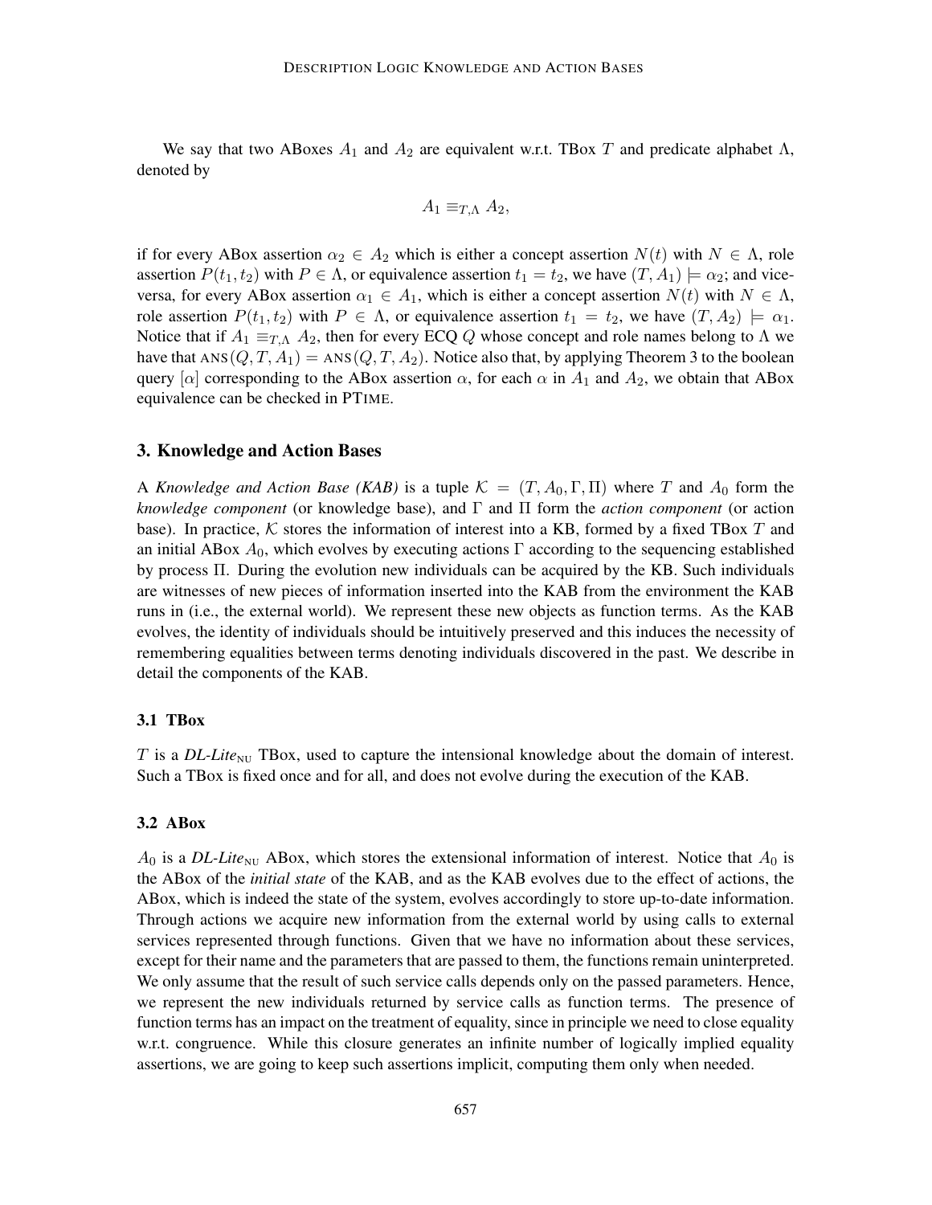We say that two ABoxes $A_1$ and $A_2$ are equivalent w.r.t. TBox $T$ and predicate alphabet $\Lambda$, denoted by

$$A_1 \equiv_{T,\Lambda} A_2,$$

if for every ABox assertion $\alpha_2 \in A_2$ which is either a concept assertion $N(t)$ with $N \in \Lambda$, role assertion $P(t_1, t_2)$ with $P \in \Lambda$, or equivalence assertion $t_1 = t_2$, we have $(T, A_1) \models \alpha_2$; and vice-versa, for every ABox assertion $\alpha_1 \in A_1$, which is either a concept assertion $N(t)$ with $N \in \Lambda$, role assertion $P(t_1, t_2)$ with $P \in \Lambda$, or equivalence assertion $t_1 = t_2$, we have $(T, A_2) \models \alpha_1$. Notice that if $A_1 \equiv_{T,\Lambda} A_2$, then for every ECQ $Q$ whose concept and role names belong to $\Lambda$ we have that $\text{ANS}(Q, T, A_1) = \text{ANS}(Q, T, A_2)$. Notice also that, by applying Theorem 3 to the boolean query $[\alpha]$ corresponding to the ABox assertion $\alpha$, for each $\alpha$ in $A_1$ and $A_2$, we obtain that ABox equivalence can be checked in PTIME.

## 3. Knowledge and Action Bases

A *Knowledge and Action Base (KAB)* is a tuple $\mathcal{K} = (T, A_0, \Gamma, \Pi)$ where $T$ and $A_0$ form the *knowledge component* (or knowledge base), and $\Gamma$ and $\Pi$ form the *action component* (or action base). In practice, $\mathcal{K}$ stores the information of interest into a KB, formed by a fixed TBox $T$ and an initial ABox $A_0$, which evolves by executing actions $\Gamma$ according to the sequencing established by process $\Pi$. During the evolution new individuals can be acquired by the KB. Such individuals are witnesses of new pieces of information inserted into the KAB from the environment the KAB runs in (i.e., the external world). We represent these new objects as function terms. As the KAB evolves, the identity of individuals should be intuitively preserved and this induces the necessity of remembering equalities between terms denoting individuals discovered in the past. We describe in detail the components of the KAB.

### 3.1 TBox

$T$ is a *DL-Lite*$_{\text{NU}}$ TBox, used to capture the intensional knowledge about the domain of interest. Such a TBox is fixed once and for all, and does not evolve during the execution of the KAB.

### 3.2 ABox

$A_0$ is a *DL-Lite*$_{\text{NU}}$ ABox, which stores the extensional information of interest. Notice that $A_0$ is the ABox of the *initial state* of the KAB, and as the KAB evolves due to the effect of actions, the ABox, which is indeed the state of the system, evolves accordingly to store up-to-date information. Through actions we acquire new information from the external world by using calls to external services represented through functions. Given that we have no information about these services, except for their name and the parameters that are passed to them, the functions remain uninterpreted. We only assume that the result of such service calls depends only on the passed parameters. Hence, we represent the new individuals returned by service calls as function terms. The presence of function terms has an impact on the treatment of equality, since in principle we need to close equality w.r.t. congruence. While this closure generates an infinite number of logically implied equality assertions, we are going to keep such assertions implicit, computing them only when needed.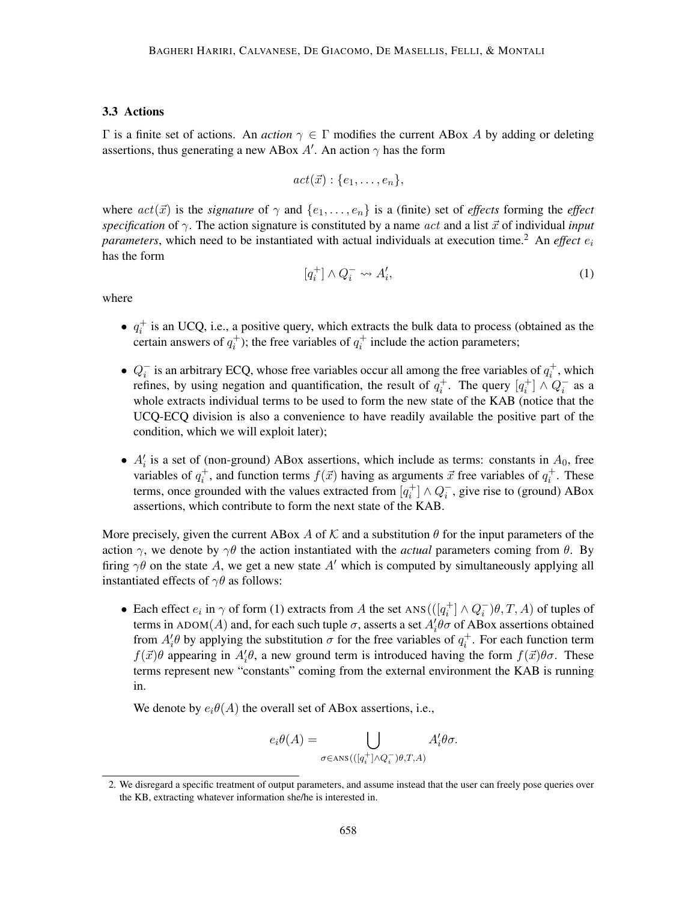### 3.3 Actions

$\Gamma$ is a finite set of actions. An *action* $\gamma \in \Gamma$ modifies the current ABox $A$ by adding or deleting assertions, thus generating a new ABox $A'$. An action $\gamma$ has the form

$$act(\vec{x}) : \{e_1, \ldots, e_n\},$$

where $act(\vec{x})$ is the *signature* of $\gamma$ and $\{e_1, \ldots, e_n\}$ is a (finite) set of *effects* forming the *effect specification* of $\gamma$. The action signature is constituted by a name $act$ and a list $\vec{x}$ of individual *input parameters*, which need to be instantiated with actual individuals at execution time.[2] An *effect* $e_i$ has the form

$$[q_i^+] \wedge Q_i^- \rightsquigarrow A_i', \tag{1}$$

where

- $q_i^+$ is an UCQ, i.e., a positive query, which extracts the bulk data to process (obtained as the certain answers of $q_i^+$); the free variables of $q_i^+$ include the action parameters;
- $Q_i^-$ is an arbitrary ECQ, whose free variables occur all among the free variables of $q_i^+$, which refines, by using negation and quantification, the result of $q_i^+$. The query $[q_i^+] \wedge Q_i^-$ as a whole extracts individual terms to be used to form the new state of the KAB (notice that the UCQ-ECQ division is also a convenience to have readily available the positive part of the condition, which we will exploit later);
- $A_i'$ is a set of (non-ground) ABox assertions, which include as terms: constants in $A_0$, free variables of $q_i^+$, and function terms $f(\vec{x})$ having as arguments $\vec{x}$ free variables of $q_i^+$. These terms, once grounded with the values extracted from $[q_i^+] \wedge Q_i^-$, give rise to (ground) ABox assertions, which contribute to form the next state of the KAB.

More precisely, given the current ABox $A$ of $\mathcal{K}$ and a substitution $\theta$ for the input parameters of the action $\gamma$, we denote by $\gamma\theta$ the action instantiated with the *actual* parameters coming from $\theta$. By firing $\gamma\theta$ on the state $A$, we get a new state $A'$ which is computed by simultaneously applying all instantiated effects of $\gamma\theta$ as follows:

- Each effect $e_i$ in $\gamma$ of form (1) extracts from $A$ the set $\text{ANS}(([q_i^+] \wedge Q_i^-)\theta, T, A)$ of tuples of terms in $\text{ADOM}(A)$ and, for each such tuple $\sigma$, asserts a set $A_i'\theta\sigma$ of ABox assertions obtained from $A_i'\theta$ by applying the substitution $\sigma$ for the free variables of $q_i^+$. For each function term $f(\vec{x})\theta$ appearing in $A_i'\theta$, a new ground term is introduced having the form $f(\vec{x})\theta\sigma$. These terms represent new "constants" coming from the external environment the KAB is running in.

  We denote by $e_i\theta(A)$ the overall set of ABox assertions, i.e.,

  $$e_i\theta(A) = \bigcup_{\sigma \in \text{ANS}(([q_i^+] \wedge Q_i^-)\theta, T, A)} A_i'\theta\sigma.$$

2. We disregard a specific treatment of output parameters, and assume instead that the user can freely pose queries over the KB, extracting whatever information she/he is interested in.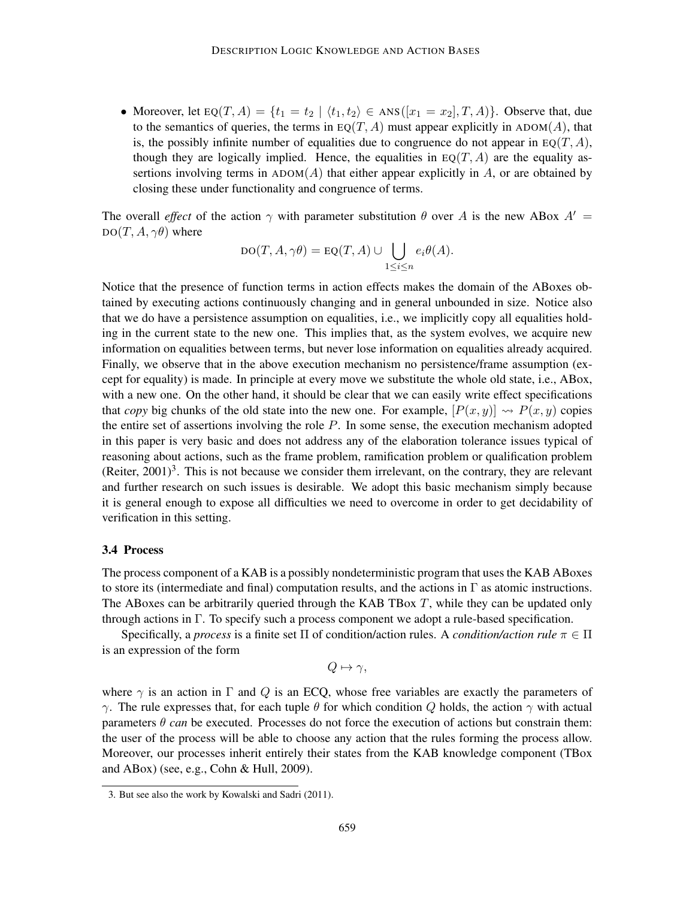- Moreover, let $\text{EQ}(T, A) = \{t_1 = t_2 \mid \langle t_1, t_2 \rangle \in \text{ANS}([x_1 = x_2], T, A)\}$. Observe that, due to the semantics of queries, the terms in $\text{EQ}(T, A)$ must appear explicitly in $\text{ADOM}(A)$, that is, the possibly infinite number of equalities due to congruence do not appear in $\text{EQ}(T, A)$, though they are logically implied. Hence, the equalities in $\text{EQ}(T, A)$ are the equality assertions involving terms in $\text{ADOM}(A)$ that either appear explicitly in $A$, or are obtained by closing these under functionality and congruence of terms.

The overall *effect* of the action $\gamma$ with parameter substitution $\theta$ over $A$ is the new ABox $A' = \text{DO}(T, A, \gamma\theta)$ where

$$\text{DO}(T, A, \gamma\theta) = \text{EQ}(T, A) \cup \bigcup_{1 \leq i \leq n} e_i\theta(A).$$

Notice that the presence of function terms in action effects makes the domain of the ABoxes obtained by executing actions continuously changing and in general unbounded in size. Notice also that we do have a persistence assumption on equalities, i.e., we implicitly copy all equalities holding in the current state to the new one. This implies that, as the system evolves, we acquire new information on equalities between terms, but never lose information on equalities already acquired. Finally, we observe that in the above execution mechanism no persistence/frame assumption (except for equality) is made. In principle at every move we substitute the whole old state, i.e., ABox, with a new one. On the other hand, it should be clear that we can easily write effect specifications that *copy* big chunks of the old state into the new one. For example, $[P(x, y)] \rightsquigarrow P(x, y)$ copies the entire set of assertions involving the role $P$. In some sense, the execution mechanism adopted in this paper is very basic and does not address any of the elaboration tolerance issues typical of reasoning about actions, such as the frame problem, ramification problem or qualification problem (Reiter, 2001)[3]. This is not because we consider them irrelevant, on the contrary, they are relevant and further research on such issues is desirable. We adopt this basic mechanism simply because it is general enough to expose all difficulties we need to overcome in order to get decidability of verification in this setting.

### 3.4 Process

The process component of a KAB is a possibly nondeterministic program that uses the KAB ABoxes to store its (intermediate and final) computation results, and the actions in $\Gamma$ as atomic instructions. The ABoxes can be arbitrarily queried through the KAB TBox $T$, while they can be updated only through actions in $\Gamma$. To specify such a process component we adopt a rule-based specification.

Specifically, a *process* is a finite set $\Pi$ of condition/action rules. A *condition/action rule* $\pi \in \Pi$ is an expression of the form

$$Q \mapsto \gamma,$$

where $\gamma$ is an action in $\Gamma$ and $Q$ is an ECQ, whose free variables are exactly the parameters of $\gamma$. The rule expresses that, for each tuple $\theta$ for which condition $Q$ holds, the action $\gamma$ with actual parameters $\theta$ *can* be executed. Processes do not force the execution of actions but constrain them: the user of the process will be able to choose any action that the rules forming the process allow. Moreover, our processes inherit entirely their states from the KAB knowledge component (TBox and ABox) (see, e.g., Cohn & Hull, 2009).

3. But see also the work by Kowalski and Sadri (2011).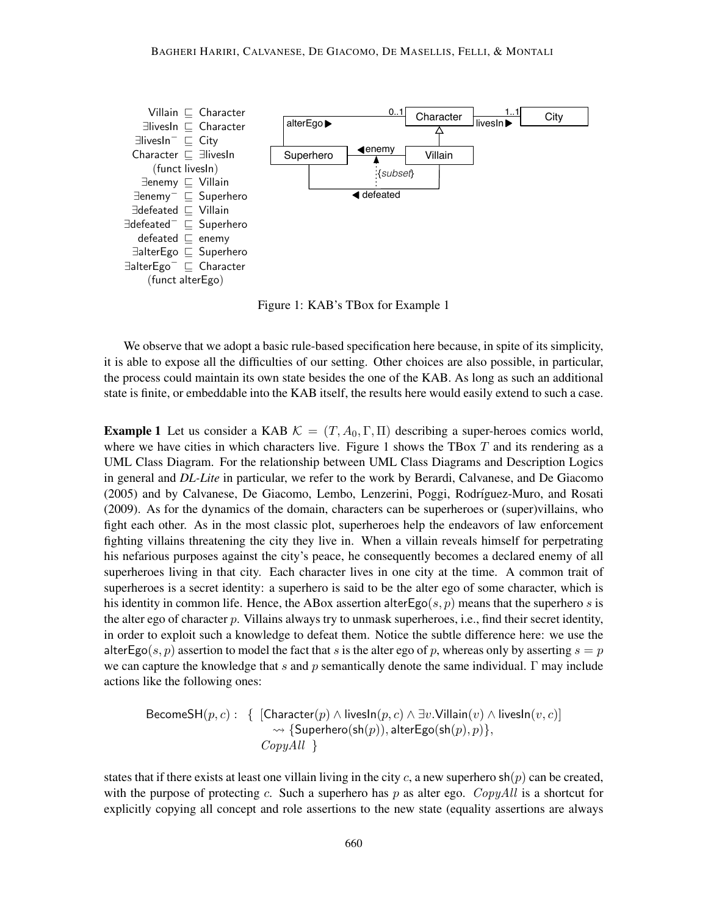$$
\begin{aligned}
\mathsf{Villain} &\sqsubseteq \mathsf{Character} \\
\exists \mathsf{livesIn} &\sqsubseteq \mathsf{Character} \\
\exists \mathsf{livesIn}^- &\sqsubseteq \mathsf{City} \\
\mathsf{Character} &\sqsubseteq \exists \mathsf{livesIn} \\
&(\mathsf{funct}\ \mathsf{livesIn}) \\
\exists \mathsf{enemy} &\sqsubseteq \mathsf{Villain} \\
\exists \mathsf{enemy}^- &\sqsubseteq \mathsf{Superhero} \\
\exists \mathsf{defeated} &\sqsubseteq \mathsf{Villain} \\
\exists \mathsf{defeated}^- &\sqsubseteq \mathsf{Superhero} \\
\mathsf{defeated} &\sqsubseteq \mathsf{enemy} \\
\exists \mathsf{alterEgo} &\sqsubseteq \mathsf{Superhero} \\
\exists \mathsf{alterEgo}^- &\sqsubseteq \mathsf{Character} \\
&(\mathsf{funct}\ \mathsf{alterEgo})
\end{aligned}
$$

Figure 1: KAB's TBox for Example 1

We observe that we adopt a basic rule-based specification here because, in spite of its simplicity, it is able to expose all the difficulties of our setting. Other choices are also possible, in particular, the process could maintain its own state besides the one of the KAB. As long as such an additional state is finite, or embeddable into the KAB itself, the results here would easily extend to such a case.

**Example 1** Let us consider a KAB $\mathcal{K} = (T, A_0, \Gamma, \Pi)$ describing a super-heroes comics world, where we have cities in which characters live. Figure 1 shows the TBox $T$ and its rendering as a UML Class Diagram. For the relationship between UML Class Diagrams and Description Logics in general and *DL-Lite* in particular, we refer to the work by Berardi, Calvanese, and De Giacomo (2005) and by Calvanese, De Giacomo, Lembo, Lenzerini, Poggi, Rodríguez-Muro, and Rosati (2009). As for the dynamics of the domain, characters can be superheroes or (super)villains, who fight each other. As in the most classic plot, superheroes help the endeavors of law enforcement fighting villains threatening the city they live in. When a villain reveals himself for perpetrating his nefarious purposes against the city's peace, he consequently becomes a declared enemy of all superheroes living in that city. Each character lives in one city at the time. A common trait of superheroes is a secret identity: a superhero is said to be the alter ego of some character, which is his identity in common life. Hence, the ABox assertion $\mathsf{alterEgo}(s, p)$ means that the superhero $s$ is the alter ego of character $p$. Villains always try to unmask superheroes, i.e., find their secret identity, in order to exploit such a knowledge to defeat them. Notice the subtle difference here: we use the $\mathsf{alterEgo}(s, p)$ assertion to model the fact that $s$ is the alter ego of $p$, whereas only by asserting $s = p$ we can capture the knowledge that $s$ and $p$ semantically denote the same individual. $\Gamma$ may include actions like the following ones:

$$
\begin{aligned}
\mathsf{BecomeSH}(p, c): \quad \{\ & [\mathsf{Character}(p) \wedge \mathsf{livesIn}(p, c) \wedge \exists v.\mathsf{Villain}(v) \wedge \mathsf{livesIn}(v, c)] \\
& \quad \rightsquigarrow \{\mathsf{Superhero}(\mathsf{sh}(p)), \mathsf{alterEgo}(\mathsf{sh}(p), p)\}, \\
& \mathit{CopyAll}\ \ \}
\end{aligned}
$$

states that if there exists at least one villain living in the city $c$, a new superhero $\mathsf{sh}(p)$ can be created, with the purpose of protecting $c$. Such a superhero has $p$ as alter ego. $\mathit{CopyAll}$ is a shortcut for explicitly copying all concept and role assertions to the new state (equality assertions are always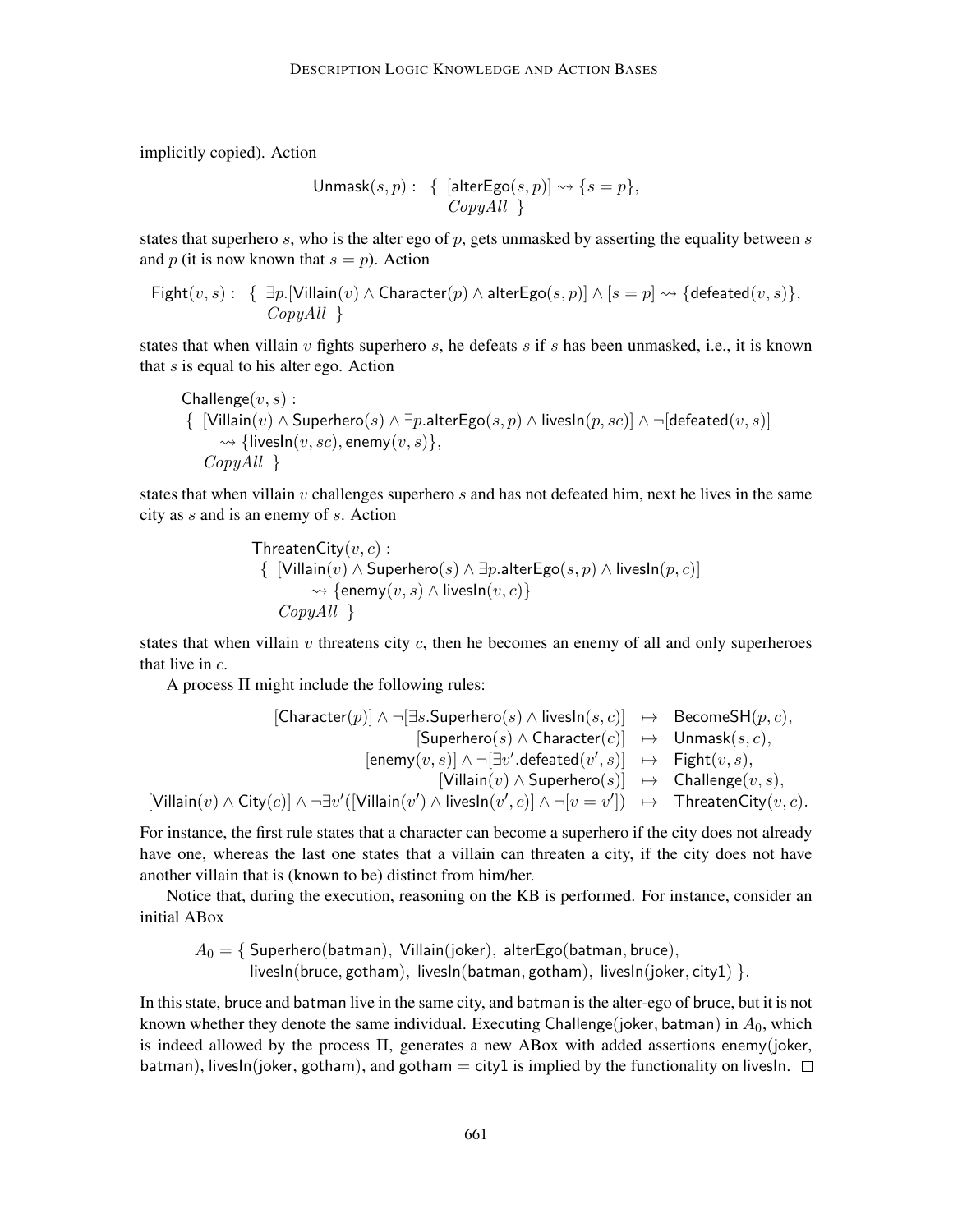implicitly copied). Action

$$\mathsf{Unmask}(s,p):\quad \{\ [\mathsf{alterEgo}(s,p)] \rightsquigarrow \{s=p\},\\ \qquad\qquad\qquad\qquad \mathit{CopyAll}\ \ \}$$

states that superhero $s$, who is the alter ego of $p$, gets unmasked by asserting the equality between $s$ and $p$ (it is now known that $s = p$). Action

$$\mathsf{Fight}(v,s):\quad \{\ \exists p.[\mathsf{Villain}(v) \wedge \mathsf{Character}(p) \wedge \mathsf{alterEgo}(s,p)] \wedge [s=p] \rightsquigarrow \{\mathsf{defeated}(v,s)\},\\ \qquad\qquad \mathit{CopyAll}\ \ \}$$

states that when villain $v$ fights superhero $s$, he defeats $s$ if $s$ has been unmasked, i.e., it is known that $s$ is equal to his alter ego. Action

$$\begin{array}{l}\mathsf{Challenge}(v,s):\\ \{\ [\mathsf{Villain}(v) \wedge \mathsf{Superhero}(s) \wedge \exists p.\mathsf{alterEgo}(s,p) \wedge \mathsf{livesIn}(p,sc)] \wedge \neg[\mathsf{defeated}(v,s)]\\ \qquad \rightsquigarrow \{\mathsf{livesIn}(v,sc), \mathsf{enemy}(v,s)\},\\ \quad \mathit{CopyAll}\ \ \}\end{array}$$

states that when villain $v$ challenges superhero $s$ and has not defeated him, next he lives in the same city as $s$ and is an enemy of $s$. Action

$$\begin{array}{l}\mathsf{ThreatenCity}(v,c):\\ \{\ [\mathsf{Villain}(v) \wedge \mathsf{Superhero}(s) \wedge \exists p.\mathsf{alterEgo}(s,p) \wedge \mathsf{livesIn}(p,c)]\\ \qquad \rightsquigarrow \{\mathsf{enemy}(v,s) \wedge \mathsf{livesIn}(v,c)\}\\ \quad \mathit{CopyAll}\ \ \}\end{array}$$

states that when villain $v$ threatens city $c$, then he becomes an enemy of all and only superheroes that live in $c$.

A process $\Pi$ might include the following rules:

$$\begin{array}{rcl}
[\mathsf{Character}(p)] \wedge \neg[\exists s.\mathsf{Superhero}(s) \wedge \mathsf{livesIn}(s,c)] & \mapsto & \mathsf{BecomeSH}(p,c),\\
[\mathsf{Superhero}(s) \wedge \mathsf{Character}(c)] & \mapsto & \mathsf{Unmask}(s,c),\\
[\mathsf{enemy}(v,s)] \wedge \neg[\exists v'.\mathsf{defeated}(v',s)] & \mapsto & \mathsf{Fight}(v,s),\\
[\mathsf{Villain}(v) \wedge \mathsf{Superhero}(s)] & \mapsto & \mathsf{Challenge}(v,s),\\
[\mathsf{Villain}(v) \wedge \mathsf{City}(c)] \wedge \neg\exists v'([\mathsf{Villain}(v') \wedge \mathsf{livesIn}(v',c)] \wedge \neg[v=v']) & \mapsto & \mathsf{ThreatenCity}(v,c).
\end{array}$$

For instance, the first rule states that a character can become a superhero if the city does not already have one, whereas the last one states that a villain can threaten a city, if the city does not have another villain that is (known to be) distinct from him/her.

Notice that, during the execution, reasoning on the KB is performed. For instance, consider an initial ABox

$$\begin{array}{l}A_0 = \{\ \mathsf{Superhero}(\mathsf{batman}),\ \mathsf{Villain}(\mathsf{joker}),\ \mathsf{alterEgo}(\mathsf{batman},\mathsf{bruce}),\\ \qquad \mathsf{livesIn}(\mathsf{bruce},\mathsf{gotham}),\ \mathsf{livesIn}(\mathsf{batman},\mathsf{gotham}),\ \mathsf{livesIn}(\mathsf{joker},\mathsf{city1})\ \}.\end{array}$$

In this state, bruce and batman live in the same city, and batman is the alter-ego of bruce, but it is not known whether they denote the same individual. Executing Challenge(joker, batman) in $A_0$, which is indeed allowed by the process $\Pi$, generates a new ABox with added assertions enemy(joker, batman), livesIn(joker, gotham), and gotham = city1 is implied by the functionality on livesIn. □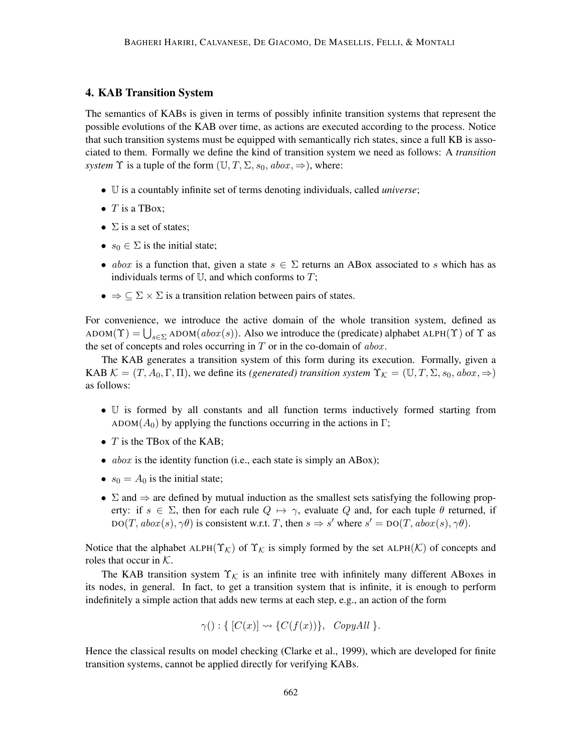## 4. KAB Transition System

The semantics of KABs is given in terms of possibly infinite transition systems that represent the possible evolutions of the KAB over time, as actions are executed according to the process. Notice that such transition systems must be equipped with semantically rich states, since a full KB is associated to them. Formally we define the kind of transition system we need as follows: A *transition system* $\Upsilon$ is a tuple of the form $(\mathbb{U}, T, \Sigma, s_0, abox, \Rightarrow)$, where:

- $\mathbb{U}$ is a countably infinite set of terms denoting individuals, called *universe*;
- $T$ is a TBox;
- $\Sigma$ is a set of states;
- $s_0 \in \Sigma$ is the initial state;
- $abox$ is a function that, given a state $s \in \Sigma$ returns an ABox associated to $s$ which has as individuals terms of $\mathbb{U}$, and which conforms to $T$;
- $\Rightarrow \subseteq \Sigma \times \Sigma$ is a transition relation between pairs of states.

For convenience, we introduce the active domain of the whole transition system, defined as $\text{ADOM}(\Upsilon) = \bigcup_{s \in \Sigma} \text{ADOM}(abox(s))$. Also we introduce the (predicate) alphabet $\text{ALPH}(\Upsilon)$ of $\Upsilon$ as the set of concepts and roles occurring in $T$ or in the co-domain of $abox$.

The KAB generates a transition system of this form during its execution. Formally, given a KAB $\mathcal{K} = (T, A_0, \Gamma, \Pi)$, we define its *(generated) transition system* $\Upsilon_{\mathcal{K}} = (\mathbb{U}, T, \Sigma, s_0, abox, \Rightarrow)$ as follows:

- $\mathbb{U}$ is formed by all constants and all function terms inductively formed starting from $\text{ADOM}(A_0)$ by applying the functions occurring in the actions in $\Gamma$;
- $T$ is the TBox of the KAB;
- $abox$ is the identity function (i.e., each state is simply an ABox);
- $s_0 = A_0$ is the initial state;
- $\Sigma$ and $\Rightarrow$ are defined by mutual induction as the smallest sets satisfying the following property: if $s \in \Sigma$, then for each rule $Q \mapsto \gamma$, evaluate $Q$ and, for each tuple $\theta$ returned, if $\text{DO}(T, abox(s), \gamma\theta)$ is consistent w.r.t. $T$, then $s \Rightarrow s'$ where $s' = \text{DO}(T, abox(s), \gamma\theta)$.

Notice that the alphabet $\text{ALPH}(\Upsilon_{\mathcal{K}})$ of $\Upsilon_{\mathcal{K}}$ is simply formed by the set $\text{ALPH}(\mathcal{K})$ of concepts and roles that occur in $\mathcal{K}$.

The KAB transition system $\Upsilon_{\mathcal{K}}$ is an infinite tree with infinitely many different ABoxes in its nodes, in general. In fact, to get a transition system that is infinite, it is enough to perform indefinitely a simple action that adds new terms at each step, e.g., an action of the form

$$\gamma() : \{ [C(x)] \rightsquigarrow \{C(f(x))\}, \quad CopyAll \}.$$

Hence the classical results on model checking (Clarke et al., 1999), which are developed for finite transition systems, cannot be applied directly for verifying KABs.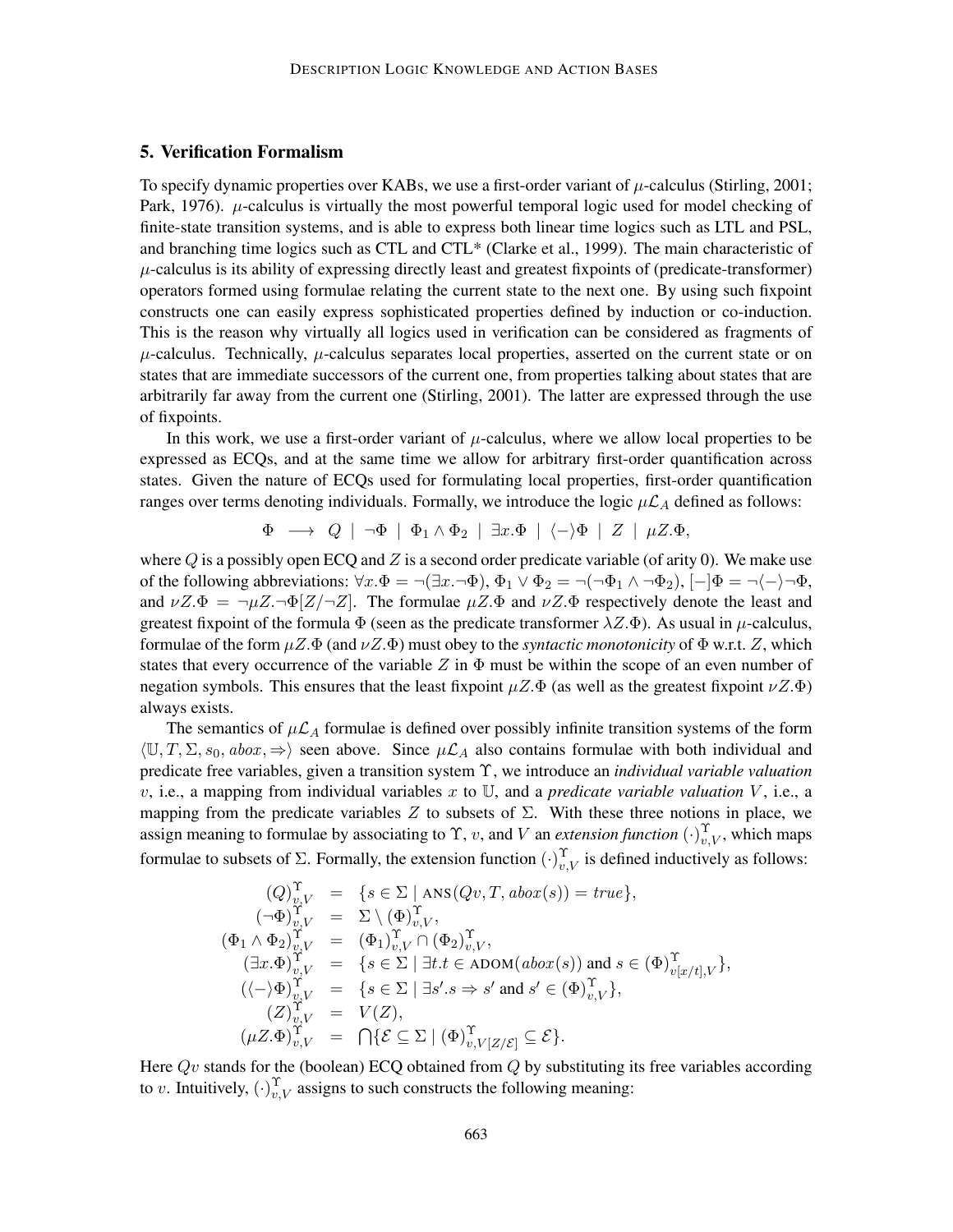## 5. Verification Formalism

To specify dynamic properties over KABs, we use a first-order variant of $\mu$-calculus (Stirling, 2001; Park, 1976). $\mu$-calculus is virtually the most powerful temporal logic used for model checking of finite-state transition systems, and is able to express both linear time logics such as LTL and PSL, and branching time logics such as CTL and CTL* (Clarke et al., 1999). The main characteristic of $\mu$-calculus is its ability of expressing directly least and greatest fixpoints of (predicate-transformer) operators formed using formulae relating the current state to the next one. By using such fixpoint constructs one can easily express sophisticated properties defined by induction or co-induction. This is the reason why virtually all logics used in verification can be considered as fragments of $\mu$-calculus. Technically, $\mu$-calculus separates local properties, asserted on the current state or on states that are immediate successors of the current one, from properties talking about states that are arbitrarily far away from the current one (Stirling, 2001). The latter are expressed through the use of fixpoints.

In this work, we use a first-order variant of $\mu$-calculus, where we allow local properties to be expressed as ECQs, and at the same time we allow for arbitrary first-order quantification across states. Given the nature of ECQs used for formulating local properties, first-order quantification ranges over terms denoting individuals. Formally, we introduce the logic $\mu\mathcal{L}_A$ defined as follows:

$$\Phi \longrightarrow Q \mid \neg\Phi \mid \Phi_1 \wedge \Phi_2 \mid \exists x.\Phi \mid \langle - \rangle \Phi \mid Z \mid \mu Z.\Phi,$$

where $Q$ is a possibly open ECQ and $Z$ is a second order predicate variable (of arity 0). We make use of the following abbreviations: $\forall x.\Phi = \neg(\exists x.\neg\Phi)$, $\Phi_1 \vee \Phi_2 = \neg(\neg\Phi_1 \wedge \neg\Phi_2)$, $[-]\Phi = \neg\langle - \rangle\neg\Phi$, and $\nu Z.\Phi = \neg\mu Z.\neg\Phi[Z/\neg Z]$. The formulae $\mu Z.\Phi$ and $\nu Z.\Phi$ respectively denote the least and greatest fixpoint of the formula $\Phi$ (seen as the predicate transformer $\lambda Z.\Phi$). As usual in $\mu$-calculus, formulae of the form $\mu Z.\Phi$ (and $\nu Z.\Phi$) must obey to the *syntactic monotonicity* of $\Phi$ w.r.t. $Z$, which states that every occurrence of the variable $Z$ in $\Phi$ must be within the scope of an even number of negation symbols. This ensures that the least fixpoint $\mu Z.\Phi$ (as well as the greatest fixpoint $\nu Z.\Phi$) always exists.

The semantics of $\mu\mathcal{L}_A$ formulae is defined over possibly infinite transition systems of the form $\langle \mathbb{U}, T, \Sigma, s_0, abox, \Rightarrow \rangle$ seen above. Since $\mu\mathcal{L}_A$ also contains formulae with both individual and predicate free variables, given a transition system $\Upsilon$, we introduce an *individual variable valuation* $v$, i.e., a mapping from individual variables $x$ to $\mathbb{U}$, and a *predicate variable valuation* $V$, i.e., a mapping from the predicate variables $Z$ to subsets of $\Sigma$. With these three notions in place, we assign meaning to formulae by associating to $\Upsilon$, $v$, and $V$ an *extension function* $(\cdot)^{\Upsilon}_{v,V}$, which maps formulae to subsets of $\Sigma$. Formally, the extension function $(\cdot)^{\Upsilon}_{v,V}$ is defined inductively as follows:

$$
\begin{array}{rcl}
(Q)^{\Upsilon}_{v,V} & = & \{s \in \Sigma \mid \text{ANS}(Qv, T, abox(s)) = true\}, \\
(\neg\Phi)^{\Upsilon}_{v,V} & = & \Sigma \setminus (\Phi)^{\Upsilon}_{v,V}, \\
(\Phi_1 \wedge \Phi_2)^{\Upsilon}_{v,V} & = & (\Phi_1)^{\Upsilon}_{v,V} \cap (\Phi_2)^{\Upsilon}_{v,V}, \\
(\exists x.\Phi)^{\Upsilon}_{v,V} & = & \{s \in \Sigma \mid \exists t.t \in \text{ADOM}(abox(s)) \text{ and } s \in (\Phi)^{\Upsilon}_{v[x/t],V}\}, \\
(\langle - \rangle\Phi)^{\Upsilon}_{v,V} & = & \{s \in \Sigma \mid \exists s'.s \Rightarrow s' \text{ and } s' \in (\Phi)^{\Upsilon}_{v,V}\}, \\
(Z)^{\Upsilon}_{v,V} & = & V(Z), \\
(\mu Z.\Phi)^{\Upsilon}_{v,V} & = & \bigcap\{\mathcal{E} \subseteq \Sigma \mid (\Phi)^{\Upsilon}_{v,V[Z/\mathcal{E}]} \subseteq \mathcal{E}\}.
\end{array}
$$

Here $Qv$ stands for the (boolean) ECQ obtained from $Q$ by substituting its free variables according to $v$. Intuitively, $(\cdot)^{\Upsilon}_{v,V}$ assigns to such constructs the following meaning: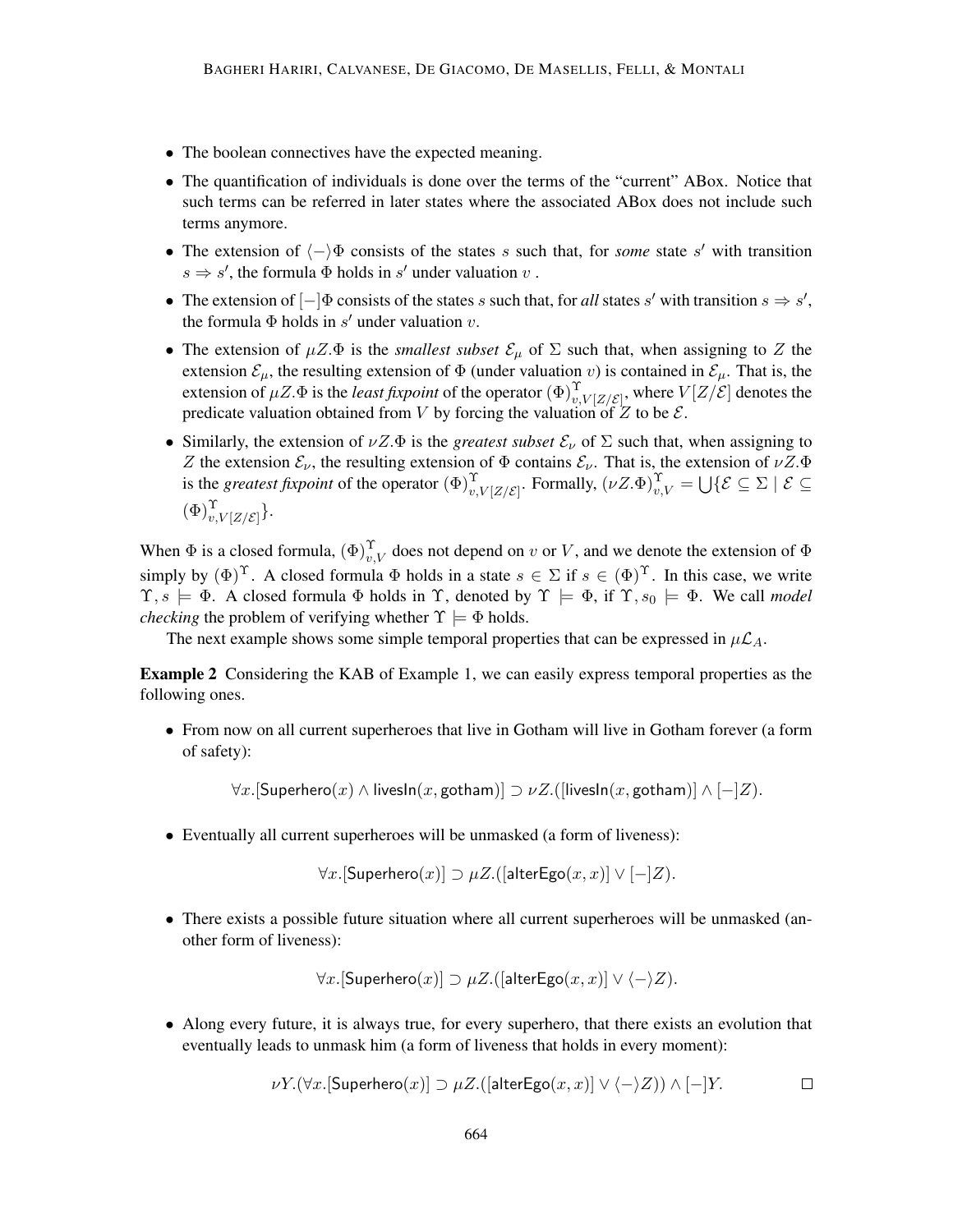- The boolean connectives have the expected meaning.
- The quantification of individuals is done over the terms of the "current" ABox. Notice that such terms can be referred in later states where the associated ABox does not include such terms anymore.
- The extension of $\langle - \rangle \Phi$ consists of the states $s$ such that, for *some* state $s'$ with transition $s \Rightarrow s'$, the formula $\Phi$ holds in $s'$ under valuation $v$ .
- The extension of $[-]\Phi$ consists of the states $s$ such that, for *all* states $s'$ with transition $s \Rightarrow s'$, the formula $\Phi$ holds in $s'$ under valuation $v$.
- The extension of $\mu Z.\Phi$ is the *smallest subset* $\mathcal{E}_\mu$ of $\Sigma$ such that, when assigning to $Z$ the extension $\mathcal{E}_\mu$, the resulting extension of $\Phi$ (under valuation $v$) is contained in $\mathcal{E}_\mu$. That is, the extension of $\mu Z.\Phi$ is the *least fixpoint* of the operator $(\Phi)^{\Upsilon}_{v,V[Z/\mathcal{E}]}$, where $V[Z/\mathcal{E}]$ denotes the predicate valuation obtained from $V$ by forcing the valuation of $Z$ to be $\mathcal{E}$.
- Similarly, the extension of $\nu Z.\Phi$ is the *greatest subset* $\mathcal{E}_\nu$ of $\Sigma$ such that, when assigning to $Z$ the extension $\mathcal{E}_\nu$, the resulting extension of $\Phi$ contains $\mathcal{E}_\nu$. That is, the extension of $\nu Z.\Phi$ is the *greatest fixpoint* of the operator $(\Phi)^{\Upsilon}_{v,V[Z/\mathcal{E}]}$. Formally, $(\nu Z.\Phi)^{\Upsilon}_{v,V} = \bigcup\{\mathcal{E} \subseteq \Sigma \mid \mathcal{E} \subseteq (\Phi)^{\Upsilon}_{v,V[Z/\mathcal{E}]}\}$.

When $\Phi$ is a closed formula, $(\Phi)^{\Upsilon}_{v,V}$ does not depend on $v$ or $V$, and we denote the extension of $\Phi$ simply by $(\Phi)^{\Upsilon}$. A closed formula $\Phi$ holds in a state $s \in \Sigma$ if $s \in (\Phi)^{\Upsilon}$. In this case, we write $\Upsilon, s \models \Phi$. A closed formula $\Phi$ holds in $\Upsilon$, denoted by $\Upsilon \models \Phi$, if $\Upsilon, s_0 \models \Phi$. We call *model checking* the problem of verifying whether $\Upsilon \models \Phi$ holds.

The next example shows some simple temporal properties that can be expressed in $\mu\mathcal{L}_A$.

**Example 2** Considering the KAB of Example 1, we can easily express temporal properties as the following ones.

- From now on all current superheroes that live in Gotham will live in Gotham forever (a form of safety):

$$\forall x.[\mathsf{Superhero}(x) \wedge \mathsf{livesIn}(x, \mathsf{gotham})] \supset \nu Z.([\mathsf{livesIn}(x, \mathsf{gotham})] \wedge [-]Z).$$

- Eventually all current superheroes will be unmasked (a form of liveness):

$$\forall x.[\mathsf{Superhero}(x)] \supset \mu Z.([\mathsf{alterEgo}(x, x)] \vee [-]Z).$$

- There exists a possible future situation where all current superheroes will be unmasked (another form of liveness):

$$\forall x.[\mathsf{Superhero}(x)] \supset \mu Z.([\mathsf{alterEgo}(x, x)] \vee \langle - \rangle Z).$$

- Along every future, it is always true, for every superhero, that there exists an evolution that eventually leads to unmask him (a form of liveness that holds in every moment):

$$\nu Y.(\forall x.[\mathsf{Superhero}(x)] \supset \mu Z.([\mathsf{alterEgo}(x, x)] \vee \langle - \rangle Z)) \wedge [-]Y. \qquad \square$$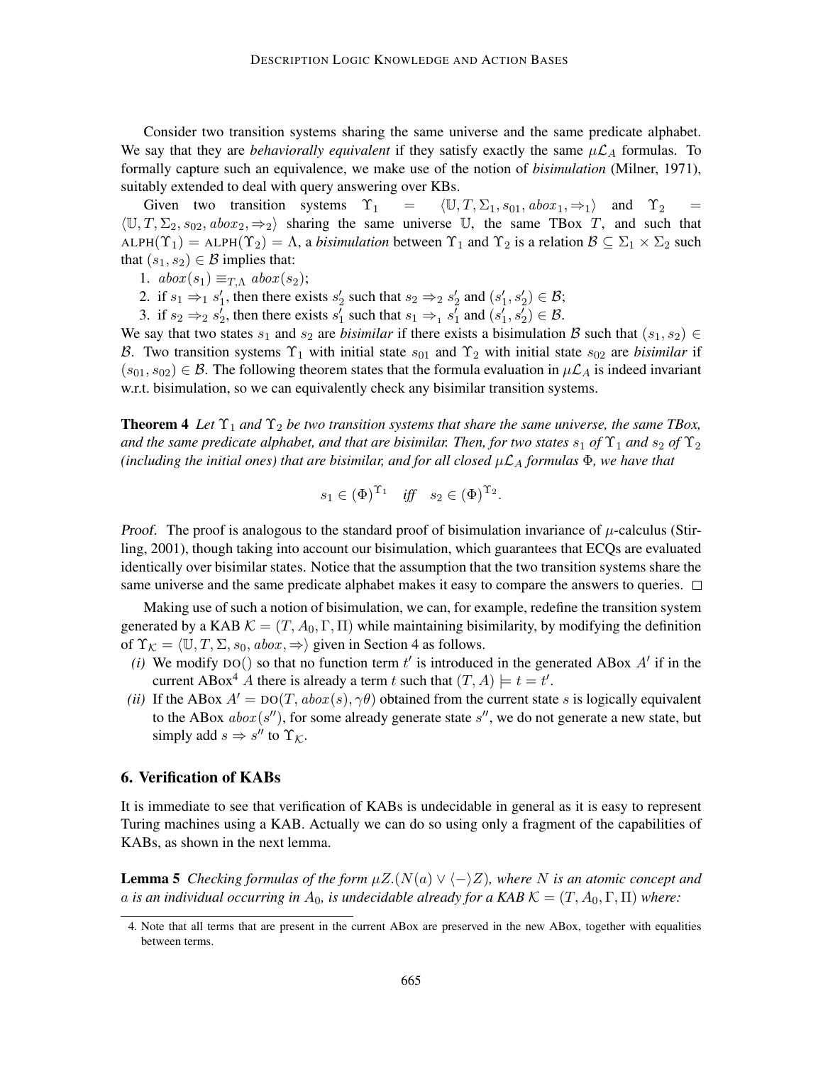Consider two transition systems sharing the same universe and the same predicate alphabet. We say that they are *behaviorally equivalent* if they satisfy exactly the same $\mu\mathcal{L}_A$ formulas. To formally capture such an equivalence, we make use of the notion of *bisimulation* (Milner, 1971), suitably extended to deal with query answering over KBs.

Given two transition systems $\Upsilon_1 = \langle \mathbb{U}, T, \Sigma_1, s_{01}, abox_1, \Rightarrow_1 \rangle$ and $\Upsilon_2 = \langle \mathbb{U}, T, \Sigma_2, s_{02}, abox_2, \Rightarrow_2 \rangle$ sharing the same universe $\mathbb{U}$, the same TBox $T$, and such that $\text{ALPH}(\Upsilon_1) = \text{ALPH}(\Upsilon_2) = \Lambda$, a *bisimulation* between $\Upsilon_1$ and $\Upsilon_2$ is a relation $\mathcal{B} \subseteq \Sigma_1 \times \Sigma_2$ such that $(s_1, s_2) \in \mathcal{B}$ implies that:

1. $abox(s_1) \equiv_{T,\Lambda} abox(s_2)$;
2. if $s_1 \Rightarrow_1 s'_1$, then there exists $s'_2$ such that $s_2 \Rightarrow_2 s'_2$ and $(s'_1, s'_2) \in \mathcal{B}$;
3. if $s_2 \Rightarrow_2 s'_2$, then there exists $s'_1$ such that $s_1 \Rightarrow_1 s'_1$ and $(s'_1, s'_2) \in \mathcal{B}$.

We say that two states $s_1$ and $s_2$ are *bisimilar* if there exists a bisimulation $\mathcal{B}$ such that $(s_1, s_2) \in \mathcal{B}$. Two transition systems $\Upsilon_1$ with initial state $s_{01}$ and $\Upsilon_2$ with initial state $s_{02}$ are *bisimilar* if $(s_{01}, s_{02}) \in \mathcal{B}$. The following theorem states that the formula evaluation in $\mu\mathcal{L}_A$ is indeed invariant w.r.t. bisimulation, so we can equivalently check any bisimilar transition systems.

**Theorem 4** *Let $\Upsilon_1$ and $\Upsilon_2$ be two transition systems that share the same universe, the same TBox, and the same predicate alphabet, and that are bisimilar. Then, for two states $s_1$ of $\Upsilon_1$ and $s_2$ of $\Upsilon_2$ (including the initial ones) that are bisimilar, and for all closed $\mu\mathcal{L}_A$ formulas $\Phi$, we have that*

$$s_1 \in (\Phi)^{\Upsilon_1} \quad \textit{iff} \quad s_2 \in (\Phi)^{\Upsilon_2}.$$

*Proof.* The proof is analogous to the standard proof of bisimulation invariance of $\mu$-calculus (Stirling, 2001), though taking into account our bisimulation, which guarantees that ECQs are evaluated identically over bisimilar states. Notice that the assumption that the two transition systems share the same universe and the same predicate alphabet makes it easy to compare the answers to queries. □

Making use of such a notion of bisimulation, we can, for example, redefine the transition system generated by a KAB $\mathcal{K} = (T, A_0, \Gamma, \Pi)$ while maintaining bisimilarity, by modifying the definition of $\Upsilon_\mathcal{K} = \langle \mathbb{U}, T, \Sigma, s_0, abox, \Rightarrow \rangle$ given in Section 4 as follows.

*(i)* We modify $\text{DO}()$ so that no function term $t'$ is introduced in the generated ABox $A'$ if in the current ABox[4] $A$ there is already a term $t$ such that $(T, A) \models t = t'$.

*(ii)* If the ABox $A' = \text{DO}(T, abox(s), \gamma\theta)$ obtained from the current state $s$ is logically equivalent to the ABox $abox(s'')$, for some already generate state $s''$, we do not generate a new state, but simply add $s \Rightarrow s''$ to $\Upsilon_\mathcal{K}$.

## 6. Verification of KABs

It is immediate to see that verification of KABs is undecidable in general as it is easy to represent Turing machines using a KAB. Actually we can do so using only a fragment of the capabilities of KABs, as shown in the next lemma.

**Lemma 5** *Checking formulas of the form $\mu Z.(N(a) \vee \langle - \rangle Z)$, where $N$ is an atomic concept and $a$ is an individual occurring in $A_0$, is undecidable already for a KAB $\mathcal{K} = (T, A_0, \Gamma, \Pi)$ where:*

4. Note that all terms that are present in the current ABox are preserved in the new ABox, together with equalities between terms.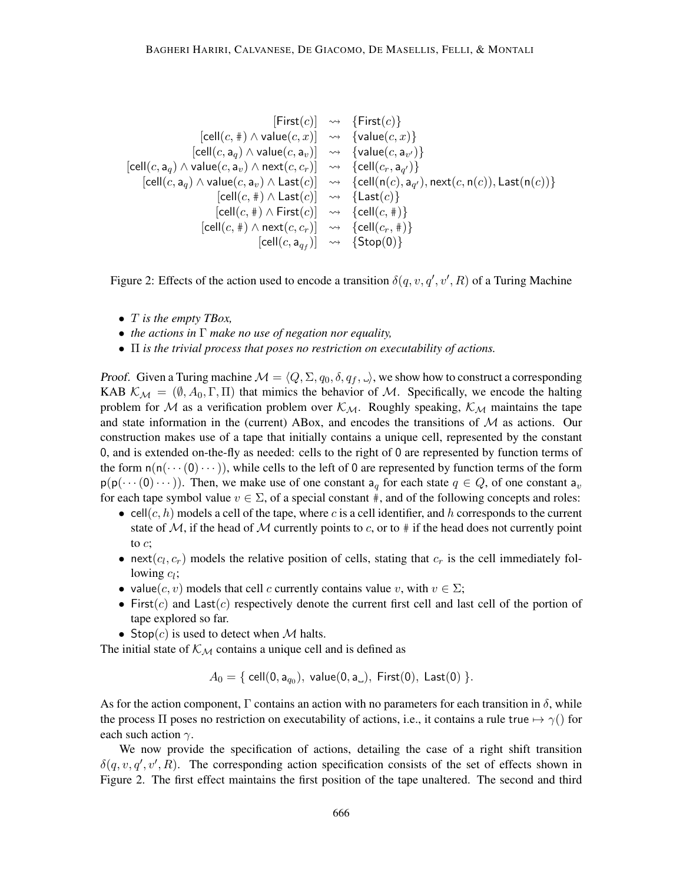$$
\begin{array}{rcl}
[\mathsf{First}(c)] & \rightsquigarrow & \{\mathsf{First}(c)\} \\
[\mathsf{cell}(c,\#) \wedge \mathsf{value}(c,x)] & \rightsquigarrow & \{\mathsf{value}(c,x)\} \\
[\mathsf{cell}(c,\mathsf{a}_q) \wedge \mathsf{value}(c,\mathsf{a}_v)] & \rightsquigarrow & \{\mathsf{value}(c,\mathsf{a}_{v'})\} \\
[\mathsf{cell}(c,\mathsf{a}_q) \wedge \mathsf{value}(c,\mathsf{a}_v) \wedge \mathsf{next}(c,c_r)] & \rightsquigarrow & \{\mathsf{cell}(c_r,\mathsf{a}_{q'})\} \\
[\mathsf{cell}(c,\mathsf{a}_q) \wedge \mathsf{value}(c,\mathsf{a}_v) \wedge \mathsf{Last}(c)] & \rightsquigarrow & \{\mathsf{cell}(\mathsf{n}(c),\mathsf{a}_{q'}), \mathsf{next}(c,\mathsf{n}(c)), \mathsf{Last}(\mathsf{n}(c))\} \\
[\mathsf{cell}(c,\#) \wedge \mathsf{Last}(c)] & \rightsquigarrow & \{\mathsf{Last}(c)\} \\
[\mathsf{cell}(c,\#) \wedge \mathsf{First}(c)] & \rightsquigarrow & \{\mathsf{cell}(c,\#)\} \\
[\mathsf{cell}(c,\#) \wedge \mathsf{next}(c,c_r)] & \rightsquigarrow & \{\mathsf{cell}(c_r,\#)\} \\
[\mathsf{cell}(c,\mathsf{a}_{q_f})] & \rightsquigarrow & \{\mathsf{Stop}(0)\}
\end{array}
$$

Figure 2: Effects of the action used to encode a transition $\delta(q, v, q', v', R)$ of a Turing Machine

- *$T$ is the empty TBox,*
- *the actions in $\Gamma$ make no use of negation nor equality,*
- *$\Pi$ is the trivial process that poses no restriction on executability of actions.*

*Proof.* Given a Turing machine $\mathcal{M} = \langle Q, \Sigma, q_0, \delta, q_f, \llcorner\!\lrcorner \rangle$, we show how to construct a corresponding KAB $\mathcal{K}_\mathcal{M} = (\emptyset, A_0, \Gamma, \Pi)$ that mimics the behavior of $\mathcal{M}$. Specifically, we encode the halting problem for $\mathcal{M}$ as a verification problem over $\mathcal{K}_\mathcal{M}$. Roughly speaking, $\mathcal{K}_\mathcal{M}$ maintains the tape and state information in the (current) ABox, and encodes the transitions of $\mathcal{M}$ as actions. Our construction makes use of a tape that initially contains a unique cell, represented by the constant $0$, and is extended on-the-fly as needed: cells to the right of $0$ are represented by function terms of the form $\mathsf{n}(\mathsf{n}(\cdots(0)\cdots))$, while cells to the left of $0$ are represented by function terms of the form $\mathsf{p}(\mathsf{p}(\cdots(0)\cdots))$. Then, we make use of one constant $\mathsf{a}_q$ for each state $q \in Q$, of one constant $\mathsf{a}_v$ for each tape symbol value $v \in \Sigma$, of a special constant $\#$, and of the following concepts and roles:

- $\mathsf{cell}(c, h)$ models a cell of the tape, where $c$ is a cell identifier, and $h$ corresponds to the current state of $\mathcal{M}$, if the head of $\mathcal{M}$ currently points to $c$, or to $\#$ if the head does not currently point to $c$;
- $\mathsf{next}(c_l, c_r)$ models the relative position of cells, stating that $c_r$ is the cell immediately following $c_l$;
- $\mathsf{value}(c, v)$ models that cell $c$ currently contains value $v$, with $v \in \Sigma$;
- $\mathsf{First}(c)$ and $\mathsf{Last}(c)$ respectively denote the current first cell and last cell of the portion of tape explored so far.
- $\mathsf{Stop}(c)$ is used to detect when $\mathcal{M}$ halts.

The initial state of $\mathcal{K}_\mathcal{M}$ contains a unique cell and is defined as

$$A_0 = \{\ \mathsf{cell}(0, \mathsf{a}_{q_0}),\ \mathsf{value}(0, \mathsf{a}_{\llcorner\!\lrcorner}),\ \mathsf{First}(0),\ \mathsf{Last}(0)\ \}.$$

As for the action component, $\Gamma$ contains an action with no parameters for each transition in $\delta$, while the process $\Pi$ poses no restriction on executability of actions, i.e., it contains a rule $\mathsf{true} \mapsto \gamma()$ for each such action $\gamma$.

We now provide the specification of actions, detailing the case of a right shift transition $\delta(q, v, q', v', R)$. The corresponding action specification consists of the set of effects shown in Figure 2. The first effect maintains the first position of the tape unaltered. The second and third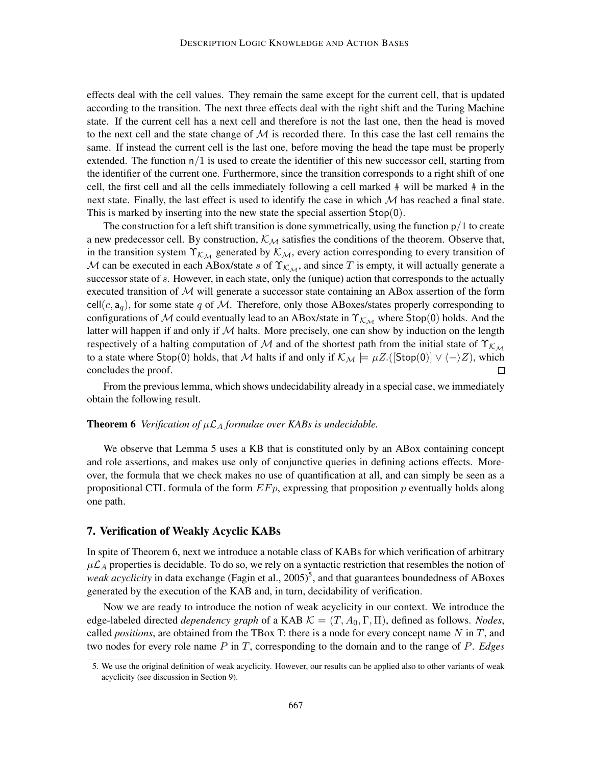effects deal with the cell values. They remain the same except for the current cell, that is updated according to the transition. The next three effects deal with the right shift and the Turing Machine state. If the current cell has a next cell and therefore is not the last one, then the head is moved to the next cell and the state change of $\mathcal{M}$ is recorded there. In this case the last cell remains the same. If instead the current cell is the last one, before moving the head the tape must be properly extended. The function $\mathsf{n}/1$ is used to create the identifier of this new successor cell, starting from the identifier of the current one. Furthermore, since the transition corresponds to a right shift of one cell, the first cell and all the cells immediately following a cell marked # will be marked # in the next state. Finally, the last effect is used to identify the case in which $\mathcal{M}$ has reached a final state. This is marked by inserting into the new state the special assertion $\mathsf{Stop}(0)$.

The construction for a left shift transition is done symmetrically, using the function $\mathsf{p}/1$ to create a new predecessor cell. By construction, $\mathcal{K}_\mathcal{M}$ satisfies the conditions of the theorem. Observe that, in the transition system $\Upsilon_{\mathcal{K}_\mathcal{M}}$ generated by $\mathcal{K}_\mathcal{M}$, every action corresponding to every transition of $\mathcal{M}$ can be executed in each ABox/state $s$ of $\Upsilon_{\mathcal{K}_\mathcal{M}}$, and since $T$ is empty, it will actually generate a successor state of $s$. However, in each state, only the (unique) action that corresponds to the actually executed transition of $\mathcal{M}$ will generate a successor state containing an ABox assertion of the form $\mathsf{cell}(c, \mathsf{a}_q)$, for some state $q$ of $\mathcal{M}$. Therefore, only those ABoxes/states properly corresponding to configurations of $\mathcal{M}$ could eventually lead to an ABox/state in $\Upsilon_{\mathcal{K}_\mathcal{M}}$ where $\mathsf{Stop}(0)$ holds. And the latter will happen if and only if $\mathcal{M}$ halts. More precisely, one can show by induction on the length respectively of a halting computation of $\mathcal{M}$ and of the shortest path from the initial state of $\Upsilon_{\mathcal{K}_\mathcal{M}}$ to a state where $\mathsf{Stop}(0)$ holds, that $\mathcal{M}$ halts if and only if $\mathcal{K}_\mathcal{M} \models \mu Z.([\mathsf{Stop}(0)] \vee \langle - \rangle Z)$, which concludes the proof. □

From the previous lemma, which shows undecidability already in a special case, we immediately obtain the following result.

**Theorem 6** *Verification of $\mu\mathcal{L}_A$ formulae over KABs is undecidable.*

We observe that Lemma 5 uses a KB that is constituted only by an ABox containing concept and role assertions, and makes use only of conjunctive queries in defining actions effects. Moreover, the formula that we check makes no use of quantification at all, and can simply be seen as a propositional CTL formula of the form $EFp$, expressing that proposition $p$ eventually holds along one path.

## 7. Verification of Weakly Acyclic KABs

In spite of Theorem 6, next we introduce a notable class of KABs for which verification of arbitrary $\mu\mathcal{L}_A$ properties is decidable. To do so, we rely on a syntactic restriction that resembles the notion of *weak acyclicity* in data exchange (Fagin et al., 2005)[5], and that guarantees boundedness of ABoxes generated by the execution of the KAB and, in turn, decidability of verification.

Now we are ready to introduce the notion of weak acyclicity in our context. We introduce the edge-labeled directed *dependency graph* of a KAB $\mathcal{K} = (T, A_0, \Gamma, \Pi)$, defined as follows. *Nodes*, called *positions*, are obtained from the TBox T: there is a node for every concept name $N$ in $T$, and two nodes for every role name $P$ in $T$, corresponding to the domain and to the range of $P$. *Edges*

5. We use the original definition of weak acyclicity. However, our results can be applied also to other variants of weak acyclicity (see discussion in Section 9).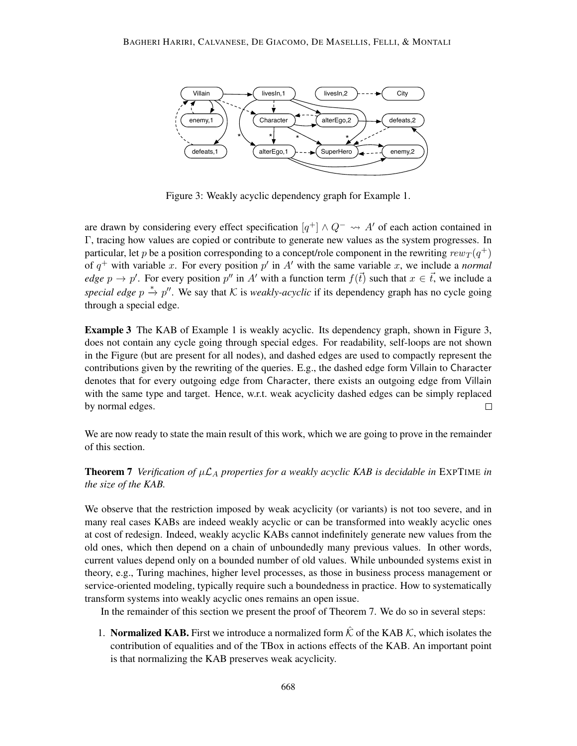Figure 3: Weakly acyclic dependency graph for Example 1.

are drawn by considering every effect specification $[q^+] \wedge Q^- \rightsquigarrow A'$ of each action contained in $\Gamma$, tracing how values are copied or contribute to generate new values as the system progresses. In particular, let $p$ be a position corresponding to a concept/role component in the rewriting $rew_T(q^+)$ of $q^+$ with variable $x$. For every position $p'$ in $A'$ with the same variable $x$, we include a *normal edge* $p \rightarrow p'$. For every position $p''$ in $A'$ with a function term $f(\vec{t})$ such that $x \in \vec{t}$, we include a *special edge* $p \xrightarrow{*} p''$. We say that $\mathcal{K}$ is *weakly-acyclic* if its dependency graph has no cycle going through a special edge.

**Example 3** The KAB of Example 1 is weakly acyclic. Its dependency graph, shown in Figure 3, does not contain any cycle going through special edges. For readability, self-loops are not shown in the Figure (but are present for all nodes), and dashed edges are used to compactly represent the contributions given by the rewriting of the queries. E.g., the dashed edge form Villain to Character denotes that for every outgoing edge from Character, there exists an outgoing edge from Villain with the same type and target. Hence, w.r.t. weak acyclicity dashed edges can be simply replaced by normal edges. □

We are now ready to state the main result of this work, which we are going to prove in the remainder of this section.

**Theorem 7** *Verification of $\mu\mathcal{L}_A$ properties for a weakly acyclic KAB is decidable in* EXPTIME *in the size of the KAB.*

We observe that the restriction imposed by weak acyclicity (or variants) is not too severe, and in many real cases KABs are indeed weakly acyclic or can be transformed into weakly acyclic ones at cost of redesign. Indeed, weakly acyclic KABs cannot indefinitely generate new values from the old ones, which then depend on a chain of unboundedly many previous values. In other words, current values depend only on a bounded number of old values. While unbounded systems exist in theory, e.g., Turing machines, higher level processes, as those in business process management or service-oriented modeling, typically require such a boundedness in practice. How to systematically transform systems into weakly acyclic ones remains an open issue.

In the remainder of this section we present the proof of Theorem 7. We do so in several steps:

1. **Normalized KAB.** First we introduce a normalized form $\hat{\mathcal{K}}$ of the KAB $\mathcal{K}$, which isolates the contribution of equalities and of the TBox in actions effects of the KAB. An important point is that normalizing the KAB preserves weak acyclicity.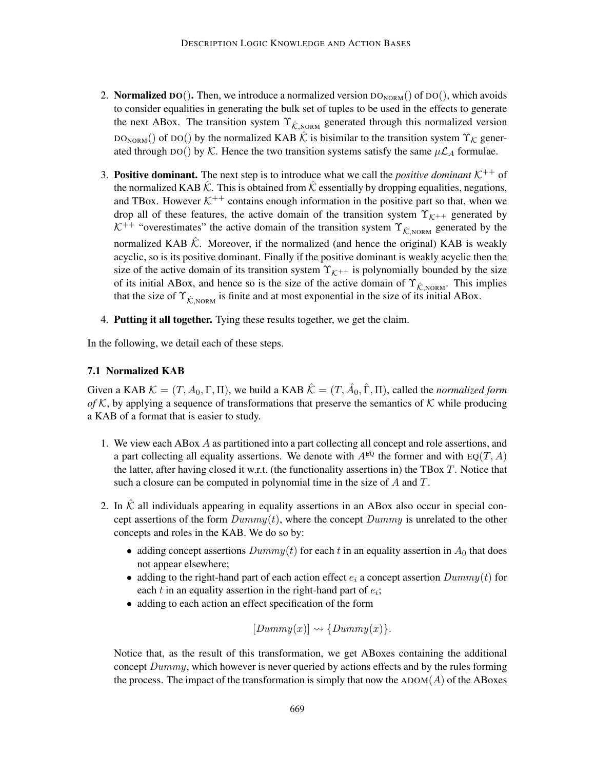2. **Normalized** $\text{DO}()$**.** Then, we introduce a normalized version $\text{DO}_{\text{NORM}}()$ of $\text{DO}()$, which avoids to consider equalities in generating the bulk set of tuples to be used in the effects to generate the next ABox. The transition system $\Upsilon_{\hat{\mathcal{K}},\text{NORM}}$ generated through this normalized version $\text{DO}_{\text{NORM}}()$ of $\text{DO}()$ by the normalized KAB $\hat{\mathcal{K}}$ is bisimilar to the transition system $\Upsilon_{\mathcal{K}}$ generated through $\text{DO}()$ by $\mathcal{K}$. Hence the two transition systems satisfy the same $\mu\mathcal{L}_A$ formulae.

3. **Positive dominant.** The next step is to introduce what we call the *positive dominant* $\mathcal{K}^{++}$ of the normalized KAB $\hat{\mathcal{K}}$. This is obtained from $\hat{\mathcal{K}}$ essentially by dropping equalities, negations, and TBox. However $\mathcal{K}^{++}$ contains enough information in the positive part so that, when we drop all of these features, the active domain of the transition system $\Upsilon_{\mathcal{K}^{++}}$ generated by $\mathcal{K}^{++}$ "overestimates" the active domain of the transition system $\Upsilon_{\hat{\mathcal{K}},\text{NORM}}$ generated by the normalized KAB $\hat{\mathcal{K}}$. Moreover, if the normalized (and hence the original) KAB is weakly acyclic, so is its positive dominant. Finally if the positive dominant is weakly acyclic then the size of the active domain of its transition system $\Upsilon_{\mathcal{K}^{++}}$ is polynomially bounded by the size of its initial ABox, and hence so is the size of the active domain of $\Upsilon_{\hat{\mathcal{K}},\text{NORM}}$. This implies that the size of $\Upsilon_{\hat{\mathcal{K}},\text{NORM}}$ is finite and at most exponential in the size of its initial ABox.

4. **Putting it all together.** Tying these results together, we get the claim.

In the following, we detail each of these steps.

### 7.1 Normalized KAB

Given a KAB $\mathcal{K} = (T, A_0, \Gamma, \Pi)$, we build a KAB $\hat{\mathcal{K}} = (T, \hat{A}_0, \hat{\Gamma}, \Pi)$, called the *normalized form of* $\mathcal{K}$, by applying a sequence of transformations that preserve the semantics of $\mathcal{K}$ while producing a KAB of a format that is easier to study.

1. We view each ABox $A$ as partitioned into a part collecting all concept and role assertions, and a part collecting all equality assertions. We denote with $A^{\not\text{EQ}}$ the former and with $\text{EQ}(T, A)$ the latter, after having closed it w.r.t. (the functionality assertions in) the TBox $T$. Notice that such a closure can be computed in polynomial time in the size of $A$ and $T$.

2. In $\hat{\mathcal{K}}$ all individuals appearing in equality assertions in an ABox also occur in special concept assertions of the form $Dummy(t)$, where the concept $Dummy$ is unrelated to the other concepts and roles in the KAB. We do so by:
   - adding concept assertions $Dummy(t)$ for each $t$ in an equality assertion in $A_0$ that does not appear elsewhere;
   - adding to the right-hand part of each action effect $e_i$ a concept assertion $Dummy(t)$ for each $t$ in an equality assertion in the right-hand part of $e_i$;
   - adding to each action an effect specification of the form

$$[Dummy(x)] \rightsquigarrow \{Dummy(x)\}.$$

   Notice that, as the result of this transformation, we get ABoxes containing the additional concept $Dummy$, which however is never queried by actions effects and by the rules forming the process. The impact of the transformation is simply that now the $\text{ADOM}(A)$ of the ABoxes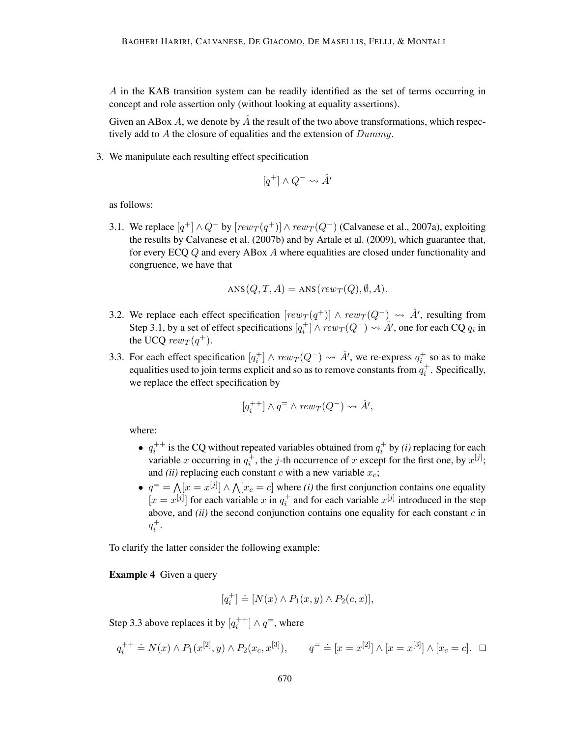$A$ in the KAB transition system can be readily identified as the set of terms occurring in concept and role assertion only (without looking at equality assertions).

Given an ABox $A$, we denote by $\hat{A}$ the result of the two above transformations, which respectively add to $A$ the closure of equalities and the extension of $Dummy$.

3. We manipulate each resulting effect specification

$$[q^+] \wedge Q^- \rightsquigarrow \hat{A}'$$

as follows:

3.1. We replace $[q^+] \wedge Q^-$ by $[rew_T(q^+)] \wedge rew_T(Q^-)$ (Calvanese et al., 2007a), exploiting the results by Calvanese et al. (2007b) and by Artale et al. (2009), which guarantee that, for every ECQ $Q$ and every ABox $A$ where equalities are closed under functionality and congruence, we have that

$$\text{ANS}(Q, T, A) = \text{ANS}(rew_T(Q), \emptyset, A).$$

3.2. We replace each effect specification $[rew_T(q^+)] \wedge rew_T(Q^-) \rightsquigarrow \hat{A}'$, resulting from Step 3.1, by a set of effect specifications $[q_i^+] \wedge rew_T(Q^-) \rightsquigarrow \hat{A}'$, one for each CQ $q_i$ in the UCQ $rew_T(q^+)$.

3.3. For each effect specification $[q_i^+] \wedge rew_T(Q^-) \rightsquigarrow \hat{A}'$, we re-express $q_i^+$ so as to make equalities used to join terms explicit and so as to remove constants from $q_i^+$. Specifically, we replace the effect specification by

$$[q_i^{++}] \wedge q^= \wedge rew_T(Q^-) \rightsquigarrow \hat{A}',$$

where:

- $q_i^{++}$ is the CQ without repeated variables obtained from $q_i^+$ by *(i)* replacing for each variable $x$ occurring in $q_i^+$, the $j$-th occurrence of $x$ except for the first one, by $x^{[j]}$; and *(ii)* replacing each constant $c$ with a new variable $x_c$;
- $q^= = \bigwedge[x = x^{[j]}] \wedge \bigwedge[x_c = c]$ where *(i)* the first conjunction contains one equality $[x = x^{[j]}]$ for each variable $x$ in $q_i^+$ and for each variable $x^{[j]}$ introduced in the step above, and *(ii)* the second conjunction contains one equality for each constant $c$ in $q_i^+$.

To clarify the latter consider the following example:

**Example 4** Given a query

$$[q_i^+] \doteq [N(x) \wedge P_1(x, y) \wedge P_2(c, x)],$$

Step 3.3 above replaces it by $[q_i^{++}] \wedge q^=$, where

$$q_i^{++} \doteq N(x) \wedge P_1(x^{[2]}, y) \wedge P_2(x_c, x^{[3]}), \qquad q^= \doteq [x = x^{[2]}] \wedge [x = x^{[3]}] \wedge [x_c = c]. \quad \square$$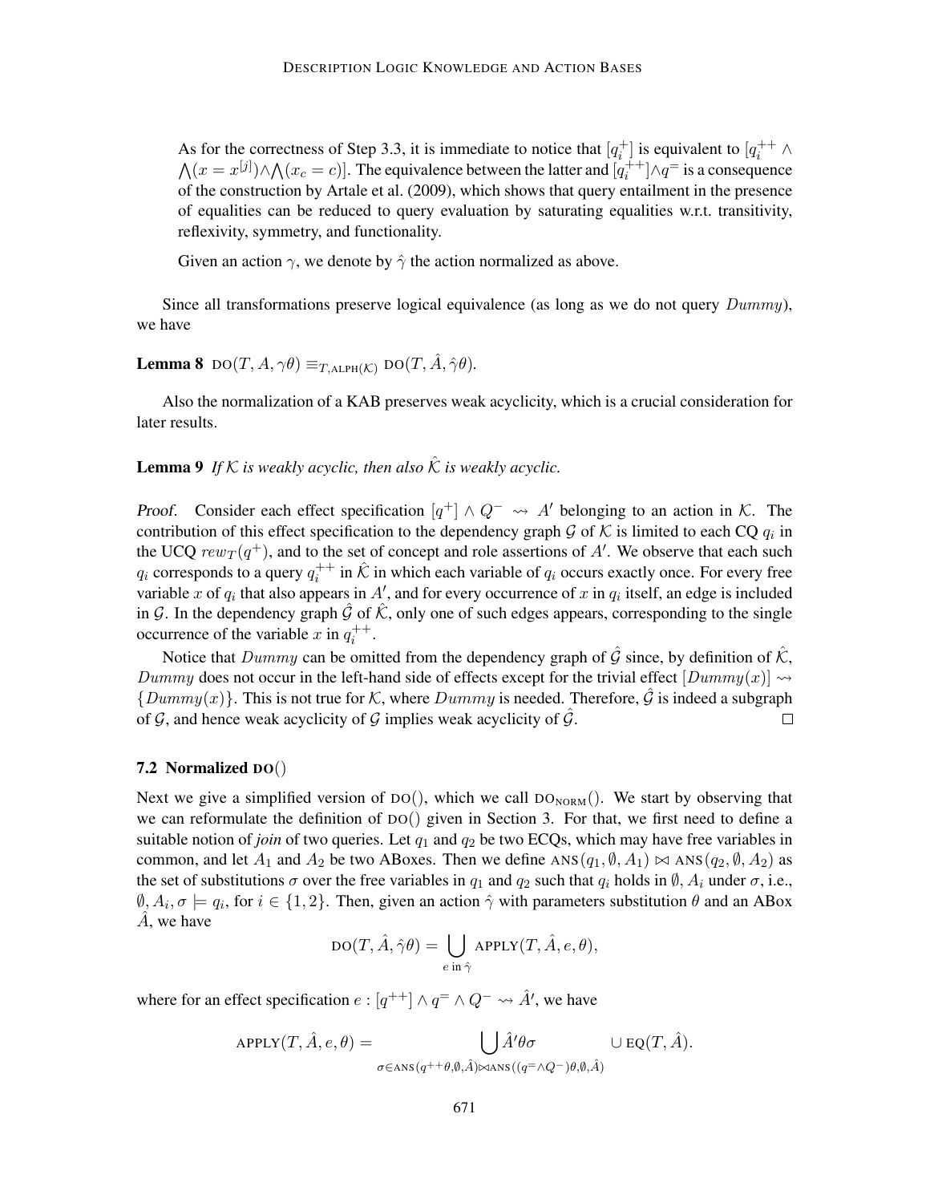As for the correctness of Step 3.3, it is immediate to notice that $[q_i^+]$ is equivalent to $[q_i^{++} \wedge \bigwedge(x = x^{[j]}) \wedge \bigwedge(x_c = c)]$. The equivalence between the latter and $[q_i^{++}] \wedge q^=$ is a consequence of the construction by Artale et al. (2009), which shows that query entailment in the presence of equalities can be reduced to query evaluation by saturating equalities w.r.t. transitivity, reflexivity, symmetry, and functionality.

Given an action $\gamma$, we denote by $\hat{\gamma}$ the action normalized as above.

Since all transformations preserve logical equivalence (as long as we do not query $Dummy$), we have

**Lemma 8** $\text{DO}(T, A, \gamma\theta) \equiv_{T,\text{ALPH}(\mathcal{K})} \text{DO}(T, \hat{A}, \hat{\gamma}\theta)$.

Also the normalization of a KAB preserves weak acyclicity, which is a crucial consideration for later results.

**Lemma 9** *If $\mathcal{K}$ is weakly acyclic, then also $\hat{\mathcal{K}}$ is weakly acyclic.*

*Proof.* Consider each effect specification $[q^+] \wedge Q^- \rightsquigarrow A'$ belonging to an action in $\mathcal{K}$. The contribution of this effect specification to the dependency graph $\mathcal{G}$ of $\mathcal{K}$ is limited to each CQ $q_i$ in the UCQ $rew_T(q^+)$, and to the set of concept and role assertions of $A'$. We observe that each such $q_i$ corresponds to a query $q_i^{++}$ in $\hat{\mathcal{K}}$ in which each variable of $q_i$ occurs exactly once. For every free variable $x$ of $q_i$ that also appears in $A'$, and for every occurrence of $x$ in $q_i$ itself, an edge is included in $\mathcal{G}$. In the dependency graph $\hat{\mathcal{G}}$ of $\hat{\mathcal{K}}$, only one of such edges appears, corresponding to the single occurrence of the variable $x$ in $q_i^{++}$.

Notice that $Dummy$ can be omitted from the dependency graph of $\hat{\mathcal{G}}$ since, by definition of $\hat{\mathcal{K}}$, $Dummy$ does not occur in the left-hand side of effects except for the trivial effect $[Dummy(x)] \rightsquigarrow \{Dummy(x)\}$. This is not true for $\mathcal{K}$, where $Dummy$ is needed. Therefore, $\hat{\mathcal{G}}$ is indeed a subgraph of $\mathcal{G}$, and hence weak acyclicity of $\mathcal{G}$ implies weak acyclicity of $\hat{\mathcal{G}}$. $\square$

### 7.2 Normalized DO()

Next we give a simplified version of DO(), which we call $\text{DO}_{\text{NORM}}()$. We start by observing that we can reformulate the definition of DO() given in Section 3. For that, we first need to define a suitable notion of *join* of two queries. Let $q_1$ and $q_2$ be two ECQs, which may have free variables in common, and let $A_1$ and $A_2$ be two ABoxes. Then we define $\text{ANS}(q_1, \emptyset, A_1) \bowtie \text{ANS}(q_2, \emptyset, A_2)$ as the set of substitutions $\sigma$ over the free variables in $q_1$ and $q_2$ such that $q_i$ holds in $\emptyset, A_i$ under $\sigma$, i.e., $\emptyset, A_i, \sigma \models q_i$, for $i \in \{1, 2\}$. Then, given an action $\hat{\gamma}$ with parameters substitution $\theta$ and an ABox $\hat{A}$, we have

$$\text{DO}(T, \hat{A}, \hat{\gamma}\theta) = \bigcup_{e \text{ in } \hat{\gamma}} \text{APPLY}(T, \hat{A}, e, \theta),$$

where for an effect specification $e : [q^{++}] \wedge q^= \wedge Q^- \rightsquigarrow \hat{A}'$, we have

$$\text{APPLY}(T, \hat{A}, e, \theta) = \bigcup_{\sigma \in \text{ANS}(q^{++}\theta, \emptyset, \hat{A}) \bowtie \text{ANS}((q^= \wedge Q^-)\theta, \emptyset, \hat{A})} \hat{A}'\theta\sigma \quad \cup \text{EQ}(T, \hat{A}).$$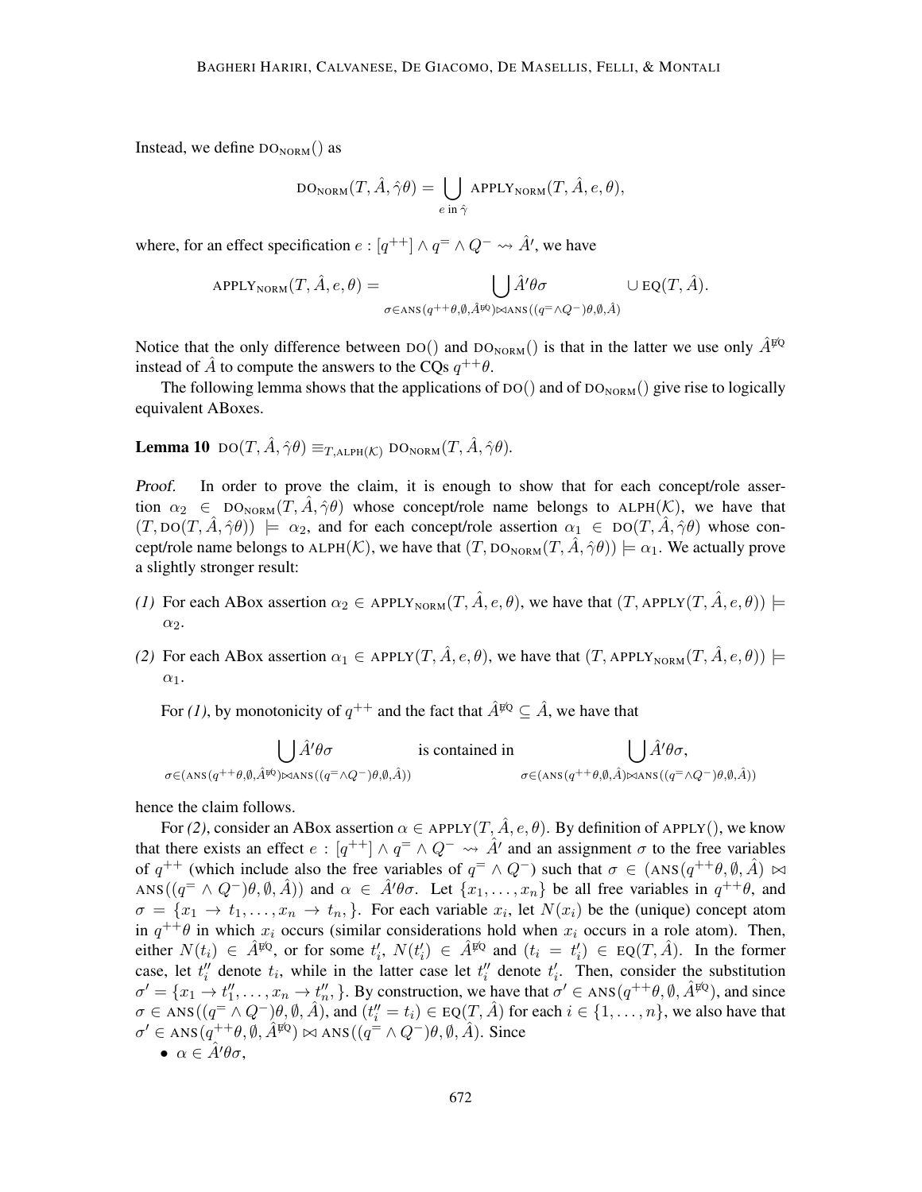Instead, we define $\text{DO}_{\text{NORM}}()$ as

$$\text{DO}_{\text{NORM}}(T, \hat{A}, \hat{\gamma}\theta) = \bigcup_{e \text{ in } \hat{\gamma}} \text{APPLY}_{\text{NORM}}(T, \hat{A}, e, \theta),$$

where, for an effect specification $e : [q^{++}] \wedge q^{=} \wedge Q^{-} \rightsquigarrow \hat{A}'$, we have

$$\text{APPLY}_{\text{NORM}}(T, \hat{A}, e, \theta) = \bigcup_{\sigma \in \text{ANS}(q^{++}\theta, \emptyset, \hat{A}^{\not\text{EQ}}) \bowtie \text{ANS}((q^{=} \wedge Q^{-})\theta, \emptyset, \hat{A})} \hat{A}'\theta\sigma \qquad \cup \, \text{EQ}(T, \hat{A}).$$

Notice that the only difference between $\text{DO}()$ and $\text{DO}_{\text{NORM}}()$ is that in the latter we use only $\hat{A}^{\not\text{EQ}}$ instead of $\hat{A}$ to compute the answers to the CQs $q^{++}\theta$.

The following lemma shows that the applications of $\text{DO}()$ and of $\text{DO}_{\text{NORM}}()$ give rise to logically equivalent ABoxes.

**Lemma 10** $\text{DO}(T, \hat{A}, \hat{\gamma}\theta) \equiv_{T, \text{ALPH}(\mathcal{K})} \text{DO}_{\text{NORM}}(T, \hat{A}, \hat{\gamma}\theta)$.

*Proof.* In order to prove the claim, it is enough to show that for each concept/role assertion $\alpha_2 \in \text{DO}_{\text{NORM}}(T, \hat{A}, \hat{\gamma}\theta)$ whose concept/role name belongs to $\text{ALPH}(\mathcal{K})$, we have that $(T, \text{DO}(T, \hat{A}, \hat{\gamma}\theta)) \models \alpha_2$, and for each concept/role assertion $\alpha_1 \in \text{DO}(T, \hat{A}, \hat{\gamma}\theta)$ whose concept/role name belongs to $\text{ALPH}(\mathcal{K})$, we have that $(T, \text{DO}_{\text{NORM}}(T, \hat{A}, \hat{\gamma}\theta)) \models \alpha_1$. We actually prove a slightly stronger result:

*(1)* For each ABox assertion $\alpha_2 \in \text{APPLY}_{\text{NORM}}(T, \hat{A}, e, \theta)$, we have that $(T, \text{APPLY}(T, \hat{A}, e, \theta)) \models \alpha_2$.

*(2)* For each ABox assertion $\alpha_1 \in \text{APPLY}(T, \hat{A}, e, \theta)$, we have that $(T, \text{APPLY}_{\text{NORM}}(T, \hat{A}, e, \theta)) \models \alpha_1$.

For *(1)*, by monotonicity of $q^{++}$ and the fact that $\hat{A}^{\not\text{EQ}} \subseteq \hat{A}$, we have that

$$\bigcup_{\sigma \in (\text{ANS}(q^{++}\theta, \emptyset, \hat{A}^{\not\text{EQ}}) \bowtie \text{ANS}((q^{=} \wedge Q^{-})\theta, \emptyset, \hat{A}))} \hat{A}'\theta\sigma \qquad \text{is contained in} \qquad \bigcup_{\sigma \in (\text{ANS}(q^{++}\theta, \emptyset, \hat{A}) \bowtie \text{ANS}((q^{=} \wedge Q^{-})\theta, \emptyset, \hat{A}))} \hat{A}'\theta\sigma,$$

hence the claim follows.

For *(2)*, consider an ABox assertion $\alpha \in \text{APPLY}(T, \hat{A}, e, \theta)$. By definition of $\text{APPLY}()$, we know that there exists an effect $e : [q^{++}] \wedge q^{=} \wedge Q^{-} \rightsquigarrow \hat{A}'$ and an assignment $\sigma$ to the free variables of $q^{++}$ (which include also the free variables of $q^{=} \wedge Q^{-}$) such that $\sigma \in (\text{ANS}(q^{++}\theta, \emptyset, \hat{A}) \bowtie \text{ANS}((q^{=} \wedge Q^{-})\theta, \emptyset, \hat{A}))$ and $\alpha \in \hat{A}'\theta\sigma$. Let $\{x_1, \ldots, x_n\}$ be all free variables in $q^{++}\theta$, and $\sigma = \{x_1 \to t_1, \ldots, x_n \to t_n, \}$. For each variable $x_i$, let $N(x_i)$ be the (unique) concept atom in $q^{++}\theta$ in which $x_i$ occurs (similar considerations hold when $x_i$ occurs in a role atom). Then, either $N(t_i) \in \hat{A}^{\not\text{EQ}}$, or for some $t'_i$, $N(t'_i) \in \hat{A}^{\not\text{EQ}}$ and $(t_i = t'_i) \in \text{EQ}(T, \hat{A})$. In the former case, let $t''_i$ denote $t_i$, while in the latter case let $t''_i$ denote $t'_i$. Then, consider the substitution $\sigma' = \{x_1 \to t''_1, \ldots, x_n \to t''_n, \}$. By construction, we have that $\sigma' \in \text{ANS}(q^{++}\theta, \emptyset, \hat{A}^{\not\text{EQ}})$, and since $\sigma \in \text{ANS}((q^{=} \wedge Q^{-})\theta, \emptyset, \hat{A})$, and $(t''_i = t_i) \in \text{EQ}(T, \hat{A})$ for each $i \in \{1, \ldots, n\}$, we also have that $\sigma' \in \text{ANS}(q^{++}\theta, \emptyset, \hat{A}^{\not\text{EQ}}) \bowtie \text{ANS}((q^{=} \wedge Q^{-})\theta, \emptyset, \hat{A})$. Since

- $\alpha \in \hat{A}'\theta\sigma$,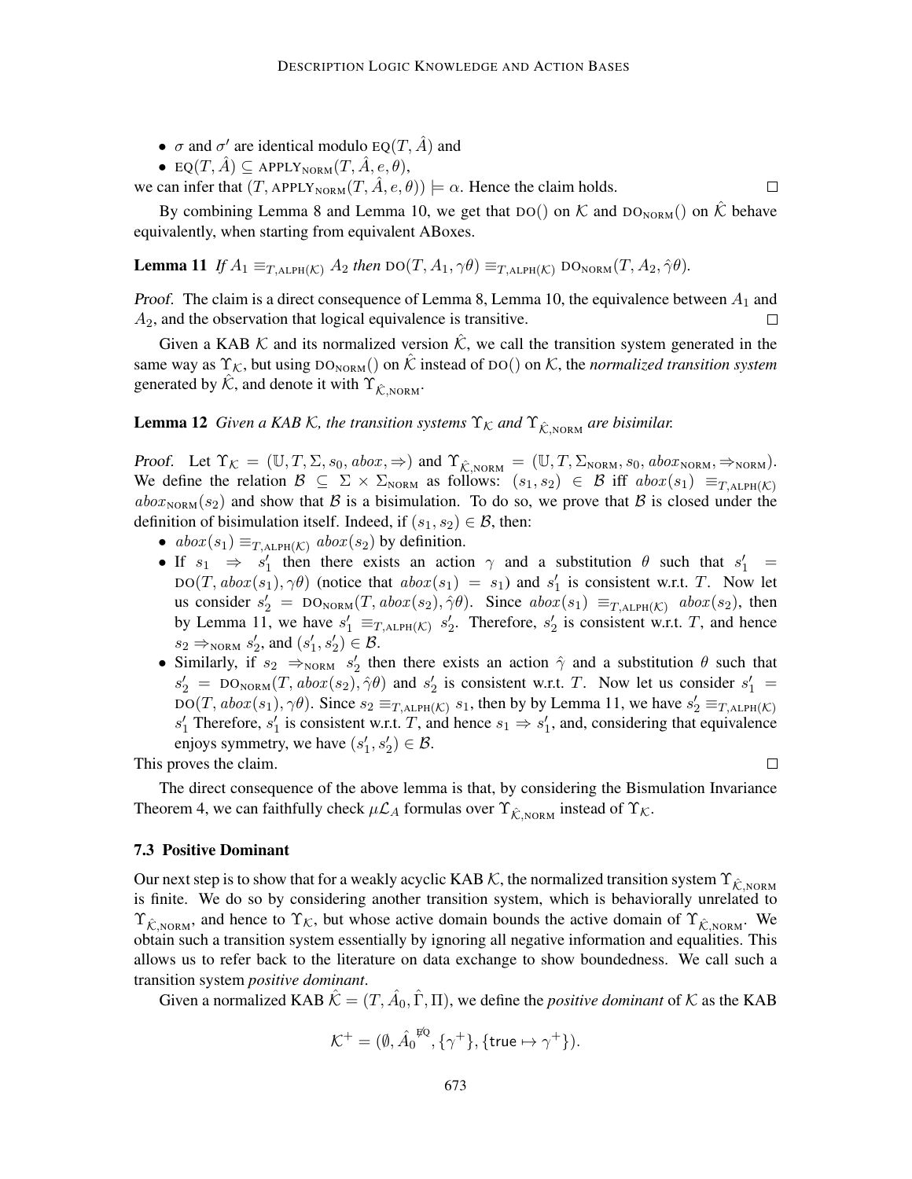- $\sigma$ and $\sigma'$ are identical modulo $\text{EQ}(T, \hat{A})$ and
- $\text{EQ}(T, \hat{A}) \subseteq \text{APPLY}_{\text{NORM}}(T, \hat{A}, e, \theta)$,

we can infer that $(T, \text{APPLY}_{\text{NORM}}(T, \hat{A}, e, \theta)) \models \alpha$. Hence the claim holds. $\square$

By combining Lemma 8 and Lemma 10, we get that $\text{DO}()$ on $\mathcal{K}$ and $\text{DO}_{\text{NORM}}()$ on $\hat{\mathcal{K}}$ behave equivalently, when starting from equivalent ABoxes.

**Lemma 11** *If $A_1 \equiv_{T,\text{ALPH}(\mathcal{K})} A_2$ then $\text{DO}(T, A_1, \gamma\theta) \equiv_{T,\text{ALPH}(\mathcal{K})} \text{DO}_{\text{NORM}}(T, A_2, \hat{\gamma}\theta)$.*

*Proof.* The claim is a direct consequence of Lemma 8, Lemma 10, the equivalence between $A_1$ and $A_2$, and the observation that logical equivalence is transitive. $\square$

Given a KAB $\mathcal{K}$ and its normalized version $\hat{\mathcal{K}}$, we call the transition system generated in the same way as $\Upsilon_{\mathcal{K}}$, but using $\text{DO}_{\text{NORM}}()$ on $\hat{\mathcal{K}}$ instead of $\text{DO}()$ on $\mathcal{K}$, the *normalized transition system* generated by $\hat{\mathcal{K}}$, and denote it with $\Upsilon_{\hat{\mathcal{K}},\text{NORM}}$.

**Lemma 12** *Given a KAB $\mathcal{K}$, the transition systems $\Upsilon_{\mathcal{K}}$ and $\Upsilon_{\hat{\mathcal{K}},\text{NORM}}$ are bisimilar.*

*Proof.* Let $\Upsilon_{\mathcal{K}} = (\mathbb{U}, T, \Sigma, s_0, abox, \Rightarrow)$ and $\Upsilon_{\hat{\mathcal{K}},\text{NORM}} = (\mathbb{U}, T, \Sigma_{\text{NORM}}, s_0, abox_{\text{NORM}}, \Rightarrow_{\text{NORM}})$. We define the relation $\mathcal{B} \subseteq \Sigma \times \Sigma_{\text{NORM}}$ as follows: $(s_1, s_2) \in \mathcal{B}$ iff $abox(s_1) \equiv_{T,\text{ALPH}(\mathcal{K})} abox_{\text{NORM}}(s_2)$ and show that $\mathcal{B}$ is a bisimulation. To do so, we prove that $\mathcal{B}$ is closed under the definition of bisimulation itself. Indeed, if $(s_1, s_2) \in \mathcal{B}$, then:

- $abox(s_1) \equiv_{T,\text{ALPH}(\mathcal{K})} abox(s_2)$ by definition.
- If $s_1 \Rightarrow s_1'$ then there exists an action $\gamma$ and a substitution $\theta$ such that $s_1' = \text{DO}(T, abox(s_1), \gamma\theta)$ (notice that $abox(s_1) = s_1$) and $s_1'$ is consistent w.r.t. $T$. Now let us consider $s_2' = \text{DO}_{\text{NORM}}(T, abox(s_2), \hat{\gamma}\theta)$. Since $abox(s_1) \equiv_{T,\text{ALPH}(\mathcal{K})} abox(s_2)$, then by Lemma 11, we have $s_1' \equiv_{T,\text{ALPH}(\mathcal{K})} s_2'$. Therefore, $s_2'$ is consistent w.r.t. $T$, and hence $s_2 \Rightarrow_{\text{NORM}} s_2'$, and $(s_1', s_2') \in \mathcal{B}$.
- Similarly, if $s_2 \Rightarrow_{\text{NORM}} s_2'$ then there exists an action $\hat{\gamma}$ and a substitution $\theta$ such that $s_2' = \text{DO}_{\text{NORM}}(T, abox(s_2), \hat{\gamma}\theta)$ and $s_2'$ is consistent w.r.t. $T$. Now let us consider $s_1' = \text{DO}(T, abox(s_1), \gamma\theta)$. Since $s_2 \equiv_{T,\text{ALPH}(\mathcal{K})} s_1$, then by by Lemma 11, we have $s_2' \equiv_{T,\text{ALPH}(\mathcal{K})} s_1'$ Therefore, $s_1'$ is consistent w.r.t. $T$, and hence $s_1 \Rightarrow s_1'$, and, considering that equivalence enjoys symmetry, we have $(s_1', s_2') \in \mathcal{B}$.

This proves the claim. $\square$

The direct consequence of the above lemma is that, by considering the Bismulation Invariance Theorem 4, we can faithfully check $\mu\mathcal{L}_A$ formulas over $\Upsilon_{\hat{\mathcal{K}},\text{NORM}}$ instead of $\Upsilon_{\mathcal{K}}$.

### 7.3 Positive Dominant

Our next step is to show that for a weakly acyclic KAB $\mathcal{K}$, the normalized transition system $\Upsilon_{\hat{\mathcal{K}},\text{NORM}}$ is finite. We do so by considering another transition system, which is behaviorally unrelated to $\Upsilon_{\hat{\mathcal{K}},\text{NORM}}$, and hence to $\Upsilon_{\mathcal{K}}$, but whose active domain bounds the active domain of $\Upsilon_{\hat{\mathcal{K}},\text{NORM}}$. We obtain such a transition system essentially by ignoring all negative information and equalities. This allows us to refer back to the literature on data exchange to show boundedness. We call such a transition system *positive dominant*.

Given a normalized KAB $\hat{\mathcal{K}} = (T, \hat{A}_0, \hat{\Gamma}, \Pi)$, we define the *positive dominant* of $\mathcal{K}$ as the KAB

$$\mathcal{K}^+ = (\emptyset, \hat{A}_0^{\not{\text{EQ}}}, \{\gamma^+\}, \{\mathsf{true} \mapsto \gamma^+\}).$$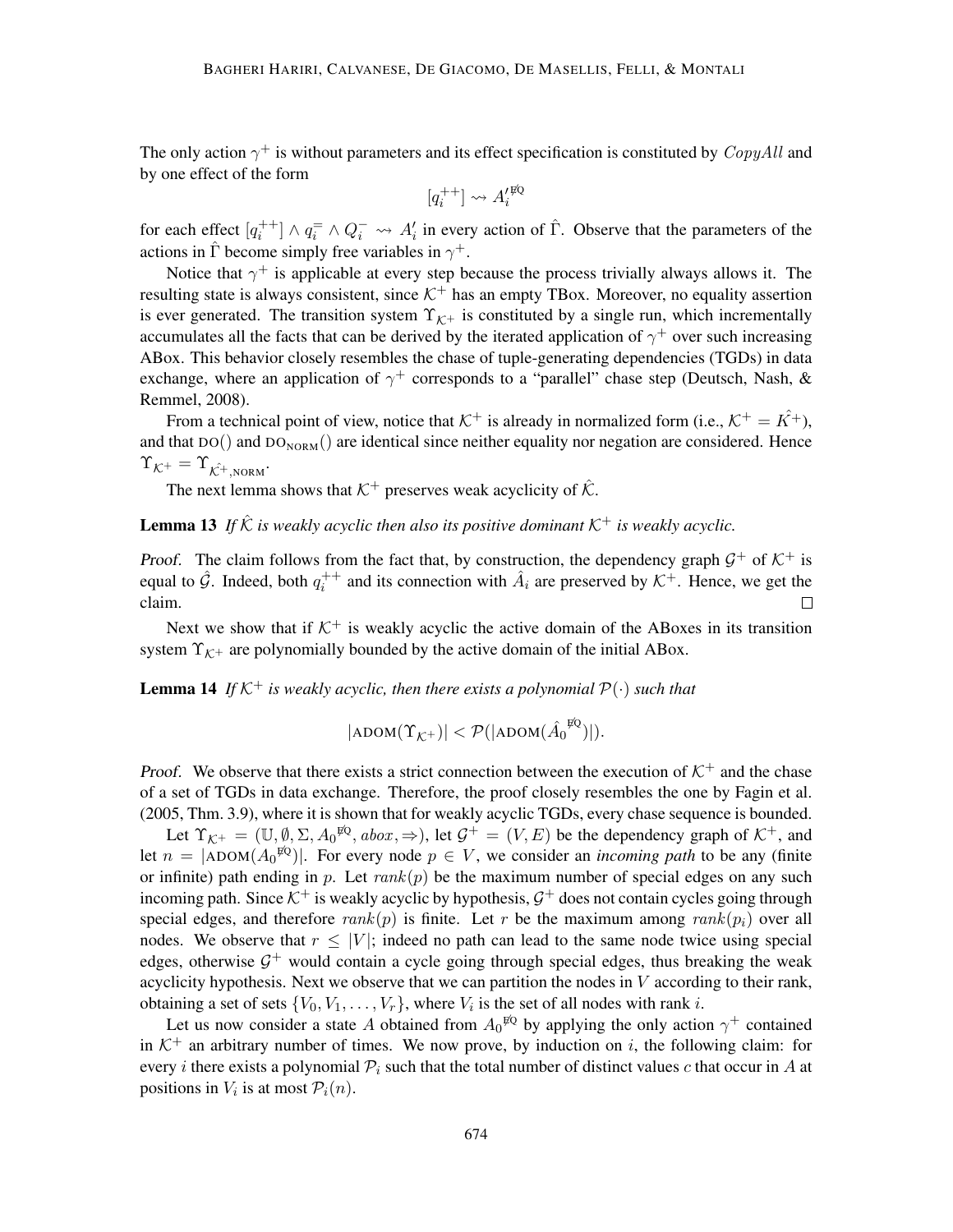The only action $\gamma^+$ is without parameters and its effect specification is constituted by $CopyAll$ and by one effect of the form

$$[q_i^{++}] \rightsquigarrow {A'_i}^{\not\equiv Q}$$

for each effect $[q_i^{++}] \wedge q_i^{=} \wedge Q_i^{-} \rightsquigarrow A'_i$ in every action of $\hat{\Gamma}$. Observe that the parameters of the actions in $\hat{\Gamma}$ become simply free variables in $\gamma^+$.

Notice that $\gamma^+$ is applicable at every step because the process trivially always allows it. The resulting state is always consistent, since $\mathcal{K}^+$ has an empty TBox. Moreover, no equality assertion is ever generated. The transition system $\Upsilon_{\mathcal{K}^+}$ is constituted by a single run, which incrementally accumulates all the facts that can be derived by the iterated application of $\gamma^+$ over such increasing ABox. This behavior closely resembles the chase of tuple-generating dependencies (TGDs) in data exchange, where an application of $\gamma^+$ corresponds to a "parallel" chase step (Deutsch, Nash, & Remmel, 2008).

From a technical point of view, notice that $\mathcal{K}^+$ is already in normalized form (i.e., $\mathcal{K}^+ = \hat{K^+}$), and that $\textsc{do}()$ and $\textsc{do}_{\textsc{norm}}()$ are identical since neither equality nor negation are considered. Hence $\Upsilon_{\mathcal{K}^+} = \Upsilon_{\hat{\mathcal{K}^+},\textsc{norm}}$.

The next lemma shows that $\mathcal{K}^+$ preserves weak acyclicity of $\hat{\mathcal{K}}$.

**Lemma 13** *If $\hat{\mathcal{K}}$ is weakly acyclic then also its positive dominant $\mathcal{K}^+$ is weakly acyclic.*

*Proof.* The claim follows from the fact that, by construction, the dependency graph $\mathcal{G}^+$ of $\mathcal{K}^+$ is equal to $\hat{\mathcal{G}}$. Indeed, both $q_i^{++}$ and its connection with $\hat{A}_i$ are preserved by $\mathcal{K}^+$. Hence, we get the claim. □

Next we show that if $\mathcal{K}^+$ is weakly acyclic the active domain of the ABoxes in its transition system $\Upsilon_{\mathcal{K}^+}$ are polynomially bounded by the active domain of the initial ABox.

**Lemma 14** *If $\mathcal{K}^+$ is weakly acyclic, then there exists a polynomial $\mathcal{P}(\cdot)$ such that*

$$|\textsc{adom}(\Upsilon_{\mathcal{K}^+})| < \mathcal{P}(|\textsc{adom}(\hat{A_0}^{\not\equiv Q})|).$$

*Proof.* We observe that there exists a strict connection between the execution of $\mathcal{K}^+$ and the chase of a set of TGDs in data exchange. Therefore, the proof closely resembles the one by Fagin et al. (2005, Thm. 3.9), where it is shown that for weakly acyclic TGDs, every chase sequence is bounded.

Let $\Upsilon_{\mathcal{K}^+} = (\mathbb{U}, \emptyset, \Sigma, A_0^{\not\equiv Q}, abox, \Rightarrow)$, let $\mathcal{G}^+ = (V, E)$ be the dependency graph of $\mathcal{K}^+$, and let $n = |\textsc{adom}(A_0^{\not\equiv Q})|$. For every node $p \in V$, we consider an *incoming path* to be any (finite or infinite) path ending in $p$. Let $rank(p)$ be the maximum number of special edges on any such incoming path. Since $\mathcal{K}^+$ is weakly acyclic by hypothesis, $\mathcal{G}^+$ does not contain cycles going through special edges, and therefore $rank(p)$ is finite. Let $r$ be the maximum among $rank(p_i)$ over all nodes. We observe that $r \leq |V|$; indeed no path can lead to the same node twice using special edges, otherwise $\mathcal{G}^+$ would contain a cycle going through special edges, thus breaking the weak acyclicity hypothesis. Next we observe that we can partition the nodes in $V$ according to their rank, obtaining a set of sets $\{V_0, V_1, \ldots, V_r\}$, where $V_i$ is the set of all nodes with rank $i$.

Let us now consider a state $A$ obtained from $A_0^{\not\equiv Q}$ by applying the only action $\gamma^+$ contained in $\mathcal{K}^+$ an arbitrary number of times. We now prove, by induction on $i$, the following claim: for every $i$ there exists a polynomial $\mathcal{P}_i$ such that the total number of distinct values $c$ that occur in $A$ at positions in $V_i$ is at most $\mathcal{P}_i(n)$.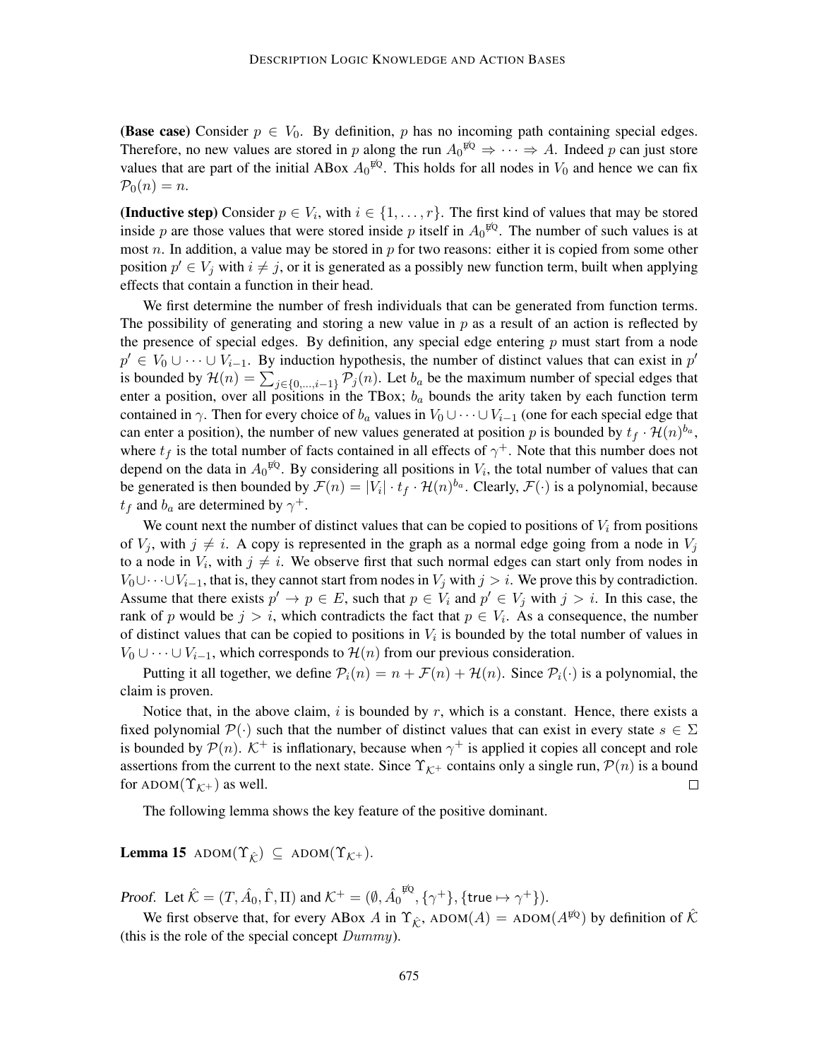**(Base case)** Consider $p \in V_0$. By definition, $p$ has no incoming path containing special edges. Therefore, no new values are stored in $p$ along the run $A_0^{\not{\text{E}}\text{Q}} \Rightarrow \cdots \Rightarrow A$. Indeed $p$ can just store values that are part of the initial ABox $A_0^{\not{\text{E}}\text{Q}}$. This holds for all nodes in $V_0$ and hence we can fix $\mathcal{P}_0(n) = n$.

**(Inductive step)** Consider $p \in V_i$, with $i \in \{1, \ldots, r\}$. The first kind of values that may be stored inside $p$ are those values that were stored inside $p$ itself in $A_0^{\not{\text{E}}\text{Q}}$. The number of such values is at most $n$. In addition, a value may be stored in $p$ for two reasons: either it is copied from some other position $p' \in V_j$ with $i \neq j$, or it is generated as a possibly new function term, built when applying effects that contain a function in their head.

We first determine the number of fresh individuals that can be generated from function terms. The possibility of generating and storing a new value in $p$ as a result of an action is reflected by the presence of special edges. By definition, any special edge entering $p$ must start from a node $p' \in V_0 \cup \cdots \cup V_{i-1}$. By induction hypothesis, the number of distinct values that can exist in $p'$ is bounded by $\mathcal{H}(n) = \sum_{j \in \{0,\ldots,i-1\}} \mathcal{P}_j(n)$. Let $b_a$ be the maximum number of special edges that enter a position, over all positions in the TBox; $b_a$ bounds the arity taken by each function term contained in $\gamma$. Then for every choice of $b_a$ values in $V_0 \cup \cdots \cup V_{i-1}$ (one for each special edge that can enter a position), the number of new values generated at position $p$ is bounded by $t_f \cdot \mathcal{H}(n)^{b_a}$, where $t_f$ is the total number of facts contained in all effects of $\gamma^+$. Note that this number does not depend on the data in $A_0^{\not{\text{E}}\text{Q}}$. By considering all positions in $V_i$, the total number of values that can be generated is then bounded by $\mathcal{F}(n) = |V_i| \cdot t_f \cdot \mathcal{H}(n)^{b_a}$. Clearly, $\mathcal{F}(\cdot)$ is a polynomial, because $t_f$ and $b_a$ are determined by $\gamma^+$.

We count next the number of distinct values that can be copied to positions of $V_i$ from positions of $V_j$, with $j \neq i$. A copy is represented in the graph as a normal edge going from a node in $V_j$ to a node in $V_i$, with $j \neq i$. We observe first that such normal edges can start only from nodes in $V_0 \cup \cdots \cup V_{i-1}$, that is, they cannot start from nodes in $V_j$ with $j > i$. We prove this by contradiction. Assume that there exists $p' \rightarrow p \in E$, such that $p \in V_i$ and $p' \in V_j$ with $j > i$. In this case, the rank of $p$ would be $j > i$, which contradicts the fact that $p \in V_i$. As a consequence, the number of distinct values that can be copied to positions in $V_i$ is bounded by the total number of values in $V_0 \cup \cdots \cup V_{i-1}$, which corresponds to $\mathcal{H}(n)$ from our previous consideration.

Putting it all together, we define $\mathcal{P}_i(n) = n + \mathcal{F}(n) + \mathcal{H}(n)$. Since $\mathcal{P}_i(\cdot)$ is a polynomial, the claim is proven.

Notice that, in the above claim, $i$ is bounded by $r$, which is a constant. Hence, there exists a fixed polynomial $\mathcal{P}(\cdot)$ such that the number of distinct values that can exist in every state $s \in \Sigma$ is bounded by $\mathcal{P}(n)$. $\mathcal{K}^+$ is inflationary, because when $\gamma^+$ is applied it copies all concept and role assertions from the current to the next state. Since $\Upsilon_{\mathcal{K}^+}$ contains only a single run, $\mathcal{P}(n)$ is a bound for $\text{ADOM}(\Upsilon_{\mathcal{K}^+})$ as well. $\square$

The following lemma shows the key feature of the positive dominant.

**Lemma 15** $\text{ADOM}(\Upsilon_{\hat{\mathcal{K}}}) \subseteq \text{ADOM}(\Upsilon_{\mathcal{K}^+})$.

*Proof.* Let $\hat{\mathcal{K}} = (T, \hat{A}_0, \hat{\Gamma}, \Pi)$ and $\mathcal{K}^+ = (\emptyset, \hat{A}_0^{\not{\text{E}}\text{Q}}, \{\gamma^+\}, \{\mathsf{true} \mapsto \gamma^+\})$.

We first observe that, for every ABox $A$ in $\Upsilon_{\hat{\mathcal{K}}}$, $\text{ADOM}(A) = \text{ADOM}(A^{\not{\text{E}}\text{Q}})$ by definition of $\hat{\mathcal{K}}$ (this is the role of the special concept *Dummy*).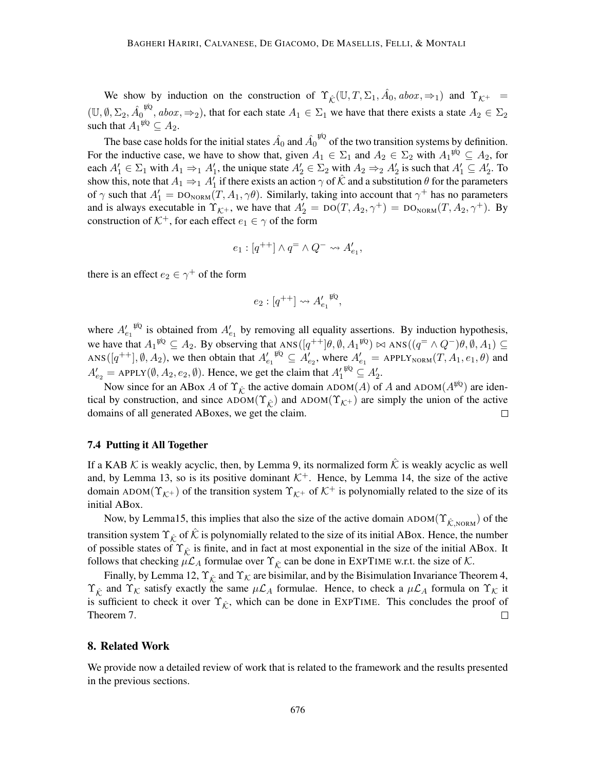We show by induction on the construction of $\Upsilon_{\hat{\mathcal{K}}}(\mathbb{U}, T, \Sigma_1, \hat{A}_0, abox, \Rightarrow_1)$ and $\Upsilon_{\mathcal{K}^+} = (\mathbb{U}, \emptyset, \Sigma_2, \hat{A}_0^{\not\text{EQ}}, abox, \Rightarrow_2)$, that for each state $A_1 \in \Sigma_1$ we have that there exists a state $A_2 \in \Sigma_2$ such that $A_1^{\not\text{EQ}} \subseteq A_2$.

The base case holds for the initial states $\hat{A}_0$ and $\hat{A}_0^{\not\text{EQ}}$ of the two transition systems by definition. For the inductive case, we have to show that, given $A_1 \in \Sigma_1$ and $A_2 \in \Sigma_2$ with $A_1^{\not\text{EQ}} \subseteq A_2$, for each $A'_1 \in \Sigma_1$ with $A_1 \Rightarrow_1 A'_1$, the unique state $A'_2 \in \Sigma_2$ with $A_2 \Rightarrow_2 A'_2$ is such that $A'_1 \subseteq A'_2$. To show this, note that $A_1 \Rightarrow_1 A'_1$ if there exists an action $\gamma$ of $\hat{\mathcal{K}}$ and a substitution $\theta$ for the parameters of $\gamma$ such that $A'_1 = \text{DO}_{\text{NORM}}(T, A_1, \gamma\theta)$. Similarly, taking into account that $\gamma^+$ has no parameters and is always executable in $\Upsilon_{\mathcal{K}^+}$, we have that $A'_2 = \text{DO}(T, A_2, \gamma^+) = \text{DO}_{\text{NORM}}(T, A_2, \gamma^+)$. By construction of $\mathcal{K}^+$, for each effect $e_1 \in \gamma$ of the form

$$e_1 : [q^{++}] \wedge q^{=} \wedge Q^{-} \rightsquigarrow A'_{e_1},$$

there is an effect $e_2 \in \gamma^+$ of the form

$$e_2 : [q^{++}] \rightsquigarrow {A'_{e_1}}^{\not\text{EQ}},$$

where ${A'_{e_1}}^{\not\text{EQ}}$ is obtained from $A'_{e_1}$ by removing all equality assertions. By induction hypothesis, we have that $A_1^{\not\text{EQ}} \subseteq A_2$. By observing that $\text{ANS}([q^{++}]\theta, \emptyset, A_1^{\not\text{EQ}}) \bowtie \text{ANS}((q^{=} \wedge Q^{-})\theta, \emptyset, A_1) \subseteq \text{ANS}([q^{++}], \emptyset, A_2)$, we then obtain that ${A'_{e_1}}^{\not\text{EQ}} \subseteq A'_{e_2}$, where $A'_{e_1} = \text{APPLY}_{\text{NORM}}(T, A_1, e_1, \theta)$ and $A'_{e_2} = \text{APPLY}(\emptyset, A_2, e_2, \emptyset)$. Hence, we get the claim that ${A'_1}^{\not\text{EQ}} \subseteq A'_2$.

Now since for an ABox $A$ of $\Upsilon_{\hat{\mathcal{K}}}$ the active domain $\text{ADOM}(A)$ of $A$ and $\text{ADOM}(A^{\not\text{EQ}})$ are identical by construction, and since $\text{ADOM}(\Upsilon_{\hat{\mathcal{K}}})$ and $\text{ADOM}(\Upsilon_{\mathcal{K}^+})$ are simply the union of the active domains of all generated ABoxes, we get the claim. $\square$

### 7.4 Putting it All Together

If a KAB $\mathcal{K}$ is weakly acyclic, then, by Lemma 9, its normalized form $\hat{\mathcal{K}}$ is weakly acyclic as well and, by Lemma 13, so is its positive dominant $\mathcal{K}^+$. Hence, by Lemma 14, the size of the active domain $\text{ADOM}(\Upsilon_{\mathcal{K}^+})$ of the transition system $\Upsilon_{\mathcal{K}^+}$ of $\mathcal{K}^+$ is polynomially related to the size of its initial ABox.

Now, by Lemma15, this implies that also the size of the active domain $\text{ADOM}(\Upsilon_{\hat{\mathcal{K}},\text{NORM}})$ of the transition system $\Upsilon_{\hat{\mathcal{K}}}$ of $\hat{\mathcal{K}}$ is polynomially related to the size of its initial ABox. Hence, the number of possible states of $\Upsilon_{\hat{\mathcal{K}}}$ is finite, and in fact at most exponential in the size of the initial ABox. It follows that checking $\mu\mathcal{L}_A$ formulae over $\Upsilon_{\hat{\mathcal{K}}}$ can be done in EXPTIME w.r.t. the size of $\mathcal{K}$.

Finally, by Lemma 12, $\Upsilon_{\hat{\mathcal{K}}}$ and $\Upsilon_{\mathcal{K}}$ are bisimilar, and by the Bisimulation Invariance Theorem 4, $\Upsilon_{\hat{\mathcal{K}}}$ and $\Upsilon_{\mathcal{K}}$ satisfy exactly the same $\mu\mathcal{L}_A$ formulae. Hence, to check a $\mu\mathcal{L}_A$ formula on $\Upsilon_{\mathcal{K}}$ it is sufficient to check it over $\Upsilon_{\hat{\mathcal{K}}}$, which can be done in EXPTIME. This concludes the proof of Theorem 7. $\square$

## 8. Related Work

We provide now a detailed review of work that is related to the framework and the results presented in the previous sections.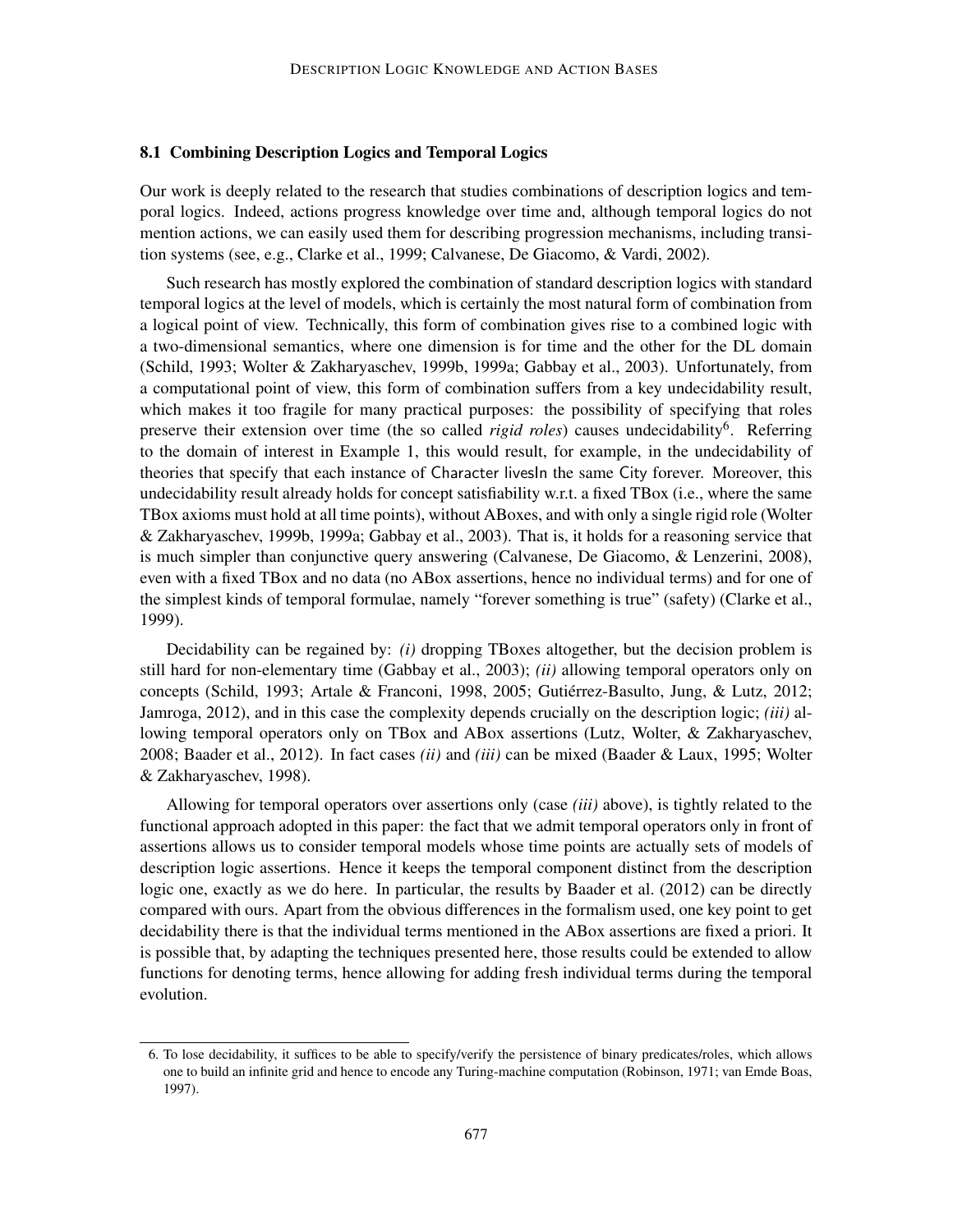### 8.1 Combining Description Logics and Temporal Logics

Our work is deeply related to the research that studies combinations of description logics and temporal logics. Indeed, actions progress knowledge over time and, although temporal logics do not mention actions, we can easily used them for describing progression mechanisms, including transition systems (see, e.g., Clarke et al., 1999; Calvanese, De Giacomo, & Vardi, 2002).

Such research has mostly explored the combination of standard description logics with standard temporal logics at the level of models, which is certainly the most natural form of combination from a logical point of view. Technically, this form of combination gives rise to a combined logic with a two-dimensional semantics, where one dimension is for time and the other for the DL domain (Schild, 1993; Wolter & Zakharyaschev, 1999b, 1999a; Gabbay et al., 2003). Unfortunately, from a computational point of view, this form of combination suffers from a key undecidability result, which makes it too fragile for many practical purposes: the possibility of specifying that roles preserve their extension over time (the so called *rigid roles*) causes undecidability[6]. Referring to the domain of interest in Example 1, this would result, for example, in the undecidability of theories that specify that each instance of Character livesIn the same City forever. Moreover, this undecidability result already holds for concept satisfiability w.r.t. a fixed TBox (i.e., where the same TBox axioms must hold at all time points), without ABoxes, and with only a single rigid role (Wolter & Zakharyaschev, 1999b, 1999a; Gabbay et al., 2003). That is, it holds for a reasoning service that is much simpler than conjunctive query answering (Calvanese, De Giacomo, & Lenzerini, 2008), even with a fixed TBox and no data (no ABox assertions, hence no individual terms) and for one of the simplest kinds of temporal formulae, namely "forever something is true" (safety) (Clarke et al., 1999).

Decidability can be regained by: *(i)* dropping TBoxes altogether, but the decision problem is still hard for non-elementary time (Gabbay et al., 2003); *(ii)* allowing temporal operators only on concepts (Schild, 1993; Artale & Franconi, 1998, 2005; Gutiérrez-Basulto, Jung, & Lutz, 2012; Jamroga, 2012), and in this case the complexity depends crucially on the description logic; *(iii)* allowing temporal operators only on TBox and ABox assertions (Lutz, Wolter, & Zakharyaschev, 2008; Baader et al., 2012). In fact cases *(ii)* and *(iii)* can be mixed (Baader & Laux, 1995; Wolter & Zakharyaschev, 1998).

Allowing for temporal operators over assertions only (case *(iii)* above), is tightly related to the functional approach adopted in this paper: the fact that we admit temporal operators only in front of assertions allows us to consider temporal models whose time points are actually sets of models of description logic assertions. Hence it keeps the temporal component distinct from the description logic one, exactly as we do here. In particular, the results by Baader et al. (2012) can be directly compared with ours. Apart from the obvious differences in the formalism used, one key point to get decidability there is that the individual terms mentioned in the ABox assertions are fixed a priori. It is possible that, by adapting the techniques presented here, those results could be extended to allow functions for denoting terms, hence allowing for adding fresh individual terms during the temporal evolution.

---

6. To lose decidability, it suffices to be able to specify/verify the persistence of binary predicates/roles, which allows one to build an infinite grid and hence to encode any Turing-machine computation (Robinson, 1971; van Emde Boas, 1997).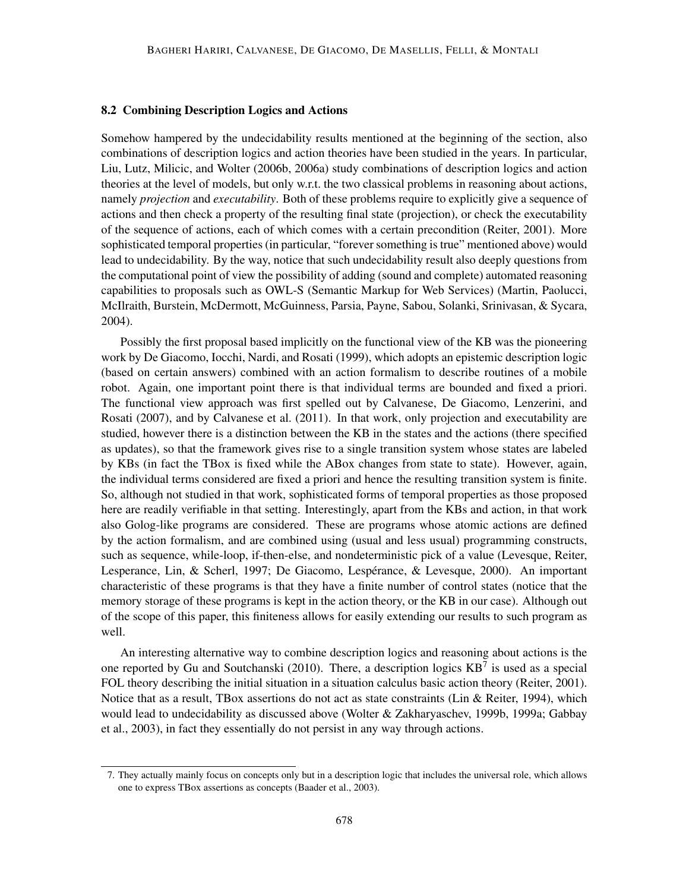### 8.2 Combining Description Logics and Actions

Somehow hampered by the undecidability results mentioned at the beginning of the section, also combinations of description logics and action theories have been studied in the years. In particular, Liu, Lutz, Milicic, and Wolter (2006b, 2006a) study combinations of description logics and action theories at the level of models, but only w.r.t. the two classical problems in reasoning about actions, namely *projection* and *executability*. Both of these problems require to explicitly give a sequence of actions and then check a property of the resulting final state (projection), or check the executability of the sequence of actions, each of which comes with a certain precondition (Reiter, 2001). More sophisticated temporal properties (in particular, "forever something is true" mentioned above) would lead to undecidability. By the way, notice that such undecidability result also deeply questions from the computational point of view the possibility of adding (sound and complete) automated reasoning capabilities to proposals such as OWL-S (Semantic Markup for Web Services) (Martin, Paolucci, McIlraith, Burstein, McDermott, McGuinness, Parsia, Payne, Sabou, Solanki, Srinivasan, & Sycara, 2004).

Possibly the first proposal based implicitly on the functional view of the KB was the pioneering work by De Giacomo, Iocchi, Nardi, and Rosati (1999), which adopts an epistemic description logic (based on certain answers) combined with an action formalism to describe routines of a mobile robot. Again, one important point there is that individual terms are bounded and fixed a priori. The functional view approach was first spelled out by Calvanese, De Giacomo, Lenzerini, and Rosati (2007), and by Calvanese et al. (2011). In that work, only projection and executability are studied, however there is a distinction between the KB in the states and the actions (there specified as updates), so that the framework gives rise to a single transition system whose states are labeled by KBs (in fact the TBox is fixed while the ABox changes from state to state). However, again, the individual terms considered are fixed a priori and hence the resulting transition system is finite. So, although not studied in that work, sophisticated forms of temporal properties as those proposed here are readily verifiable in that setting. Interestingly, apart from the KBs and action, in that work also Golog-like programs are considered. These are programs whose atomic actions are defined by the action formalism, and are combined using (usual and less usual) programming constructs, such as sequence, while-loop, if-then-else, and nondeterministic pick of a value (Levesque, Reiter, Lesperance, Lin, & Scherl, 1997; De Giacomo, Lespérance, & Levesque, 2000). An important characteristic of these programs is that they have a finite number of control states (notice that the memory storage of these programs is kept in the action theory, or the KB in our case). Although out of the scope of this paper, this finiteness allows for easily extending our results to such program as well.

An interesting alternative way to combine description logics and reasoning about actions is the one reported by Gu and Soutchanski (2010). There, a description logics KB[7] is used as a special FOL theory describing the initial situation in a situation calculus basic action theory (Reiter, 2001). Notice that as a result, TBox assertions do not act as state constraints (Lin & Reiter, 1994), which would lead to undecidability as discussed above (Wolter & Zakharyaschev, 1999b, 1999a; Gabbay et al., 2003), in fact they essentially do not persist in any way through actions.

7. They actually mainly focus on concepts only but in a description logic that includes the universal role, which allows one to express TBox assertions as concepts (Baader et al., 2003).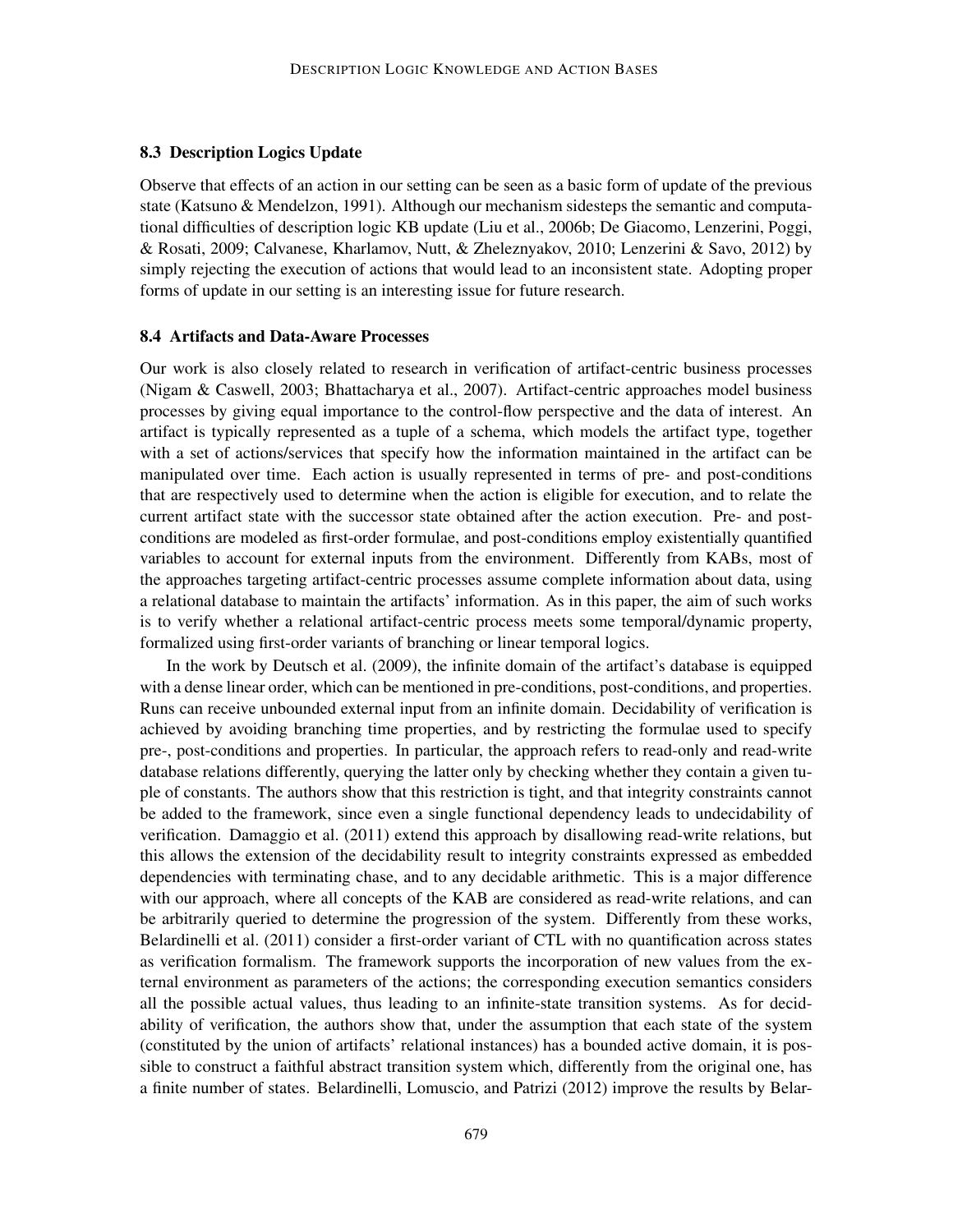### 8.3 Description Logics Update

Observe that effects of an action in our setting can be seen as a basic form of update of the previous state (Katsuno & Mendelzon, 1991). Although our mechanism sidesteps the semantic and computational difficulties of description logic KB update (Liu et al., 2006b; De Giacomo, Lenzerini, Poggi, & Rosati, 2009; Calvanese, Kharlamov, Nutt, & Zheleznyakov, 2010; Lenzerini & Savo, 2012) by simply rejecting the execution of actions that would lead to an inconsistent state. Adopting proper forms of update in our setting is an interesting issue for future research.

### 8.4 Artifacts and Data-Aware Processes

Our work is also closely related to research in verification of artifact-centric business processes (Nigam & Caswell, 2003; Bhattacharya et al., 2007). Artifact-centric approaches model business processes by giving equal importance to the control-flow perspective and the data of interest. An artifact is typically represented as a tuple of a schema, which models the artifact type, together with a set of actions/services that specify how the information maintained in the artifact can be manipulated over time. Each action is usually represented in terms of pre- and post-conditions that are respectively used to determine when the action is eligible for execution, and to relate the current artifact state with the successor state obtained after the action execution. Pre- and post-conditions are modeled as first-order formulae, and post-conditions employ existentially quantified variables to account for external inputs from the environment. Differently from KABs, most of the approaches targeting artifact-centric processes assume complete information about data, using a relational database to maintain the artifacts' information. As in this paper, the aim of such works is to verify whether a relational artifact-centric process meets some temporal/dynamic property, formalized using first-order variants of branching or linear temporal logics.

In the work by Deutsch et al. (2009), the infinite domain of the artifact's database is equipped with a dense linear order, which can be mentioned in pre-conditions, post-conditions, and properties. Runs can receive unbounded external input from an infinite domain. Decidability of verification is achieved by avoiding branching time properties, and by restricting the formulae used to specify pre-, post-conditions and properties. In particular, the approach refers to read-only and read-write database relations differently, querying the latter only by checking whether they contain a given tuple of constants. The authors show that this restriction is tight, and that integrity constraints cannot be added to the framework, since even a single functional dependency leads to undecidability of verification. Damaggio et al. (2011) extend this approach by disallowing read-write relations, but this allows the extension of the decidability result to integrity constraints expressed as embedded dependencies with terminating chase, and to any decidable arithmetic. This is a major difference with our approach, where all concepts of the KAB are considered as read-write relations, and can be arbitrarily queried to determine the progression of the system. Differently from these works, Belardinelli et al. (2011) consider a first-order variant of CTL with no quantification across states as verification formalism. The framework supports the incorporation of new values from the external environment as parameters of the actions; the corresponding execution semantics considers all the possible actual values, thus leading to an infinite-state transition systems. As for decidability of verification, the authors show that, under the assumption that each state of the system (constituted by the union of artifacts' relational instances) has a bounded active domain, it is possible to construct a faithful abstract transition system which, differently from the original one, has a finite number of states. Belardinelli, Lomuscio, and Patrizi (2012) improve the results by Belar-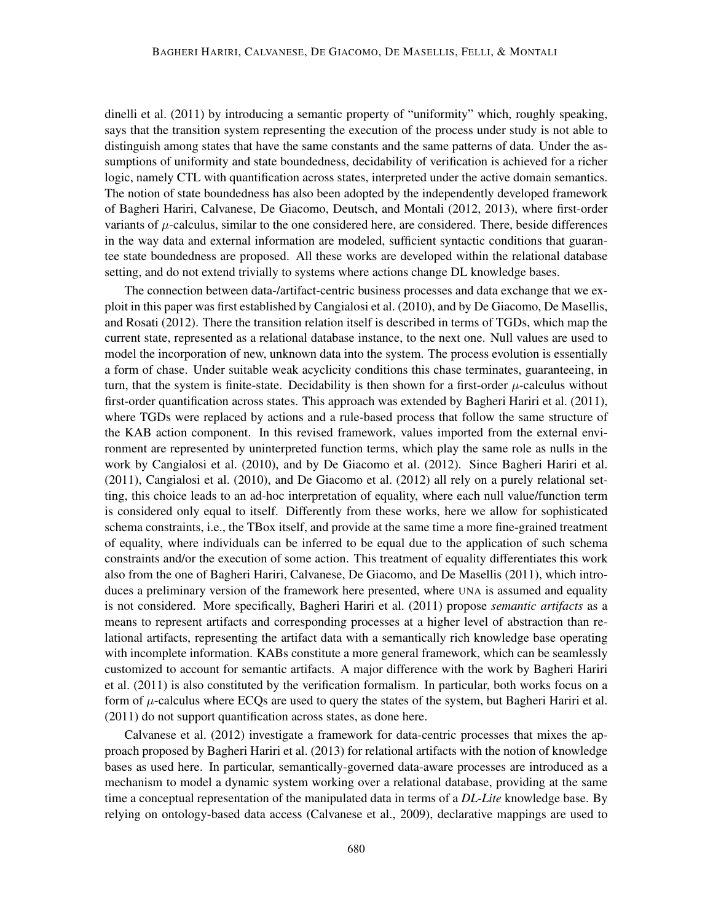dinelli et al. (2011) by introducing a semantic property of "uniformity" which, roughly speaking, says that the transition system representing the execution of the process under study is not able to distinguish among states that have the same constants and the same patterns of data. Under the assumptions of uniformity and state boundedness, decidability of verification is achieved for a richer logic, namely CTL with quantification across states, interpreted under the active domain semantics. The notion of state boundedness has also been adopted by the independently developed framework of Bagheri Hariri, Calvanese, De Giacomo, Deutsch, and Montali (2012, 2013), where first-order variants of $\mu$-calculus, similar to the one considered here, are considered. There, beside differences in the way data and external information are modeled, sufficient syntactic conditions that guarantee state boundedness are proposed. All these works are developed within the relational database setting, and do not extend trivially to systems where actions change DL knowledge bases.

The connection between data-/artifact-centric business processes and data exchange that we exploit in this paper was first established by Cangialosi et al. (2010), and by De Giacomo, De Masellis, and Rosati (2012). There the transition relation itself is described in terms of TGDs, which map the current state, represented as a relational database instance, to the next one. Null values are used to model the incorporation of new, unknown data into the system. The process evolution is essentially a form of chase. Under suitable weak acyclicity conditions this chase terminates, guaranteeing, in turn, that the system is finite-state. Decidability is then shown for a first-order $\mu$-calculus without first-order quantification across states. This approach was extended by Bagheri Hariri et al. (2011), where TGDs were replaced by actions and a rule-based process that follow the same structure of the KAB action component. In this revised framework, values imported from the external environment are represented by uninterpreted function terms, which play the same role as nulls in the work by Cangialosi et al. (2010), and by De Giacomo et al. (2012). Since Bagheri Hariri et al. (2011), Cangialosi et al. (2010), and De Giacomo et al. (2012) all rely on a purely relational setting, this choice leads to an ad-hoc interpretation of equality, where each null value/function term is considered only equal to itself. Differently from these works, here we allow for sophisticated schema constraints, i.e., the TBox itself, and provide at the same time a more fine-grained treatment of equality, where individuals can be inferred to be equal due to the application of such schema constraints and/or the execution of some action. This treatment of equality differentiates this work also from the one of Bagheri Hariri, Calvanese, De Giacomo, and De Masellis (2011), which introduces a preliminary version of the framework here presented, where UNA is assumed and equality is not considered. More specifically, Bagheri Hariri et al. (2011) propose *semantic artifacts* as a means to represent artifacts and corresponding processes at a higher level of abstraction than relational artifacts, representing the artifact data with a semantically rich knowledge base operating with incomplete information. KABs constitute a more general framework, which can be seamlessly customized to account for semantic artifacts. A major difference with the work by Bagheri Hariri et al. (2011) is also constituted by the verification formalism. In particular, both works focus on a form of $\mu$-calculus where ECQs are used to query the states of the system, but Bagheri Hariri et al. (2011) do not support quantification across states, as done here.

Calvanese et al. (2012) investigate a framework for data-centric processes that mixes the approach proposed by Bagheri Hariri et al. (2013) for relational artifacts with the notion of knowledge bases as used here. In particular, semantically-governed data-aware processes are introduced as a mechanism to model a dynamic system working over a relational database, providing at the same time a conceptual representation of the manipulated data in terms of a *DL-Lite* knowledge base. By relying on ontology-based data access (Calvanese et al., 2009), declarative mappings are used to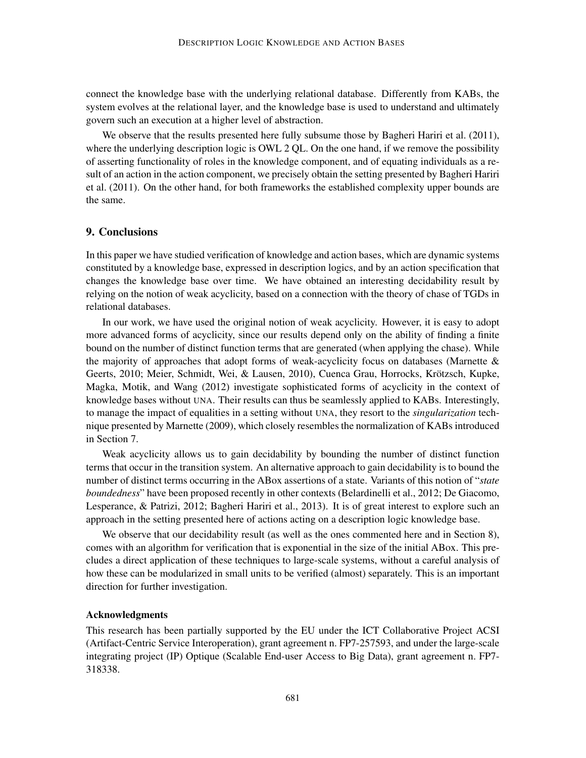connect the knowledge base with the underlying relational database. Differently from KABs, the system evolves at the relational layer, and the knowledge base is used to understand and ultimately govern such an execution at a higher level of abstraction.

We observe that the results presented here fully subsume those by Bagheri Hariri et al. (2011), where the underlying description logic is OWL 2 QL. On the one hand, if we remove the possibility of asserting functionality of roles in the knowledge component, and of equating individuals as a result of an action in the action component, we precisely obtain the setting presented by Bagheri Hariri et al. (2011). On the other hand, for both frameworks the established complexity upper bounds are the same.

## 9. Conclusions

In this paper we have studied verification of knowledge and action bases, which are dynamic systems constituted by a knowledge base, expressed in description logics, and by an action specification that changes the knowledge base over time. We have obtained an interesting decidability result by relying on the notion of weak acyclicity, based on a connection with the theory of chase of TGDs in relational databases.

In our work, we have used the original notion of weak acyclicity. However, it is easy to adopt more advanced forms of acyclicity, since our results depend only on the ability of finding a finite bound on the number of distinct function terms that are generated (when applying the chase). While the majority of approaches that adopt forms of weak-acyclicity focus on databases (Marnette & Geerts, 2010; Meier, Schmidt, Wei, & Lausen, 2010), Cuenca Grau, Horrocks, Krötzsch, Kupke, Magka, Motik, and Wang (2012) investigate sophisticated forms of acyclicity in the context of knowledge bases without UNA. Their results can thus be seamlessly applied to KABs. Interestingly, to manage the impact of equalities in a setting without UNA, they resort to the *singularization* technique presented by Marnette (2009), which closely resembles the normalization of KABs introduced in Section 7.

Weak acyclicity allows us to gain decidability by bounding the number of distinct function terms that occur in the transition system. An alternative approach to gain decidability is to bound the number of distinct terms occurring in the ABox assertions of a state. Variants of this notion of "*state boundedness*" have been proposed recently in other contexts (Belardinelli et al., 2012; De Giacomo, Lesperance, & Patrizi, 2012; Bagheri Hariri et al., 2013). It is of great interest to explore such an approach in the setting presented here of actions acting on a description logic knowledge base.

We observe that our decidability result (as well as the ones commented here and in Section 8), comes with an algorithm for verification that is exponential in the size of the initial ABox. This precludes a direct application of these techniques to large-scale systems, without a careful analysis of how these can be modularized in small units to be verified (almost) separately. This is an important direction for further investigation.

### Acknowledgments

This research has been partially supported by the EU under the ICT Collaborative Project ACSI (Artifact-Centric Service Interoperation), grant agreement n. FP7-257593, and under the large-scale integrating project (IP) Optique (Scalable End-user Access to Big Data), grant agreement n. FP7-318338.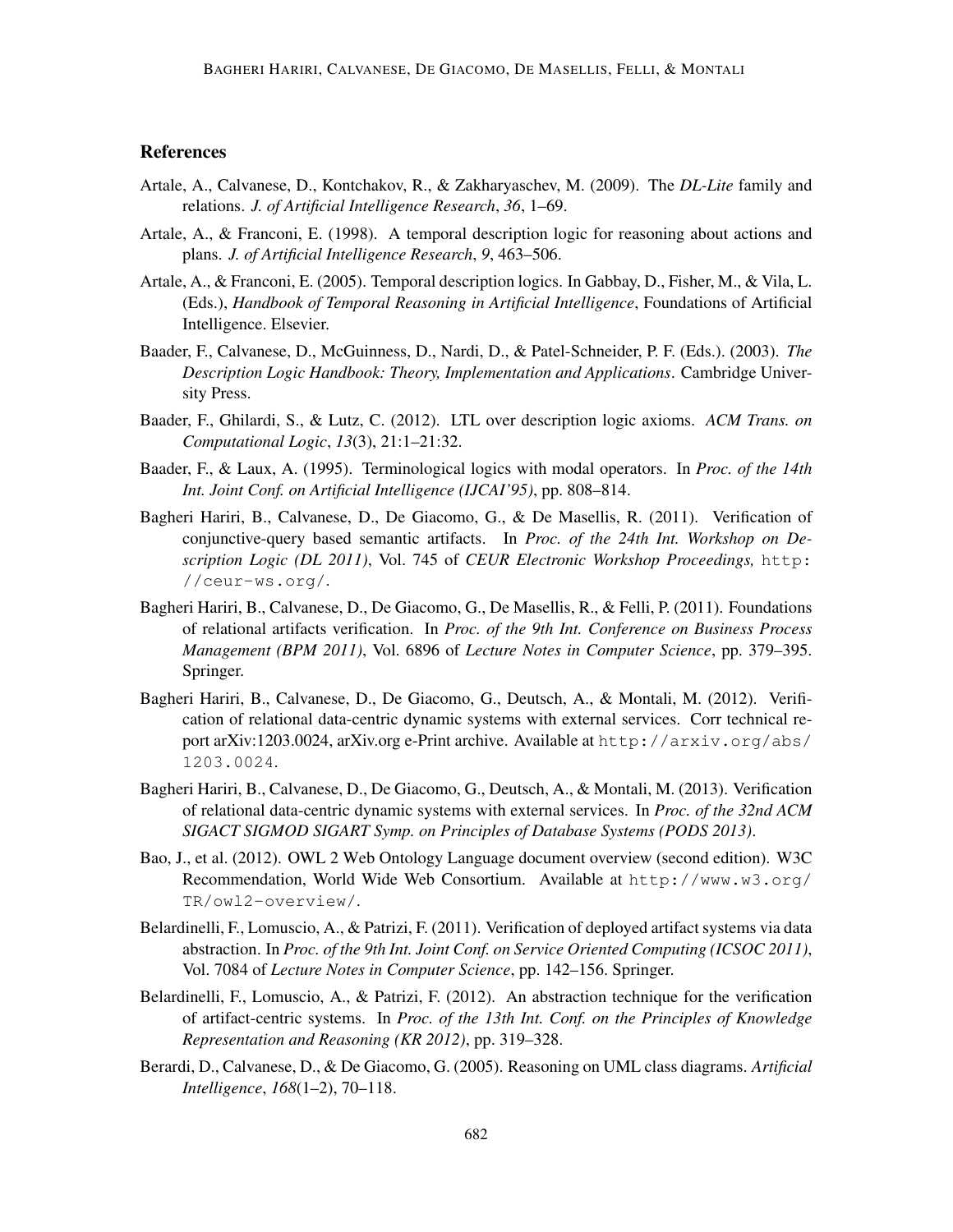## References

Artale, A., Calvanese, D., Kontchakov, R., & Zakharyaschev, M. (2009). The *DL-Lite* family and relations. *J. of Artificial Intelligence Research*, *36*, 1–69.

Artale, A., & Franconi, E. (1998). A temporal description logic for reasoning about actions and plans. *J. of Artificial Intelligence Research*, *9*, 463–506.

Artale, A., & Franconi, E. (2005). Temporal description logics. In Gabbay, D., Fisher, M., & Vila, L. (Eds.), *Handbook of Temporal Reasoning in Artificial Intelligence*, Foundations of Artificial Intelligence. Elsevier.

Baader, F., Calvanese, D., McGuinness, D., Nardi, D., & Patel-Schneider, P. F. (Eds.). (2003). *The Description Logic Handbook: Theory, Implementation and Applications*. Cambridge University Press.

Baader, F., Ghilardi, S., & Lutz, C. (2012). LTL over description logic axioms. *ACM Trans. on Computational Logic*, *13*(3), 21:1–21:32.

Baader, F., & Laux, A. (1995). Terminological logics with modal operators. In *Proc. of the 14th Int. Joint Conf. on Artificial Intelligence (IJCAI'95)*, pp. 808–814.

Bagheri Hariri, B., Calvanese, D., De Giacomo, G., & De Masellis, R. (2011). Verification of conjunctive-query based semantic artifacts. In *Proc. of the 24th Int. Workshop on Description Logic (DL 2011)*, Vol. 745 of *CEUR Electronic Workshop Proceedings,* `http://ceur-ws.org/`.

Bagheri Hariri, B., Calvanese, D., De Giacomo, G., De Masellis, R., & Felli, P. (2011). Foundations of relational artifacts verification. In *Proc. of the 9th Int. Conference on Business Process Management (BPM 2011)*, Vol. 6896 of *Lecture Notes in Computer Science*, pp. 379–395. Springer.

Bagheri Hariri, B., Calvanese, D., De Giacomo, G., Deutsch, A., & Montali, M. (2012). Verification of relational data-centric dynamic systems with external services. Corr technical report arXiv:1203.0024, arXiv.org e-Print archive. Available at `http://arxiv.org/abs/1203.0024`.

Bagheri Hariri, B., Calvanese, D., De Giacomo, G., Deutsch, A., & Montali, M. (2013). Verification of relational data-centric dynamic systems with external services. In *Proc. of the 32nd ACM SIGACT SIGMOD SIGART Symp. on Principles of Database Systems (PODS 2013)*.

Bao, J., et al. (2012). OWL 2 Web Ontology Language document overview (second edition). W3C Recommendation, World Wide Web Consortium. Available at `http://www.w3.org/TR/owl2-overview/`.

Belardinelli, F., Lomuscio, A., & Patrizi, F. (2011). Verification of deployed artifact systems via data abstraction. In *Proc. of the 9th Int. Joint Conf. on Service Oriented Computing (ICSOC 2011)*, Vol. 7084 of *Lecture Notes in Computer Science*, pp. 142–156. Springer.

Belardinelli, F., Lomuscio, A., & Patrizi, F. (2012). An abstraction technique for the verification of artifact-centric systems. In *Proc. of the 13th Int. Conf. on the Principles of Knowledge Representation and Reasoning (KR 2012)*, pp. 319–328.

Berardi, D., Calvanese, D., & De Giacomo, G. (2005). Reasoning on UML class diagrams. *Artificial Intelligence*, *168*(1–2), 70–118.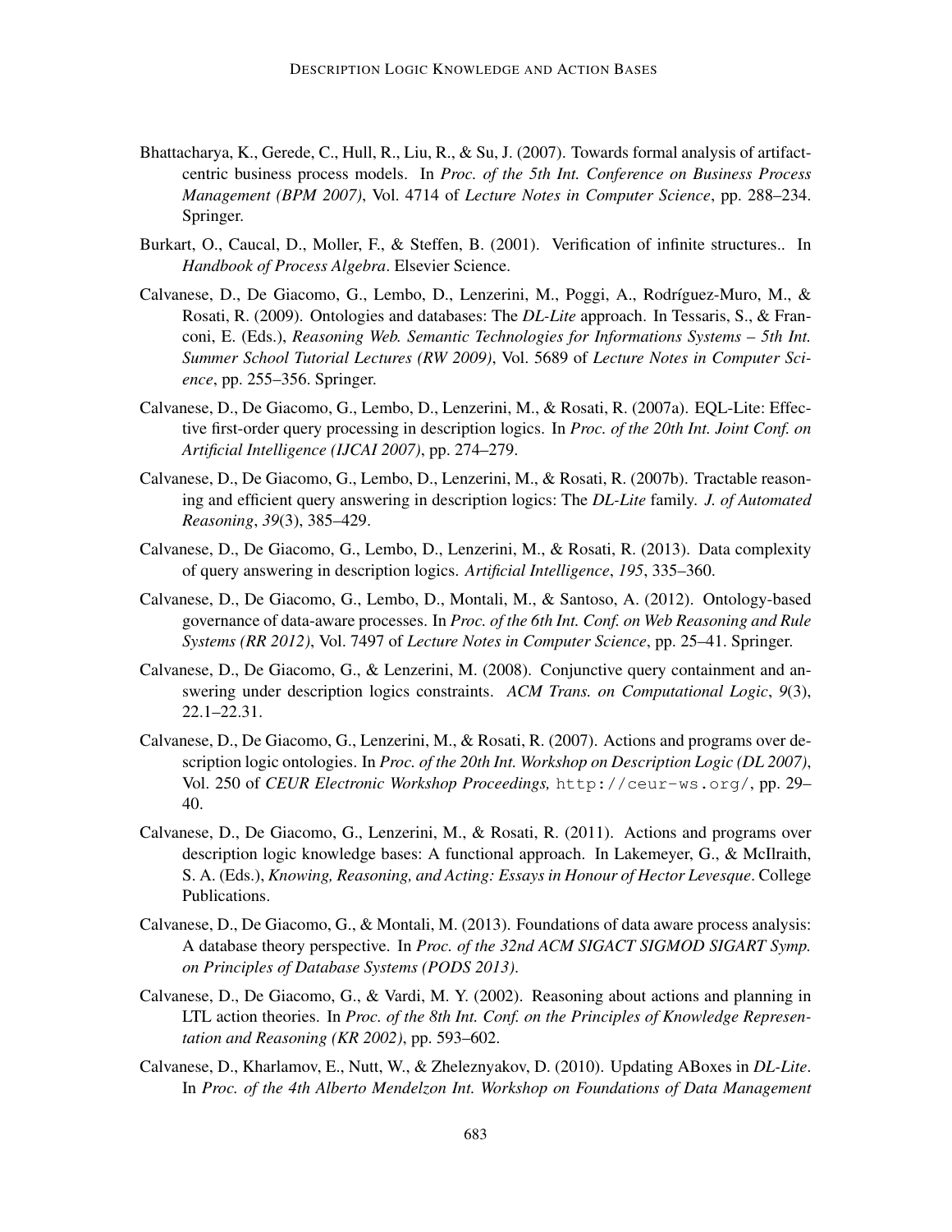Bhattacharya, K., Gerede, C., Hull, R., Liu, R., & Su, J. (2007). Towards formal analysis of artifact-centric business process models. In *Proc. of the 5th Int. Conference on Business Process Management (BPM 2007)*, Vol. 4714 of *Lecture Notes in Computer Science*, pp. 288–234. Springer.

Burkart, O., Caucal, D., Moller, F., & Steffen, B. (2001). Verification of infinite structures.. In *Handbook of Process Algebra*. Elsevier Science.

Calvanese, D., De Giacomo, G., Lembo, D., Lenzerini, M., Poggi, A., Rodríguez-Muro, M., & Rosati, R. (2009). Ontologies and databases: The *DL-Lite* approach. In Tessaris, S., & Franconi, E. (Eds.), *Reasoning Web. Semantic Technologies for Informations Systems – 5th Int. Summer School Tutorial Lectures (RW 2009)*, Vol. 5689 of *Lecture Notes in Computer Science*, pp. 255–356. Springer.

Calvanese, D., De Giacomo, G., Lembo, D., Lenzerini, M., & Rosati, R. (2007a). EQL-Lite: Effective first-order query processing in description logics. In *Proc. of the 20th Int. Joint Conf. on Artificial Intelligence (IJCAI 2007)*, pp. 274–279.

Calvanese, D., De Giacomo, G., Lembo, D., Lenzerini, M., & Rosati, R. (2007b). Tractable reasoning and efficient query answering in description logics: The *DL-Lite* family. *J. of Automated Reasoning*, *39*(3), 385–429.

Calvanese, D., De Giacomo, G., Lembo, D., Lenzerini, M., & Rosati, R. (2013). Data complexity of query answering in description logics. *Artificial Intelligence*, *195*, 335–360.

Calvanese, D., De Giacomo, G., Lembo, D., Montali, M., & Santoso, A. (2012). Ontology-based governance of data-aware processes. In *Proc. of the 6th Int. Conf. on Web Reasoning and Rule Systems (RR 2012)*, Vol. 7497 of *Lecture Notes in Computer Science*, pp. 25–41. Springer.

Calvanese, D., De Giacomo, G., & Lenzerini, M. (2008). Conjunctive query containment and answering under description logics constraints. *ACM Trans. on Computational Logic*, *9*(3), 22.1–22.31.

Calvanese, D., De Giacomo, G., Lenzerini, M., & Rosati, R. (2007). Actions and programs over description logic ontologies. In *Proc. of the 20th Int. Workshop on Description Logic (DL 2007)*, Vol. 250 of *CEUR Electronic Workshop Proceedings,* `http://ceur-ws.org/`, pp. 29–40.

Calvanese, D., De Giacomo, G., Lenzerini, M., & Rosati, R. (2011). Actions and programs over description logic knowledge bases: A functional approach. In Lakemeyer, G., & McIlraith, S. A. (Eds.), *Knowing, Reasoning, and Acting: Essays in Honour of Hector Levesque*. College Publications.

Calvanese, D., De Giacomo, G., & Montali, M. (2013). Foundations of data aware process analysis: A database theory perspective. In *Proc. of the 32nd ACM SIGACT SIGMOD SIGART Symp. on Principles of Database Systems (PODS 2013)*.

Calvanese, D., De Giacomo, G., & Vardi, M. Y. (2002). Reasoning about actions and planning in LTL action theories. In *Proc. of the 8th Int. Conf. on the Principles of Knowledge Representation and Reasoning (KR 2002)*, pp. 593–602.

Calvanese, D., Kharlamov, E., Nutt, W., & Zheleznyakov, D. (2010). Updating ABoxes in *DL-Lite*. In *Proc. of the 4th Alberto Mendelzon Int. Workshop on Foundations of Data Management*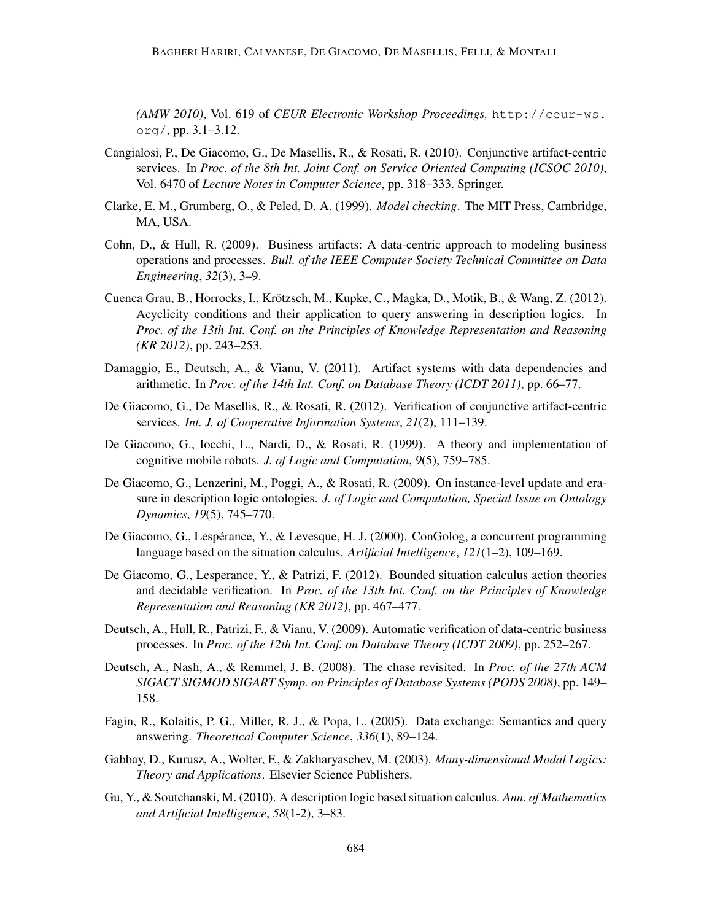*(AMW 2010)*, Vol. 619 of *CEUR Electronic Workshop Proceedings,* `http://ceur-ws.org/`, pp. 3.1–3.12.

Cangialosi, P., De Giacomo, G., De Masellis, R., & Rosati, R. (2010). Conjunctive artifact-centric services. In *Proc. of the 8th Int. Joint Conf. on Service Oriented Computing (ICSOC 2010)*, Vol. 6470 of *Lecture Notes in Computer Science*, pp. 318–333. Springer.

Clarke, E. M., Grumberg, O., & Peled, D. A. (1999). *Model checking*. The MIT Press, Cambridge, MA, USA.

Cohn, D., & Hull, R. (2009). Business artifacts: A data-centric approach to modeling business operations and processes. *Bull. of the IEEE Computer Society Technical Committee on Data Engineering*, *32*(3), 3–9.

Cuenca Grau, B., Horrocks, I., Krötzsch, M., Kupke, C., Magka, D., Motik, B., & Wang, Z. (2012). Acyclicity conditions and their application to query answering in description logics. In *Proc. of the 13th Int. Conf. on the Principles of Knowledge Representation and Reasoning (KR 2012)*, pp. 243–253.

Damaggio, E., Deutsch, A., & Vianu, V. (2011). Artifact systems with data dependencies and arithmetic. In *Proc. of the 14th Int. Conf. on Database Theory (ICDT 2011)*, pp. 66–77.

De Giacomo, G., De Masellis, R., & Rosati, R. (2012). Verification of conjunctive artifact-centric services. *Int. J. of Cooperative Information Systems*, *21*(2), 111–139.

De Giacomo, G., Iocchi, L., Nardi, D., & Rosati, R. (1999). A theory and implementation of cognitive mobile robots. *J. of Logic and Computation*, *9*(5), 759–785.

De Giacomo, G., Lenzerini, M., Poggi, A., & Rosati, R. (2009). On instance-level update and erasure in description logic ontologies. *J. of Logic and Computation, Special Issue on Ontology Dynamics*, *19*(5), 745–770.

De Giacomo, G., Lespérance, Y., & Levesque, H. J. (2000). ConGolog, a concurrent programming language based on the situation calculus. *Artificial Intelligence*, *121*(1–2), 109–169.

De Giacomo, G., Lesperance, Y., & Patrizi, F. (2012). Bounded situation calculus action theories and decidable verification. In *Proc. of the 13th Int. Conf. on the Principles of Knowledge Representation and Reasoning (KR 2012)*, pp. 467–477.

Deutsch, A., Hull, R., Patrizi, F., & Vianu, V. (2009). Automatic verification of data-centric business processes. In *Proc. of the 12th Int. Conf. on Database Theory (ICDT 2009)*, pp. 252–267.

Deutsch, A., Nash, A., & Remmel, J. B. (2008). The chase revisited. In *Proc. of the 27th ACM SIGACT SIGMOD SIGART Symp. on Principles of Database Systems (PODS 2008)*, pp. 149–158.

Fagin, R., Kolaitis, P. G., Miller, R. J., & Popa, L. (2005). Data exchange: Semantics and query answering. *Theoretical Computer Science*, *336*(1), 89–124.

Gabbay, D., Kurusz, A., Wolter, F., & Zakharyaschev, M. (2003). *Many-dimensional Modal Logics: Theory and Applications*. Elsevier Science Publishers.

Gu, Y., & Soutchanski, M. (2010). A description logic based situation calculus. *Ann. of Mathematics and Artificial Intelligence*, *58*(1-2), 3–83.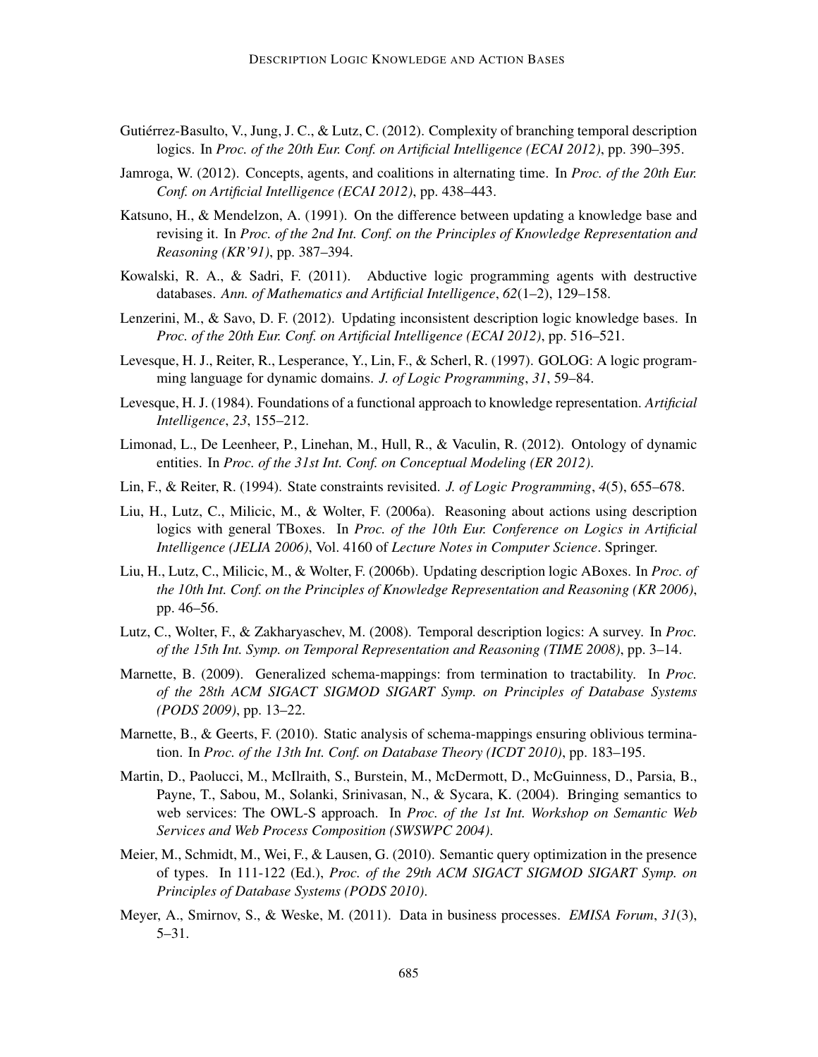Gutiérrez-Basulto, V., Jung, J. C., & Lutz, C. (2012). Complexity of branching temporal description logics. In *Proc. of the 20th Eur. Conf. on Artificial Intelligence (ECAI 2012)*, pp. 390–395.

Jamroga, W. (2012). Concepts, agents, and coalitions in alternating time. In *Proc. of the 20th Eur. Conf. on Artificial Intelligence (ECAI 2012)*, pp. 438–443.

Katsuno, H., & Mendelzon, A. (1991). On the difference between updating a knowledge base and revising it. In *Proc. of the 2nd Int. Conf. on the Principles of Knowledge Representation and Reasoning (KR'91)*, pp. 387–394.

Kowalski, R. A., & Sadri, F. (2011). Abductive logic programming agents with destructive databases. *Ann. of Mathematics and Artificial Intelligence*, *62*(1–2), 129–158.

Lenzerini, M., & Savo, D. F. (2012). Updating inconsistent description logic knowledge bases. In *Proc. of the 20th Eur. Conf. on Artificial Intelligence (ECAI 2012)*, pp. 516–521.

Levesque, H. J., Reiter, R., Lesperance, Y., Lin, F., & Scherl, R. (1997). GOLOG: A logic programming language for dynamic domains. *J. of Logic Programming*, *31*, 59–84.

Levesque, H. J. (1984). Foundations of a functional approach to knowledge representation. *Artificial Intelligence*, *23*, 155–212.

Limonad, L., De Leenheer, P., Linehan, M., Hull, R., & Vaculin, R. (2012). Ontology of dynamic entities. In *Proc. of the 31st Int. Conf. on Conceptual Modeling (ER 2012)*.

Lin, F., & Reiter, R. (1994). State constraints revisited. *J. of Logic Programming*, *4*(5), 655–678.

Liu, H., Lutz, C., Milicic, M., & Wolter, F. (2006a). Reasoning about actions using description logics with general TBoxes. In *Proc. of the 10th Eur. Conference on Logics in Artificial Intelligence (JELIA 2006)*, Vol. 4160 of *Lecture Notes in Computer Science*. Springer.

Liu, H., Lutz, C., Milicic, M., & Wolter, F. (2006b). Updating description logic ABoxes. In *Proc. of the 10th Int. Conf. on the Principles of Knowledge Representation and Reasoning (KR 2006)*, pp. 46–56.

Lutz, C., Wolter, F., & Zakharyaschev, M. (2008). Temporal description logics: A survey. In *Proc. of the 15th Int. Symp. on Temporal Representation and Reasoning (TIME 2008)*, pp. 3–14.

Marnette, B. (2009). Generalized schema-mappings: from termination to tractability. In *Proc. of the 28th ACM SIGACT SIGMOD SIGART Symp. on Principles of Database Systems (PODS 2009)*, pp. 13–22.

Marnette, B., & Geerts, F. (2010). Static analysis of schema-mappings ensuring oblivious termination. In *Proc. of the 13th Int. Conf. on Database Theory (ICDT 2010)*, pp. 183–195.

Martin, D., Paolucci, M., McIlraith, S., Burstein, M., McDermott, D., McGuinness, D., Parsia, B., Payne, T., Sabou, M., Solanki, Srinivasan, N., & Sycara, K. (2004). Bringing semantics to web services: The OWL-S approach. In *Proc. of the 1st Int. Workshop on Semantic Web Services and Web Process Composition (SWSWPC 2004)*.

Meier, M., Schmidt, M., Wei, F., & Lausen, G. (2010). Semantic query optimization in the presence of types. In 111-122 (Ed.), *Proc. of the 29th ACM SIGACT SIGMOD SIGART Symp. on Principles of Database Systems (PODS 2010)*.

Meyer, A., Smirnov, S., & Weske, M. (2011). Data in business processes. *EMISA Forum*, *31*(3), 5–31.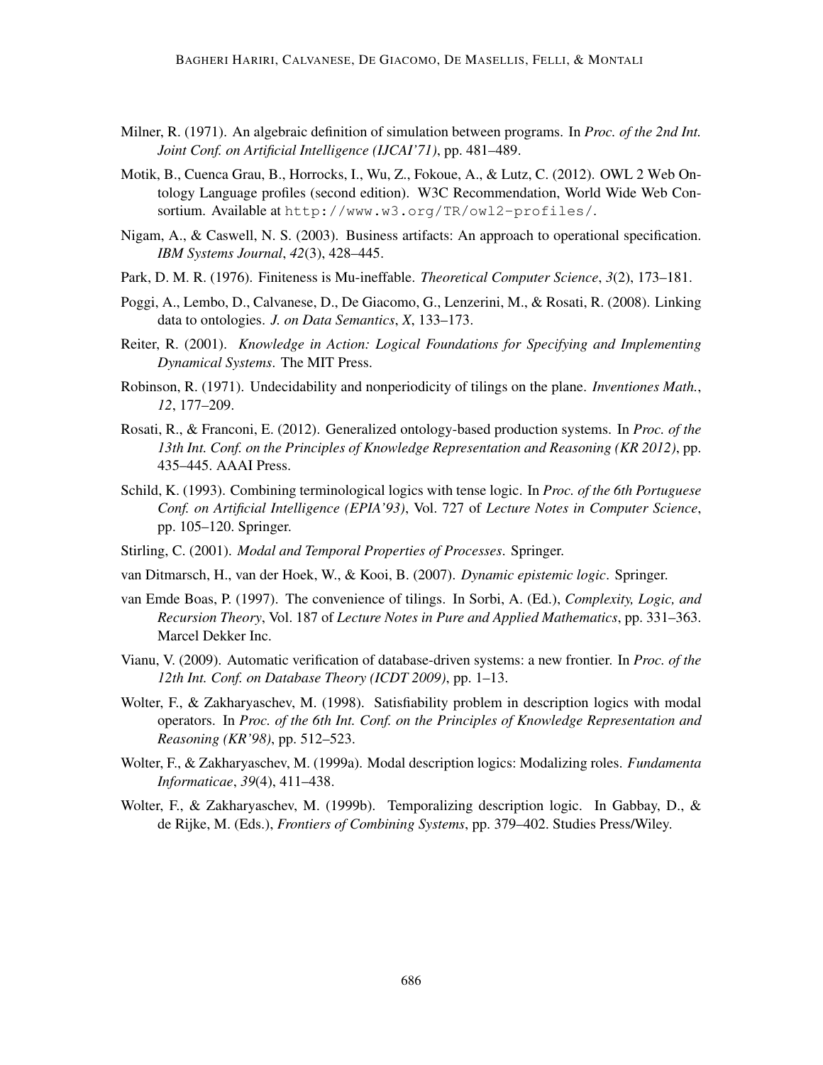Milner, R. (1971). An algebraic definition of simulation between programs. In *Proc. of the 2nd Int. Joint Conf. on Artificial Intelligence (IJCAI'71)*, pp. 481–489.

Motik, B., Cuenca Grau, B., Horrocks, I., Wu, Z., Fokoue, A., & Lutz, C. (2012). OWL 2 Web Ontology Language profiles (second edition). W3C Recommendation, World Wide Web Consortium. Available at `http://www.w3.org/TR/owl2-profiles/`.

Nigam, A., & Caswell, N. S. (2003). Business artifacts: An approach to operational specification. *IBM Systems Journal*, *42*(3), 428–445.

Park, D. M. R. (1976). Finiteness is Mu-ineffable. *Theoretical Computer Science*, *3*(2), 173–181.

Poggi, A., Lembo, D., Calvanese, D., De Giacomo, G., Lenzerini, M., & Rosati, R. (2008). Linking data to ontologies. *J. on Data Semantics*, *X*, 133–173.

Reiter, R. (2001). *Knowledge in Action: Logical Foundations for Specifying and Implementing Dynamical Systems*. The MIT Press.

Robinson, R. (1971). Undecidability and nonperiodicity of tilings on the plane. *Inventiones Math.*, *12*, 177–209.

Rosati, R., & Franconi, E. (2012). Generalized ontology-based production systems. In *Proc. of the 13th Int. Conf. on the Principles of Knowledge Representation and Reasoning (KR 2012)*, pp. 435–445. AAAI Press.

Schild, K. (1993). Combining terminological logics with tense logic. In *Proc. of the 6th Portuguese Conf. on Artificial Intelligence (EPIA'93)*, Vol. 727 of *Lecture Notes in Computer Science*, pp. 105–120. Springer.

Stirling, C. (2001). *Modal and Temporal Properties of Processes*. Springer.

van Ditmarsch, H., van der Hoek, W., & Kooi, B. (2007). *Dynamic epistemic logic*. Springer.

van Emde Boas, P. (1997). The convenience of tilings. In Sorbi, A. (Ed.), *Complexity, Logic, and Recursion Theory*, Vol. 187 of *Lecture Notes in Pure and Applied Mathematics*, pp. 331–363. Marcel Dekker Inc.

Vianu, V. (2009). Automatic verification of database-driven systems: a new frontier. In *Proc. of the 12th Int. Conf. on Database Theory (ICDT 2009)*, pp. 1–13.

Wolter, F., & Zakharyaschev, M. (1998). Satisfiability problem in description logics with modal operators. In *Proc. of the 6th Int. Conf. on the Principles of Knowledge Representation and Reasoning (KR'98)*, pp. 512–523.

Wolter, F., & Zakharyaschev, M. (1999a). Modal description logics: Modalizing roles. *Fundamenta Informaticae*, *39*(4), 411–438.

Wolter, F., & Zakharyaschev, M. (1999b). Temporalizing description logic. In Gabbay, D., & de Rijke, M. (Eds.), *Frontiers of Combining Systems*, pp. 379–402. Studies Press/Wiley.